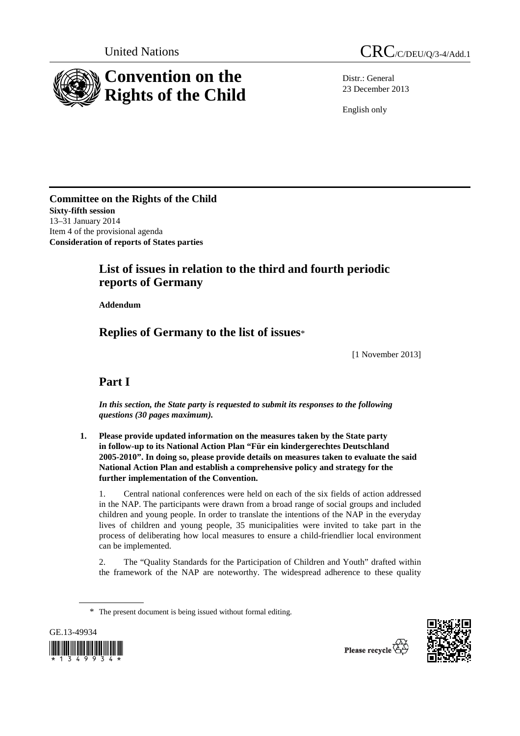United Nations

CRC/C/DEU/Q/3-4/Add.1

# Convention on the Rights of the Child

Distr.: General
23 December 2013

English only

**Committee on the Rights of the Child**
**Sixty-fifth session**
13–31 January 2014
Item 4 of the provisional agenda
**Consideration of reports of States parties**

## List of issues in relation to the third and fourth periodic reports of Germany

**Addendum**

## Replies of Germany to the list of issues*

[1 November 2013]

## Part I

***In this section, the State party is requested to submit its responses to the following questions (30 pages maximum).***

**1. Please provide updated information on the measures taken by the State party in follow-up to its National Action Plan "Für ein kindergerechtes Deutschland 2005-2010". In doing so, please provide details on measures taken to evaluate the said National Action Plan and establish a comprehensive policy and strategy for the further implementation of the Convention.**

1. Central national conferences were held on each of the six fields of action addressed in the NAP. The participants were drawn from a broad range of social groups and included children and young people. In order to translate the intentions of the NAP in the everyday lives of children and young people, 35 municipalities were invited to take part in the process of deliberating how local measures to ensure a child-friendlier local environment can be implemented.

2. The "Quality Standards for the Participation of Children and Youth" drafted within the framework of the NAP are noteworthy. The widespread adherence to these quality

\* The present document is being issued without formal editing.

GE.13-49934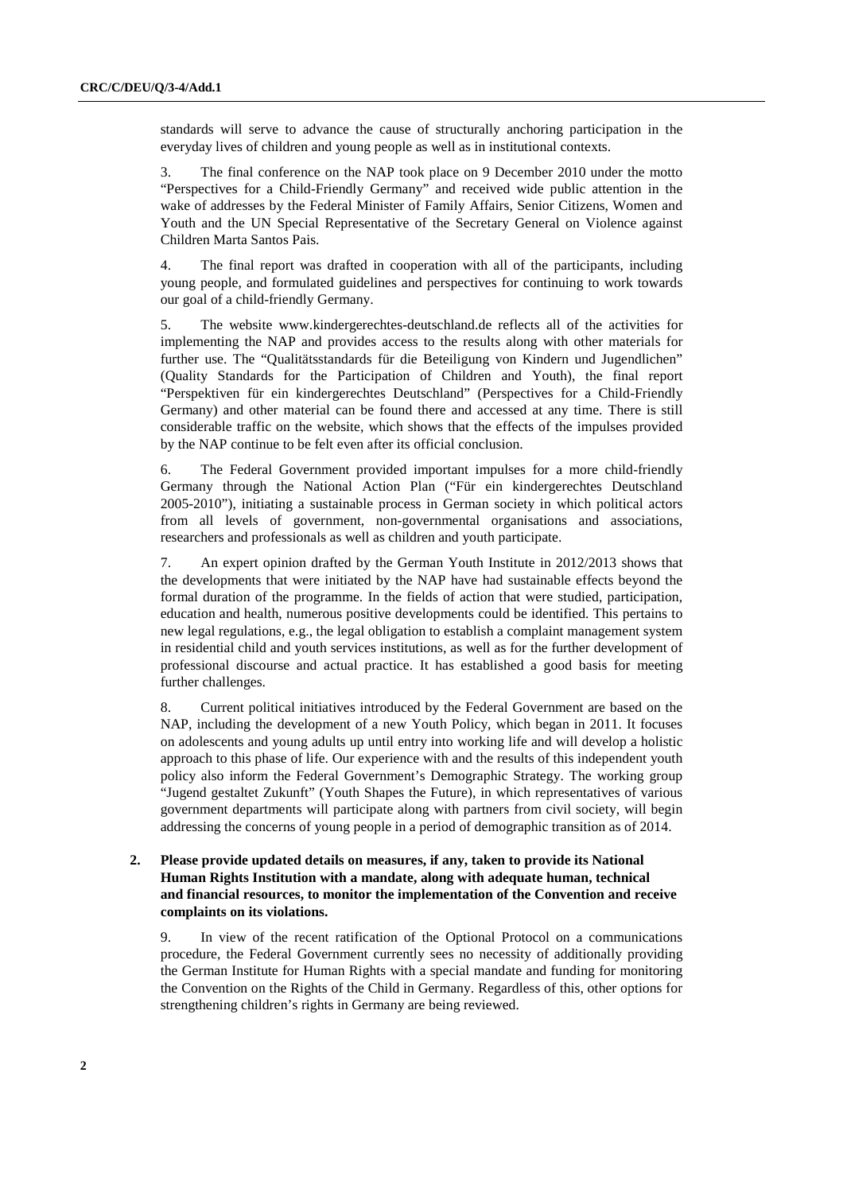standards will serve to advance the cause of structurally anchoring participation in the everyday lives of children and young people as well as in institutional contexts.

3. The final conference on the NAP took place on 9 December 2010 under the motto "Perspectives for a Child-Friendly Germany" and received wide public attention in the wake of addresses by the Federal Minister of Family Affairs, Senior Citizens, Women and Youth and the UN Special Representative of the Secretary General on Violence against Children Marta Santos Pais.

4. The final report was drafted in cooperation with all of the participants, including young people, and formulated guidelines and perspectives for continuing to work towards our goal of a child-friendly Germany.

5. The website www.kindergerechtes-deutschland.de reflects all of the activities for implementing the NAP and provides access to the results along with other materials for further use. The "Qualitätsstandards für die Beteiligung von Kindern und Jugendlichen" (Quality Standards for the Participation of Children and Youth), the final report "Perspektiven für ein kindergerechtes Deutschland" (Perspectives for a Child-Friendly Germany) and other material can be found there and accessed at any time. There is still considerable traffic on the website, which shows that the effects of the impulses provided by the NAP continue to be felt even after its official conclusion.

6. The Federal Government provided important impulses for a more child-friendly Germany through the National Action Plan ("Für ein kindergerechtes Deutschland 2005-2010"), initiating a sustainable process in German society in which political actors from all levels of government, non-governmental organisations and associations, researchers and professionals as well as children and youth participate.

7. An expert opinion drafted by the German Youth Institute in 2012/2013 shows that the developments that were initiated by the NAP have had sustainable effects beyond the formal duration of the programme. In the fields of action that were studied, participation, education and health, numerous positive developments could be identified. This pertains to new legal regulations, e.g., the legal obligation to establish a complaint management system in residential child and youth services institutions, as well as for the further development of professional discourse and actual practice. It has established a good basis for meeting further challenges.

8. Current political initiatives introduced by the Federal Government are based on the NAP, including the development of a new Youth Policy, which began in 2011. It focuses on adolescents and young adults up until entry into working life and will develop a holistic approach to this phase of life. Our experience with and the results of this independent youth policy also inform the Federal Government's Demographic Strategy. The working group "Jugend gestaltet Zukunft" (Youth Shapes the Future), in which representatives of various government departments will participate along with partners from civil society, will begin addressing the concerns of young people in a period of demographic transition as of 2014.

**2. Please provide updated details on measures, if any, taken to provide its National Human Rights Institution with a mandate, along with adequate human, technical and financial resources, to monitor the implementation of the Convention and receive complaints on its violations.**

9. In view of the recent ratification of the Optional Protocol on a communications procedure, the Federal Government currently sees no necessity of additionally providing the German Institute for Human Rights with a special mandate and funding for monitoring the Convention on the Rights of the Child in Germany. Regardless of this, other options for strengthening children's rights in Germany are being reviewed.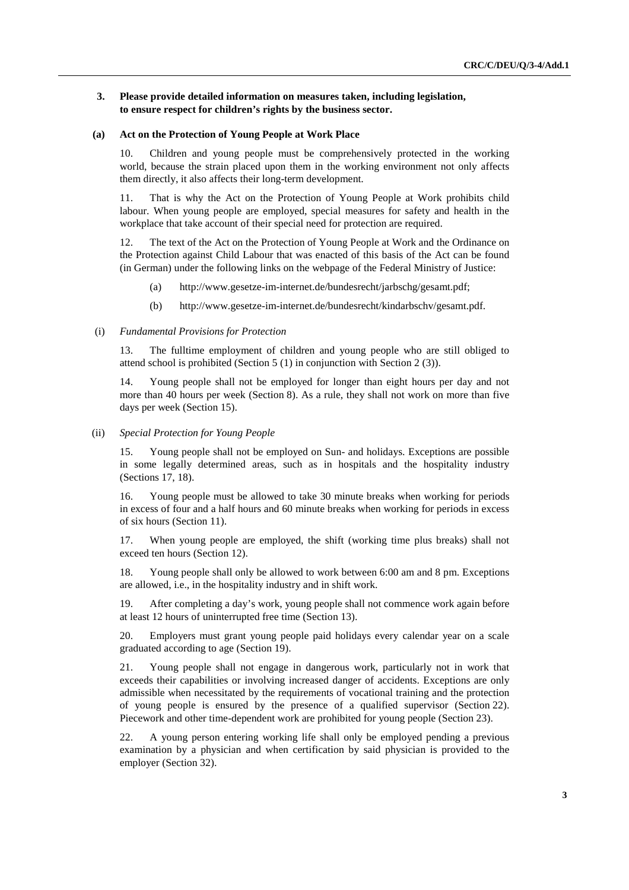## 3. Please provide detailed information on measures taken, including legislation, to ensure respect for children's rights by the business sector.

### (a) Act on the Protection of Young People at Work Place

10. Children and young people must be comprehensively protected in the working world, because the strain placed upon them in the working environment not only affects them directly, it also affects their long-term development.

11. That is why the Act on the Protection of Young People at Work prohibits child labour. When young people are employed, special measures for safety and health in the workplace that take account of their special need for protection are required.

12. The text of the Act on the Protection of Young People at Work and the Ordinance on the Protection against Child Labour that was enacted of this basis of the Act can be found (in German) under the following links on the webpage of the Federal Ministry of Justice:

(a) http://www.gesetze-im-internet.de/bundesrecht/jarbschg/gesamt.pdf;

(b) http://www.gesetze-im-internet.de/bundesrecht/kindarbschv/gesamt.pdf.

(i) *Fundamental Provisions for Protection*

13. The fulltime employment of children and young people who are still obliged to attend school is prohibited (Section 5 (1) in conjunction with Section 2 (3)).

14. Young people shall not be employed for longer than eight hours per day and not more than 40 hours per week (Section 8). As a rule, they shall not work on more than five days per week (Section 15).

(ii) *Special Protection for Young People*

15. Young people shall not be employed on Sun- and holidays. Exceptions are possible in some legally determined areas, such as in hospitals and the hospitality industry (Sections 17, 18).

16. Young people must be allowed to take 30 minute breaks when working for periods in excess of four and a half hours and 60 minute breaks when working for periods in excess of six hours (Section 11).

17. When young people are employed, the shift (working time plus breaks) shall not exceed ten hours (Section 12).

18. Young people shall only be allowed to work between 6:00 am and 8 pm. Exceptions are allowed, i.e., in the hospitality industry and in shift work.

19. After completing a day's work, young people shall not commence work again before at least 12 hours of uninterrupted free time (Section 13).

20. Employers must grant young people paid holidays every calendar year on a scale graduated according to age (Section 19).

21. Young people shall not engage in dangerous work, particularly not in work that exceeds their capabilities or involving increased danger of accidents. Exceptions are only admissible when necessitated by the requirements of vocational training and the protection of young people is ensured by the presence of a qualified supervisor (Section 22). Piecework and other time-dependent work are prohibited for young people (Section 23).

22. A young person entering working life shall only be employed pending a previous examination by a physician and when certification by said physician is provided to the employer (Section 32).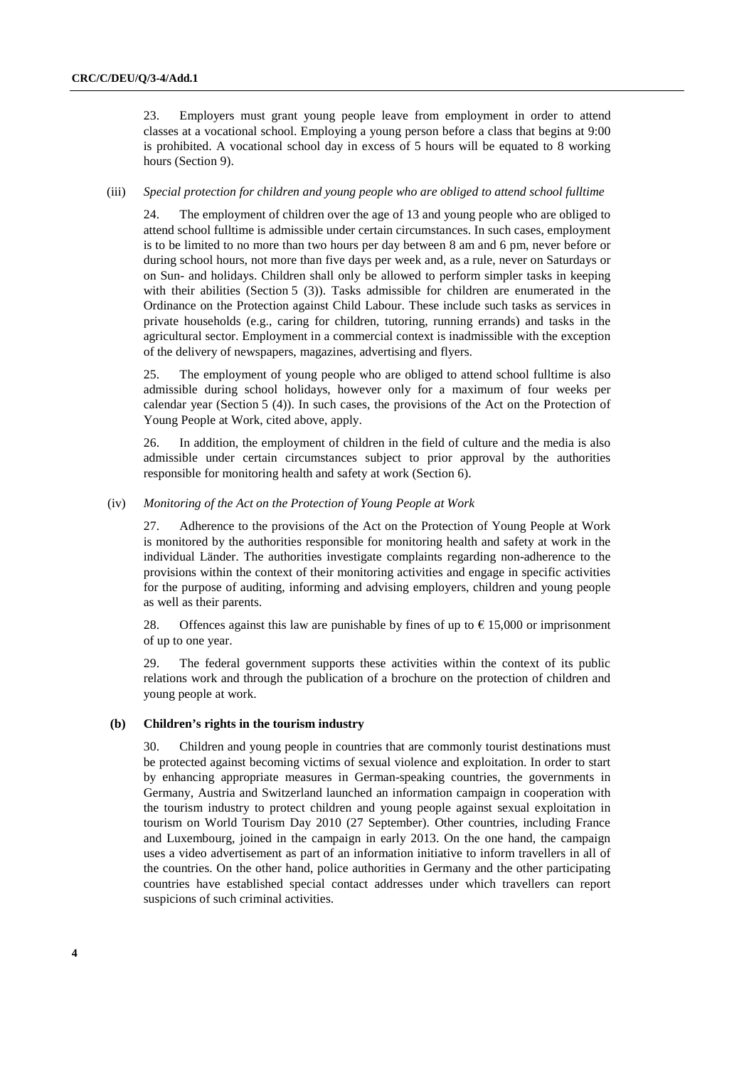23. Employers must grant young people leave from employment in order to attend classes at a vocational school. Employing a young person before a class that begins at 9:00 is prohibited. A vocational school day in excess of 5 hours will be equated to 8 working hours (Section 9).

(iii) *Special protection for children and young people who are obliged to attend school fulltime*

24. The employment of children over the age of 13 and young people who are obliged to attend school fulltime is admissible under certain circumstances. In such cases, employment is to be limited to no more than two hours per day between 8 am and 6 pm, never before or during school hours, not more than five days per week and, as a rule, never on Saturdays or on Sun- and holidays. Children shall only be allowed to perform simpler tasks in keeping with their abilities (Section 5 (3)). Tasks admissible for children are enumerated in the Ordinance on the Protection against Child Labour. These include such tasks as services in private households (e.g., caring for children, tutoring, running errands) and tasks in the agricultural sector. Employment in a commercial context is inadmissible with the exception of the delivery of newspapers, magazines, advertising and flyers.

25. The employment of young people who are obliged to attend school fulltime is also admissible during school holidays, however only for a maximum of four weeks per calendar year (Section 5 (4)). In such cases, the provisions of the Act on the Protection of Young People at Work, cited above, apply.

26. In addition, the employment of children in the field of culture and the media is also admissible under certain circumstances subject to prior approval by the authorities responsible for monitoring health and safety at work (Section 6).

(iv) *Monitoring of the Act on the Protection of Young People at Work*

27. Adherence to the provisions of the Act on the Protection of Young People at Work is monitored by the authorities responsible for monitoring health and safety at work in the individual Länder. The authorities investigate complaints regarding non-adherence to the provisions within the context of their monitoring activities and engage in specific activities for the purpose of auditing, informing and advising employers, children and young people as well as their parents.

28. Offences against this law are punishable by fines of up to € 15,000 or imprisonment of up to one year.

29. The federal government supports these activities within the context of its public relations work and through the publication of a brochure on the protection of children and young people at work.

**(b) Children's rights in the tourism industry**

30. Children and young people in countries that are commonly tourist destinations must be protected against becoming victims of sexual violence and exploitation. In order to start by enhancing appropriate measures in German-speaking countries, the governments in Germany, Austria and Switzerland launched an information campaign in cooperation with the tourism industry to protect children and young people against sexual exploitation in tourism on World Tourism Day 2010 (27 September). Other countries, including France and Luxembourg, joined in the campaign in early 2013. On the one hand, the campaign uses a video advertisement as part of an information initiative to inform travellers in all of the countries. On the other hand, police authorities in Germany and the other participating countries have established special contact addresses under which travellers can report suspicions of such criminal activities.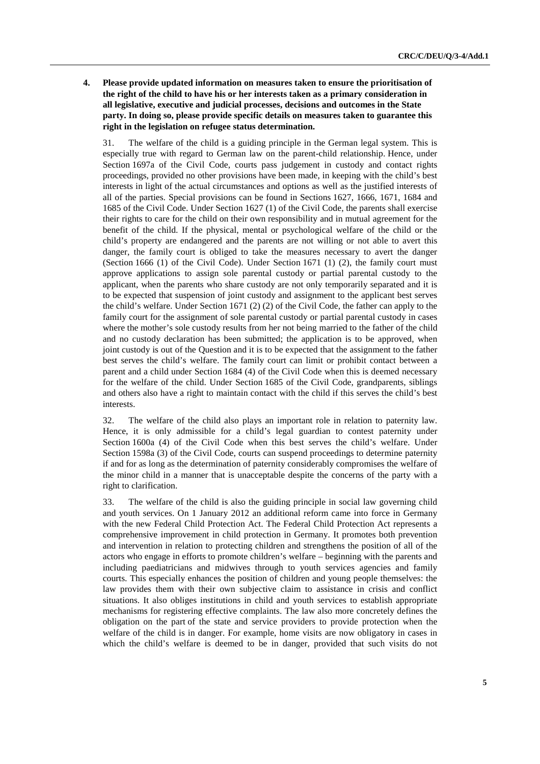**4. Please provide updated information on measures taken to ensure the prioritisation of the right of the child to have his or her interests taken as a primary consideration in all legislative, executive and judicial processes, decisions and outcomes in the State party. In doing so, please provide specific details on measures taken to guarantee this right in the legislation on refugee status determination.**

31. The welfare of the child is a guiding principle in the German legal system. This is especially true with regard to German law on the parent-child relationship. Hence, under Section 1697a of the Civil Code, courts pass judgement in custody and contact rights proceedings, provided no other provisions have been made, in keeping with the child's best interests in light of the actual circumstances and options as well as the justified interests of all of the parties. Special provisions can be found in Sections 1627, 1666, 1671, 1684 and 1685 of the Civil Code. Under Section 1627 (1) of the Civil Code, the parents shall exercise their rights to care for the child on their own responsibility and in mutual agreement for the benefit of the child. If the physical, mental or psychological welfare of the child or the child's property are endangered and the parents are not willing or not able to avert this danger, the family court is obliged to take the measures necessary to avert the danger (Section 1666 (1) of the Civil Code). Under Section 1671 (1) (2), the family court must approve applications to assign sole parental custody or partial parental custody to the applicant, when the parents who share custody are not only temporarily separated and it is to be expected that suspension of joint custody and assignment to the applicant best serves the child's welfare. Under Section 1671 (2) (2) of the Civil Code, the father can apply to the family court for the assignment of sole parental custody or partial parental custody in cases where the mother's sole custody results from her not being married to the father of the child and no custody declaration has been submitted; the application is to be approved, when joint custody is out of the Question and it is to be expected that the assignment to the father best serves the child's welfare. The family court can limit or prohibit contact between a parent and a child under Section 1684 (4) of the Civil Code when this is deemed necessary for the welfare of the child. Under Section 1685 of the Civil Code, grandparents, siblings and others also have a right to maintain contact with the child if this serves the child's best interests.

32. The welfare of the child also plays an important role in relation to paternity law. Hence, it is only admissible for a child's legal guardian to contest paternity under Section 1600a (4) of the Civil Code when this best serves the child's welfare. Under Section 1598a (3) of the Civil Code, courts can suspend proceedings to determine paternity if and for as long as the determination of paternity considerably compromises the welfare of the minor child in a manner that is unacceptable despite the concerns of the party with a right to clarification.

33. The welfare of the child is also the guiding principle in social law governing child and youth services. On 1 January 2012 an additional reform came into force in Germany with the new Federal Child Protection Act. The Federal Child Protection Act represents a comprehensive improvement in child protection in Germany. It promotes both prevention and intervention in relation to protecting children and strengthens the position of all of the actors who engage in efforts to promote children's welfare – beginning with the parents and including paediatricians and midwives through to youth services agencies and family courts. This especially enhances the position of children and young people themselves: the law provides them with their own subjective claim to assistance in crisis and conflict situations. It also obliges institutions in child and youth services to establish appropriate mechanisms for registering effective complaints. The law also more concretely defines the obligation on the part of the state and service providers to provide protection when the welfare of the child is in danger. For example, home visits are now obligatory in cases in which the child's welfare is deemed to be in danger, provided that such visits do not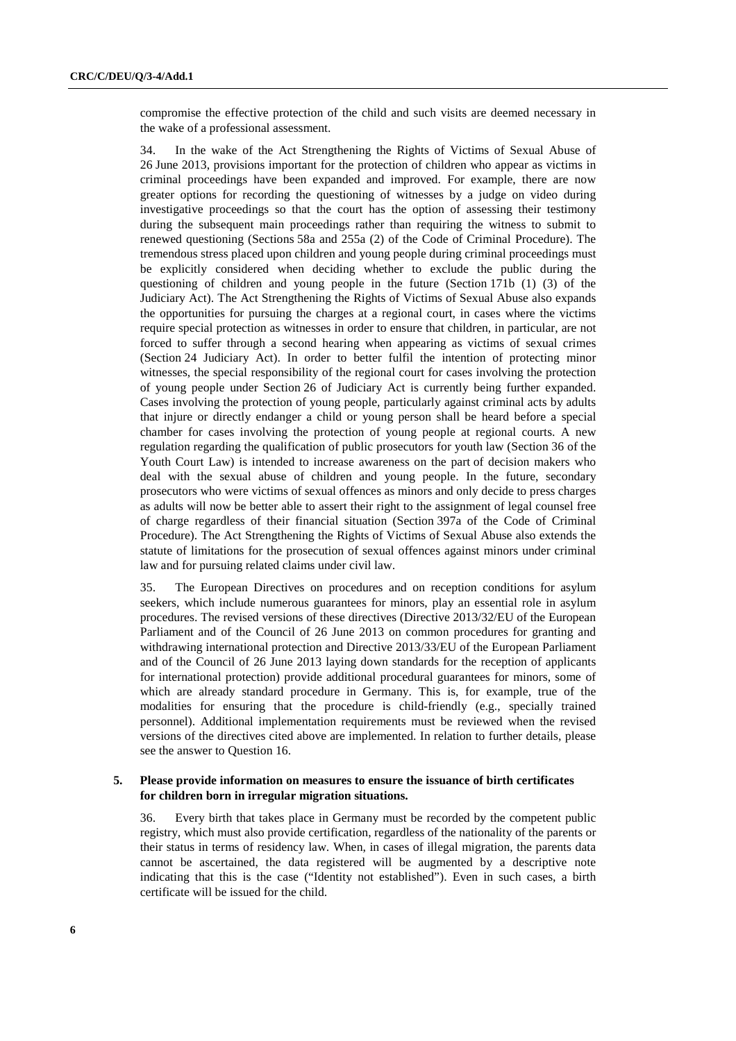compromise the effective protection of the child and such visits are deemed necessary in the wake of a professional assessment.

34. In the wake of the Act Strengthening the Rights of Victims of Sexual Abuse of 26 June 2013, provisions important for the protection of children who appear as victims in criminal proceedings have been expanded and improved. For example, there are now greater options for recording the questioning of witnesses by a judge on video during investigative proceedings so that the court has the option of assessing their testimony during the subsequent main proceedings rather than requiring the witness to submit to renewed questioning (Sections 58a and 255a (2) of the Code of Criminal Procedure). The tremendous stress placed upon children and young people during criminal proceedings must be explicitly considered when deciding whether to exclude the public during the questioning of children and young people in the future (Section 171b (1) (3) of the Judiciary Act). The Act Strengthening the Rights of Victims of Sexual Abuse also expands the opportunities for pursuing the charges at a regional court, in cases where the victims require special protection as witnesses in order to ensure that children, in particular, are not forced to suffer through a second hearing when appearing as victims of sexual crimes (Section 24 Judiciary Act). In order to better fulfil the intention of protecting minor witnesses, the special responsibility of the regional court for cases involving the protection of young people under Section 26 of Judiciary Act is currently being further expanded. Cases involving the protection of young people, particularly against criminal acts by adults that injure or directly endanger a child or young person shall be heard before a special chamber for cases involving the protection of young people at regional courts. A new regulation regarding the qualification of public prosecutors for youth law (Section 36 of the Youth Court Law) is intended to increase awareness on the part of decision makers who deal with the sexual abuse of children and young people. In the future, secondary prosecutors who were victims of sexual offences as minors and only decide to press charges as adults will now be better able to assert their right to the assignment of legal counsel free of charge regardless of their financial situation (Section 397a of the Code of Criminal Procedure). The Act Strengthening the Rights of Victims of Sexual Abuse also extends the statute of limitations for the prosecution of sexual offences against minors under criminal law and for pursuing related claims under civil law.

35. The European Directives on procedures and on reception conditions for asylum seekers, which include numerous guarantees for minors, play an essential role in asylum procedures. The revised versions of these directives (Directive 2013/32/EU of the European Parliament and of the Council of 26 June 2013 on common procedures for granting and withdrawing international protection and Directive 2013/33/EU of the European Parliament and of the Council of 26 June 2013 laying down standards for the reception of applicants for international protection) provide additional procedural guarantees for minors, some of which are already standard procedure in Germany. This is, for example, true of the modalities for ensuring that the procedure is child-friendly (e.g., specially trained personnel). Additional implementation requirements must be reviewed when the revised versions of the directives cited above are implemented. In relation to further details, please see the answer to Question 16.

### 5. Please provide information on measures to ensure the issuance of birth certificates for children born in irregular migration situations.

36. Every birth that takes place in Germany must be recorded by the competent public registry, which must also provide certification, regardless of the nationality of the parents or their status in terms of residency law. When, in cases of illegal migration, the parents data cannot be ascertained, the data registered will be augmented by a descriptive note indicating that this is the case ("Identity not established"). Even in such cases, a birth certificate will be issued for the child.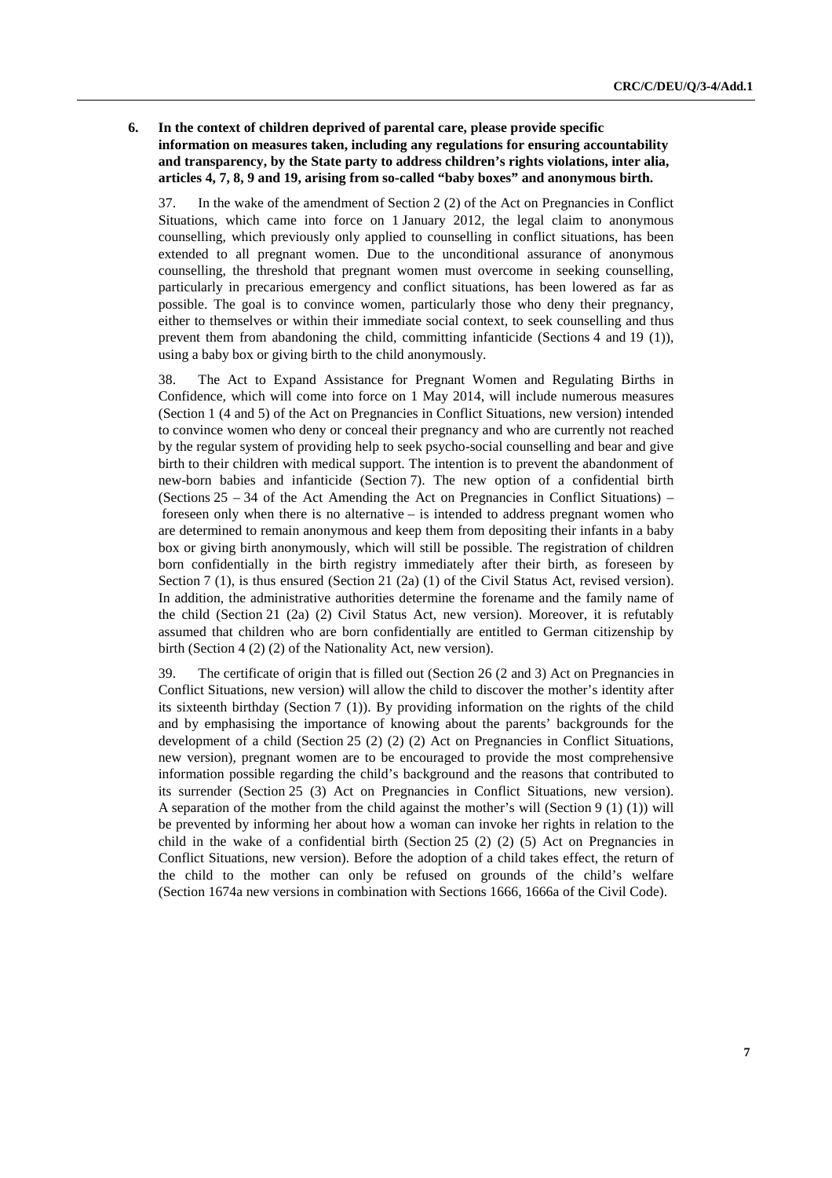**6. In the context of children deprived of parental care, please provide specific information on measures taken, including any regulations for ensuring accountability and transparency, by the State party to address children's rights violations, inter alia, articles 4, 7, 8, 9 and 19, arising from so-called "baby boxes" and anonymous birth.**

37. In the wake of the amendment of Section 2 (2) of the Act on Pregnancies in Conflict Situations, which came into force on 1 January 2012, the legal claim to anonymous counselling, which previously only applied to counselling in conflict situations, has been extended to all pregnant women. Due to the unconditional assurance of anonymous counselling, the threshold that pregnant women must overcome in seeking counselling, particularly in precarious emergency and conflict situations, has been lowered as far as possible. The goal is to convince women, particularly those who deny their pregnancy, either to themselves or within their immediate social context, to seek counselling and thus prevent them from abandoning the child, committing infanticide (Sections 4 and 19 (1)), using a baby box or giving birth to the child anonymously.

38. The Act to Expand Assistance for Pregnant Women and Regulating Births in Confidence, which will come into force on 1 May 2014, will include numerous measures (Section 1 (4 and 5) of the Act on Pregnancies in Conflict Situations, new version) intended to convince women who deny or conceal their pregnancy and who are currently not reached by the regular system of providing help to seek psycho-social counselling and bear and give birth to their children with medical support. The intention is to prevent the abandonment of new-born babies and infanticide (Section 7). The new option of a confidential birth (Sections 25 – 34 of the Act Amending the Act on Pregnancies in Conflict Situations) – foreseen only when there is no alternative – is intended to address pregnant women who are determined to remain anonymous and keep them from depositing their infants in a baby box or giving birth anonymously, which will still be possible. The registration of children born confidentially in the birth registry immediately after their birth, as foreseen by Section 7 (1), is thus ensured (Section 21 (2a) (1) of the Civil Status Act, revised version). In addition, the administrative authorities determine the forename and the family name of the child (Section 21 (2a) (2) Civil Status Act, new version). Moreover, it is refutably assumed that children who are born confidentially are entitled to German citizenship by birth (Section 4 (2) (2) of the Nationality Act, new version).

39. The certificate of origin that is filled out (Section 26 (2 and 3) Act on Pregnancies in Conflict Situations, new version) will allow the child to discover the mother's identity after its sixteenth birthday (Section 7 (1)). By providing information on the rights of the child and by emphasising the importance of knowing about the parents' backgrounds for the development of a child (Section 25 (2) (2) (2) Act on Pregnancies in Conflict Situations, new version), pregnant women are to be encouraged to provide the most comprehensive information possible regarding the child's background and the reasons that contributed to its surrender (Section 25 (3) Act on Pregnancies in Conflict Situations, new version). A separation of the mother from the child against the mother's will (Section 9 (1) (1)) will be prevented by informing her about how a woman can invoke her rights in relation to the child in the wake of a confidential birth (Section 25 (2) (2) (5) Act on Pregnancies in Conflict Situations, new version). Before the adoption of a child takes effect, the return of the child to the mother can only be refused on grounds of the child's welfare (Section 1674a new versions in combination with Sections 1666, 1666a of the Civil Code).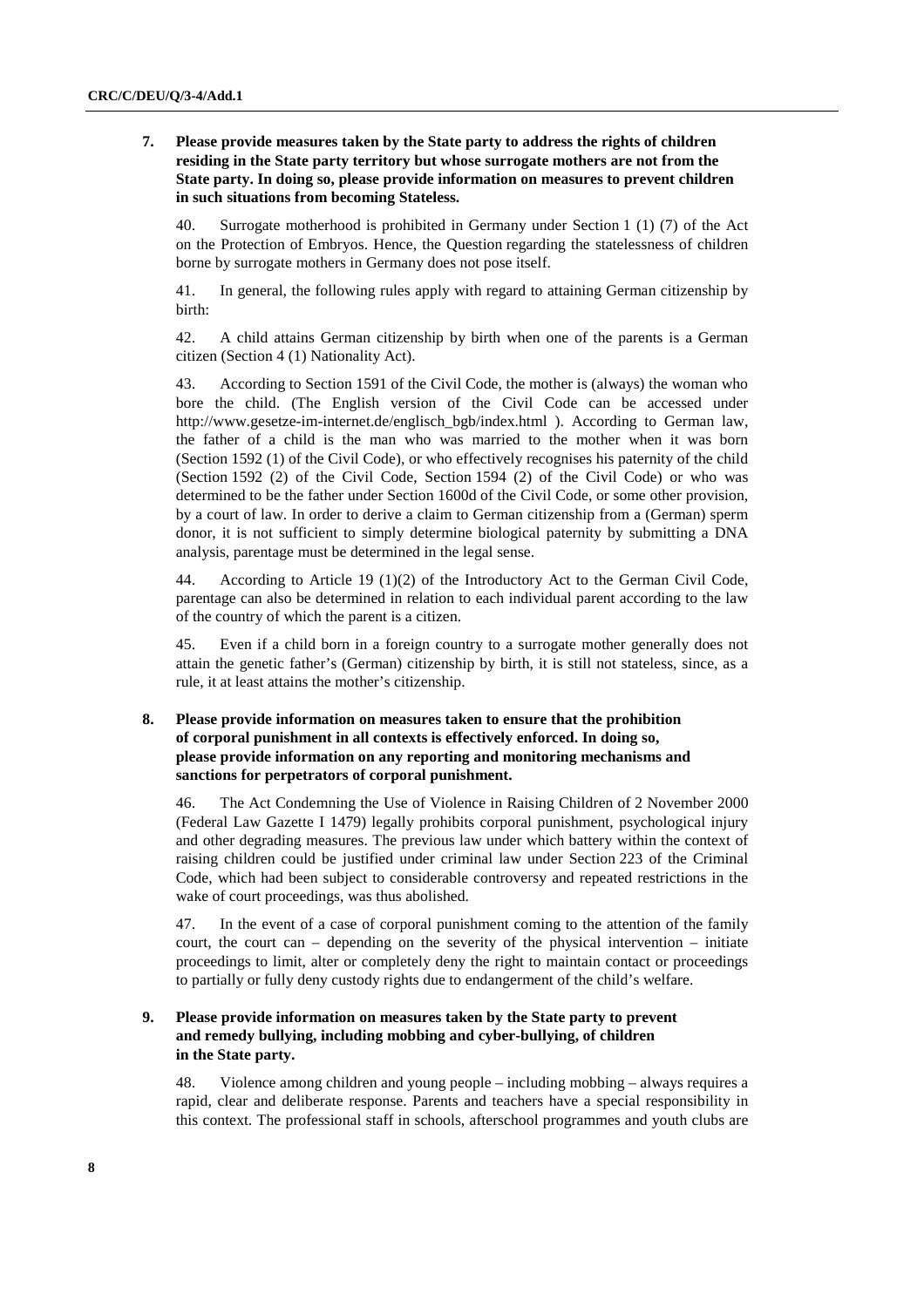**7. Please provide measures taken by the State party to address the rights of children residing in the State party territory but whose surrogate mothers are not from the State party. In doing so, please provide information on measures to prevent children in such situations from becoming Stateless.**

40. Surrogate motherhood is prohibited in Germany under Section 1 (1) (7) of the Act on the Protection of Embryos. Hence, the Question regarding the statelessness of children borne by surrogate mothers in Germany does not pose itself.

41. In general, the following rules apply with regard to attaining German citizenship by birth:

42. A child attains German citizenship by birth when one of the parents is a German citizen (Section 4 (1) Nationality Act).

43. According to Section 1591 of the Civil Code, the mother is (always) the woman who bore the child. (The English version of the Civil Code can be accessed under http://www.gesetze-im-internet.de/englisch_bgb/index.html ). According to German law, the father of a child is the man who was married to the mother when it was born (Section 1592 (1) of the Civil Code), or who effectively recognises his paternity of the child (Section 1592 (2) of the Civil Code, Section 1594 (2) of the Civil Code) or who was determined to be the father under Section 1600d of the Civil Code, or some other provision, by a court of law. In order to derive a claim to German citizenship from a (German) sperm donor, it is not sufficient to simply determine biological paternity by submitting a DNA analysis, parentage must be determined in the legal sense.

44. According to Article 19 (1)(2) of the Introductory Act to the German Civil Code, parentage can also be determined in relation to each individual parent according to the law of the country of which the parent is a citizen.

45. Even if a child born in a foreign country to a surrogate mother generally does not attain the genetic father's (German) citizenship by birth, it is still not stateless, since, as a rule, it at least attains the mother's citizenship.

**8. Please provide information on measures taken to ensure that the prohibition of corporal punishment in all contexts is effectively enforced. In doing so, please provide information on any reporting and monitoring mechanisms and sanctions for perpetrators of corporal punishment.**

46. The Act Condemning the Use of Violence in Raising Children of 2 November 2000 (Federal Law Gazette I 1479) legally prohibits corporal punishment, psychological injury and other degrading measures. The previous law under which battery within the context of raising children could be justified under criminal law under Section 223 of the Criminal Code, which had been subject to considerable controversy and repeated restrictions in the wake of court proceedings, was thus abolished.

47. In the event of a case of corporal punishment coming to the attention of the family court, the court can – depending on the severity of the physical intervention – initiate proceedings to limit, alter or completely deny the right to maintain contact or proceedings to partially or fully deny custody rights due to endangerment of the child's welfare.

**9. Please provide information on measures taken by the State party to prevent and remedy bullying, including mobbing and cyber-bullying, of children in the State party.**

48. Violence among children and young people – including mobbing – always requires a rapid, clear and deliberate response. Parents and teachers have a special responsibility in this context. The professional staff in schools, afterschool programmes and youth clubs are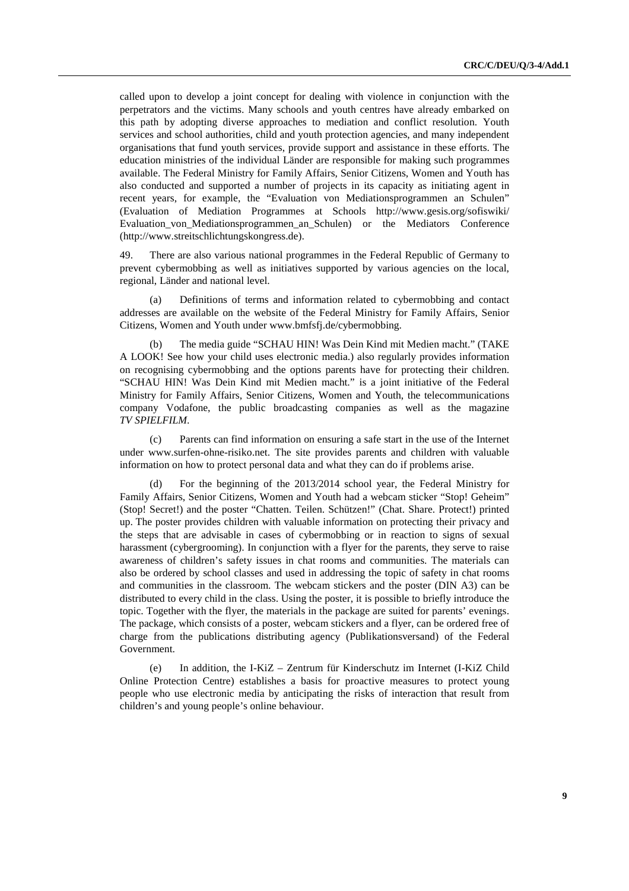called upon to develop a joint concept for dealing with violence in conjunction with the perpetrators and the victims. Many schools and youth centres have already embarked on this path by adopting diverse approaches to mediation and conflict resolution. Youth services and school authorities, child and youth protection agencies, and many independent organisations that fund youth services, provide support and assistance in these efforts. The education ministries of the individual Länder are responsible for making such programmes available. The Federal Ministry for Family Affairs, Senior Citizens, Women and Youth has also conducted and supported a number of projects in its capacity as initiating agent in recent years, for example, the "Evaluation von Mediationsprogrammen an Schulen" (Evaluation of Mediation Programmes at Schools http://www.gesis.org/sofiswiki/Evaluation_von_Mediationsprogrammen_an_Schulen) or the Mediators Conference (http://www.streitschlichtungskongress.de).

49. There are also various national programmes in the Federal Republic of Germany to prevent cybermobbing as well as initiatives supported by various agencies on the local, regional, Länder and national level.

(a) Definitions of terms and information related to cybermobbing and contact addresses are available on the website of the Federal Ministry for Family Affairs, Senior Citizens, Women and Youth under www.bmfsfj.de/cybermobbing.

(b) The media guide "SCHAU HIN! Was Dein Kind mit Medien macht." (TAKE A LOOK! See how your child uses electronic media.) also regularly provides information on recognising cybermobbing and the options parents have for protecting their children. "SCHAU HIN! Was Dein Kind mit Medien macht." is a joint initiative of the Federal Ministry for Family Affairs, Senior Citizens, Women and Youth, the telecommunications company Vodafone, the public broadcasting companies as well as the magazine *TV SPIELFILM*.

(c) Parents can find information on ensuring a safe start in the use of the Internet under www.surfen-ohne-risiko.net. The site provides parents and children with valuable information on how to protect personal data and what they can do if problems arise.

(d) For the beginning of the 2013/2014 school year, the Federal Ministry for Family Affairs, Senior Citizens, Women and Youth had a webcam sticker "Stop! Geheim" (Stop! Secret!) and the poster "Chatten. Teilen. Schützen!" (Chat. Share. Protect!) printed up. The poster provides children with valuable information on protecting their privacy and the steps that are advisable in cases of cybermobbing or in reaction to signs of sexual harassment (cybergrooming). In conjunction with a flyer for the parents, they serve to raise awareness of children's safety issues in chat rooms and communities. The materials can also be ordered by school classes and used in addressing the topic of safety in chat rooms and communities in the classroom. The webcam stickers and the poster (DIN A3) can be distributed to every child in the class. Using the poster, it is possible to briefly introduce the topic. Together with the flyer, the materials in the package are suited for parents' evenings. The package, which consists of a poster, webcam stickers and a flyer, can be ordered free of charge from the publications distributing agency (Publikationsversand) of the Federal Government.

(e) In addition, the I-KiZ – Zentrum für Kinderschutz im Internet (I-KiZ Child Online Protection Centre) establishes a basis for proactive measures to protect young people who use electronic media by anticipating the risks of interaction that result from children's and young people's online behaviour.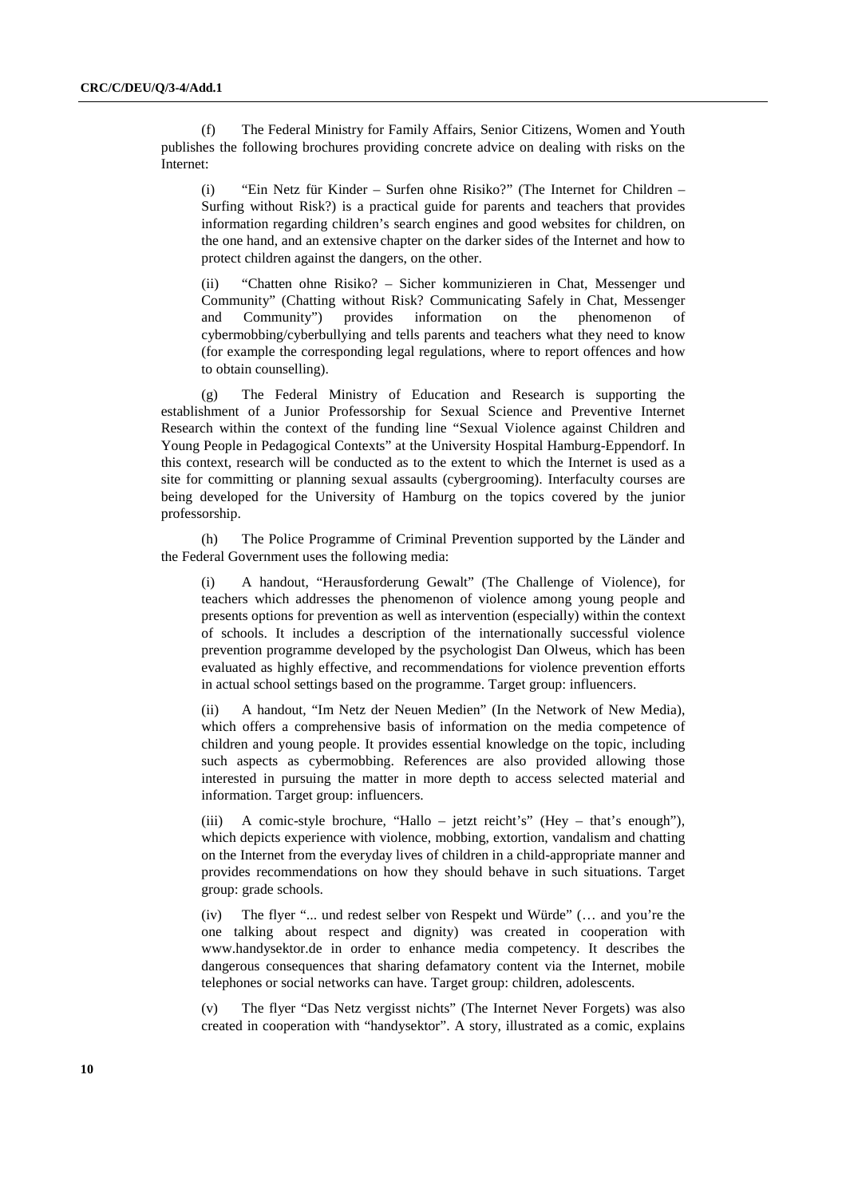(f) The Federal Ministry for Family Affairs, Senior Citizens, Women and Youth publishes the following brochures providing concrete advice on dealing with risks on the Internet:

(i) "Ein Netz für Kinder – Surfen ohne Risiko?" (The Internet for Children – Surfing without Risk?) is a practical guide for parents and teachers that provides information regarding children's search engines and good websites for children, on the one hand, and an extensive chapter on the darker sides of the Internet and how to protect children against the dangers, on the other.

(ii) "Chatten ohne Risiko? – Sicher kommunizieren in Chat, Messenger und Community" (Chatting without Risk? Communicating Safely in Chat, Messenger and Community") provides information on the phenomenon of cybermobbing/cyberbullying and tells parents and teachers what they need to know (for example the corresponding legal regulations, where to report offences and how to obtain counselling).

(g) The Federal Ministry of Education and Research is supporting the establishment of a Junior Professorship for Sexual Science and Preventive Internet Research within the context of the funding line "Sexual Violence against Children and Young People in Pedagogical Contexts" at the University Hospital Hamburg-Eppendorf. In this context, research will be conducted as to the extent to which the Internet is used as a site for committing or planning sexual assaults (cybergrooming). Interfaculty courses are being developed for the University of Hamburg on the topics covered by the junior professorship.

(h) The Police Programme of Criminal Prevention supported by the Länder and the Federal Government uses the following media:

(i) A handout, "Herausforderung Gewalt" (The Challenge of Violence), for teachers which addresses the phenomenon of violence among young people and presents options for prevention as well as intervention (especially) within the context of schools. It includes a description of the internationally successful violence prevention programme developed by the psychologist Dan Olweus, which has been evaluated as highly effective, and recommendations for violence prevention efforts in actual school settings based on the programme. Target group: influencers.

(ii) A handout, "Im Netz der Neuen Medien" (In the Network of New Media), which offers a comprehensive basis of information on the media competence of children and young people. It provides essential knowledge on the topic, including such aspects as cybermobbing. References are also provided allowing those interested in pursuing the matter in more depth to access selected material and information. Target group: influencers.

(iii) A comic-style brochure, "Hallo – jetzt reicht's" (Hey – that's enough"), which depicts experience with violence, mobbing, extortion, vandalism and chatting on the Internet from the everyday lives of children in a child-appropriate manner and provides recommendations on how they should behave in such situations. Target group: grade schools.

(iv) The flyer "... und redest selber von Respekt und Würde" (… and you're the one talking about respect and dignity) was created in cooperation with www.handysektor.de in order to enhance media competency. It describes the dangerous consequences that sharing defamatory content via the Internet, mobile telephones or social networks can have. Target group: children, adolescents.

(v) The flyer "Das Netz vergisst nichts" (The Internet Never Forgets) was also created in cooperation with "handysektor". A story, illustrated as a comic, explains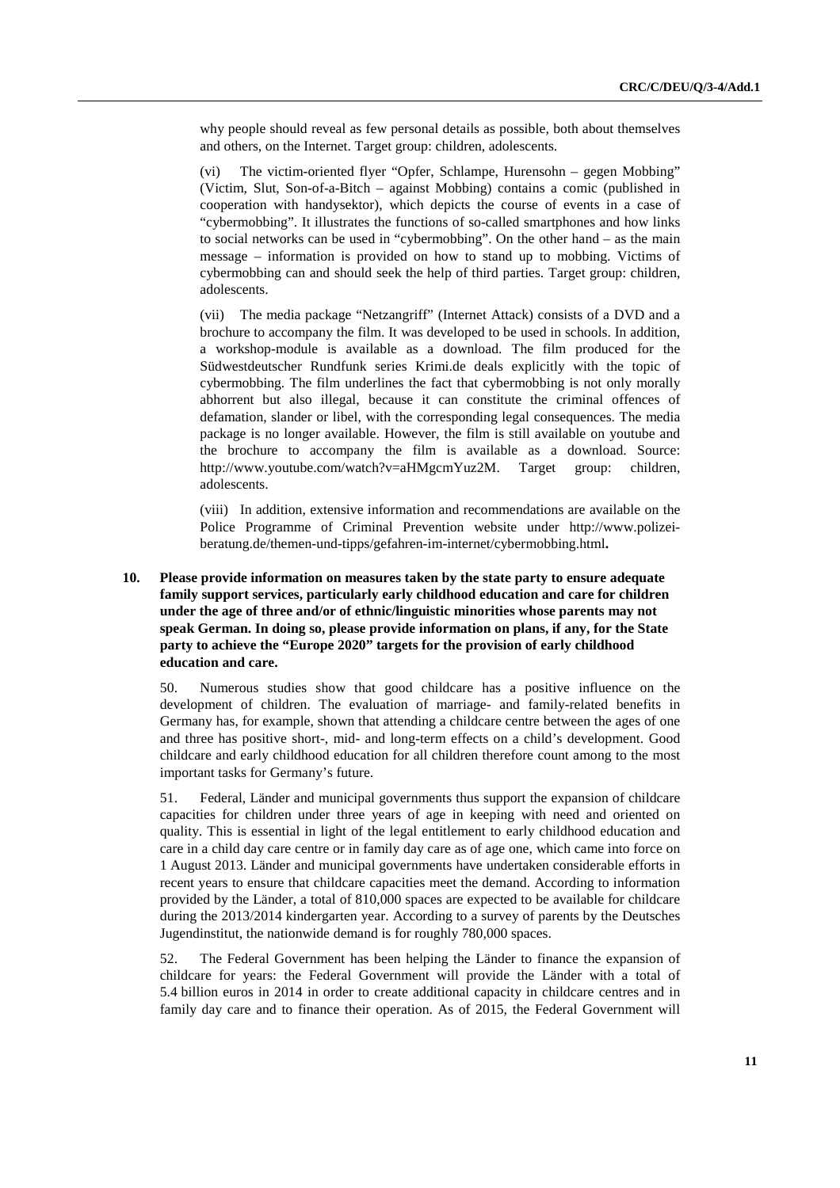why people should reveal as few personal details as possible, both about themselves and others, on the Internet. Target group: children, adolescents.

(vi) The victim-oriented flyer "Opfer, Schlampe, Hurensohn – gegen Mobbing" (Victim, Slut, Son-of-a-Bitch – against Mobbing) contains a comic (published in cooperation with handysektor), which depicts the course of events in a case of "cybermobbing". It illustrates the functions of so-called smartphones and how links to social networks can be used in "cybermobbing". On the other hand – as the main message – information is provided on how to stand up to mobbing. Victims of cybermobbing can and should seek the help of third parties. Target group: children, adolescents.

(vii) The media package "Netzangriff" (Internet Attack) consists of a DVD and a brochure to accompany the film. It was developed to be used in schools. In addition, a workshop-module is available as a download. The film produced for the Südwestdeutscher Rundfunk series Krimi.de deals explicitly with the topic of cybermobbing. The film underlines the fact that cybermobbing is not only morally abhorrent but also illegal, because it can constitute the criminal offences of defamation, slander or libel, with the corresponding legal consequences. The media package is no longer available. However, the film is still available on youtube and the brochure to accompany the film is available as a download. Source: http://www.youtube.com/watch?v=aHMgcmYuz2M. Target group: children, adolescents.

(viii) In addition, extensive information and recommendations are available on the Police Programme of Criminal Prevention website under http://www.polizei-beratung.de/themen-und-tipps/gefahren-im-internet/cybermobbing.html**.**

**10. Please provide information on measures taken by the state party to ensure adequate family support services, particularly early childhood education and care for children under the age of three and/or of ethnic/linguistic minorities whose parents may not speak German. In doing so, please provide information on plans, if any, for the State party to achieve the "Europe 2020" targets for the provision of early childhood education and care.**

50. Numerous studies show that good childcare has a positive influence on the development of children. The evaluation of marriage- and family-related benefits in Germany has, for example, shown that attending a childcare centre between the ages of one and three has positive short-, mid- and long-term effects on a child's development. Good childcare and early childhood education for all children therefore count among to the most important tasks for Germany's future.

51. Federal, Länder and municipal governments thus support the expansion of childcare capacities for children under three years of age in keeping with need and oriented on quality. This is essential in light of the legal entitlement to early childhood education and care in a child day care centre or in family day care as of age one, which came into force on 1 August 2013. Länder and municipal governments have undertaken considerable efforts in recent years to ensure that childcare capacities meet the demand. According to information provided by the Länder, a total of 810,000 spaces are expected to be available for childcare during the 2013/2014 kindergarten year. According to a survey of parents by the Deutsches Jugendinstitut, the nationwide demand is for roughly 780,000 spaces.

52. The Federal Government has been helping the Länder to finance the expansion of childcare for years: the Federal Government will provide the Länder with a total of 5.4 billion euros in 2014 in order to create additional capacity in childcare centres and in family day care and to finance their operation. As of 2015, the Federal Government will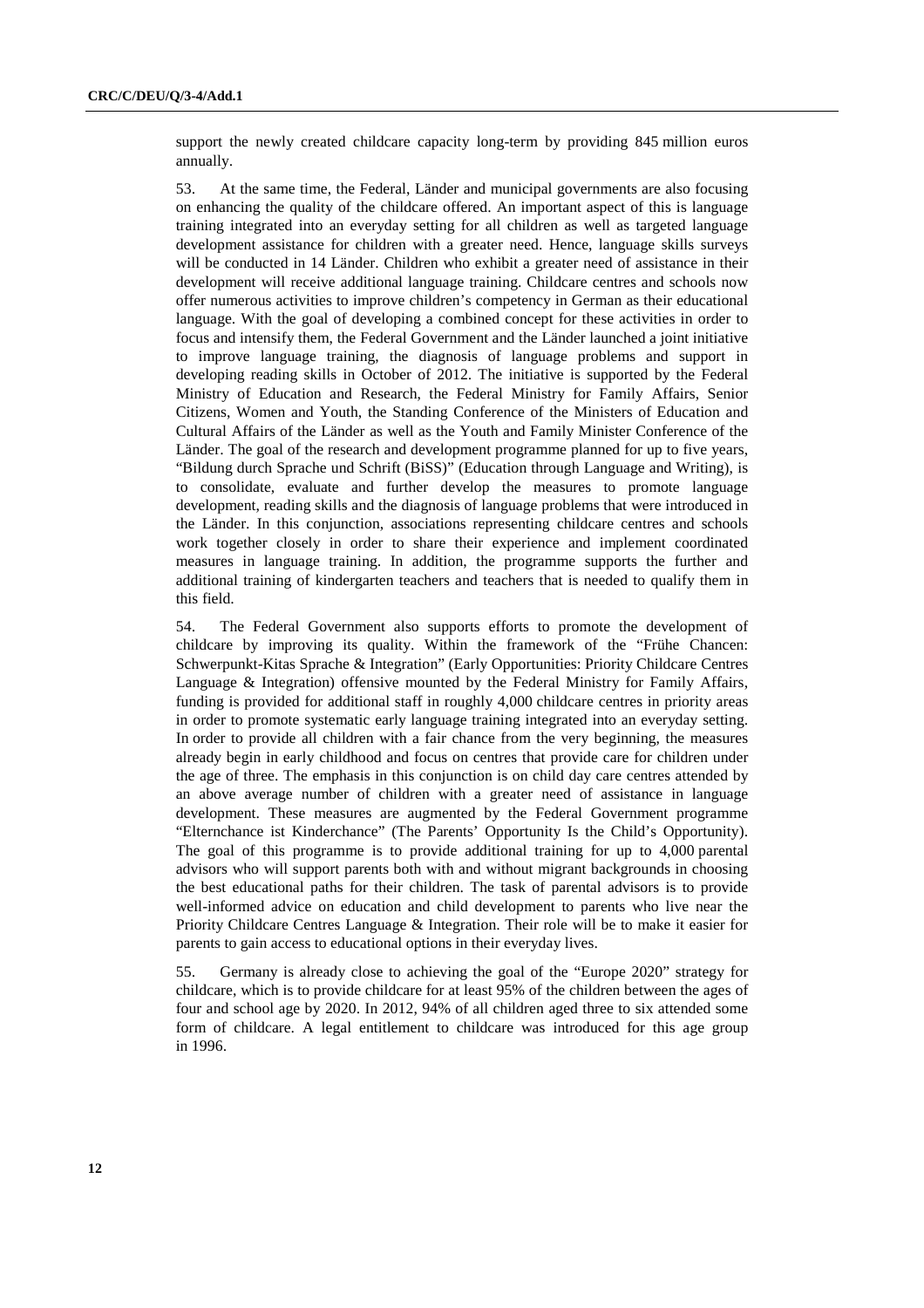support the newly created childcare capacity long-term by providing 845 million euros annually.

53. At the same time, the Federal, Länder and municipal governments are also focusing on enhancing the quality of the childcare offered. An important aspect of this is language training integrated into an everyday setting for all children as well as targeted language development assistance for children with a greater need. Hence, language skills surveys will be conducted in 14 Länder. Children who exhibit a greater need of assistance in their development will receive additional language training. Childcare centres and schools now offer numerous activities to improve children's competency in German as their educational language. With the goal of developing a combined concept for these activities in order to focus and intensify them, the Federal Government and the Länder launched a joint initiative to improve language training, the diagnosis of language problems and support in developing reading skills in October of 2012. The initiative is supported by the Federal Ministry of Education and Research, the Federal Ministry for Family Affairs, Senior Citizens, Women and Youth, the Standing Conference of the Ministers of Education and Cultural Affairs of the Länder as well as the Youth and Family Minister Conference of the Länder. The goal of the research and development programme planned for up to five years, "Bildung durch Sprache und Schrift (BiSS)" (Education through Language and Writing), is to consolidate, evaluate and further develop the measures to promote language development, reading skills and the diagnosis of language problems that were introduced in the Länder. In this conjunction, associations representing childcare centres and schools work together closely in order to share their experience and implement coordinated measures in language training. In addition, the programme supports the further and additional training of kindergarten teachers and teachers that is needed to qualify them in this field.

54. The Federal Government also supports efforts to promote the development of childcare by improving its quality. Within the framework of the "Frühe Chancen: Schwerpunkt-Kitas Sprache & Integration" (Early Opportunities: Priority Childcare Centres Language & Integration) offensive mounted by the Federal Ministry for Family Affairs, funding is provided for additional staff in roughly 4,000 childcare centres in priority areas in order to promote systematic early language training integrated into an everyday setting. In order to provide all children with a fair chance from the very beginning, the measures already begin in early childhood and focus on centres that provide care for children under the age of three. The emphasis in this conjunction is on child day care centres attended by an above average number of children with a greater need of assistance in language development. These measures are augmented by the Federal Government programme "Elternchance ist Kinderchance" (The Parents' Opportunity Is the Child's Opportunity). The goal of this programme is to provide additional training for up to 4,000 parental advisors who will support parents both with and without migrant backgrounds in choosing the best educational paths for their children. The task of parental advisors is to provide well-informed advice on education and child development to parents who live near the Priority Childcare Centres Language & Integration. Their role will be to make it easier for parents to gain access to educational options in their everyday lives.

55. Germany is already close to achieving the goal of the "Europe 2020" strategy for childcare, which is to provide childcare for at least 95% of the children between the ages of four and school age by 2020. In 2012, 94% of all children aged three to six attended some form of childcare. A legal entitlement to childcare was introduced for this age group in 1996.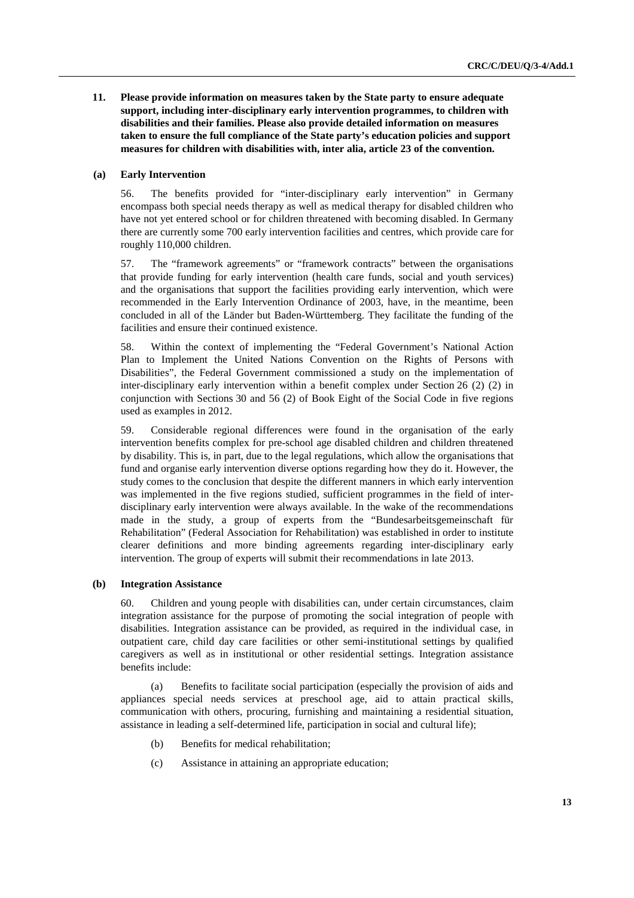**11. Please provide information on measures taken by the State party to ensure adequate support, including inter-disciplinary early intervention programmes, to children with disabilities and their families. Please also provide detailed information on measures taken to ensure the full compliance of the State party's education policies and support measures for children with disabilities with, inter alia, article 23 of the convention.**

**(a) Early Intervention**

56. The benefits provided for "inter-disciplinary early intervention" in Germany encompass both special needs therapy as well as medical therapy for disabled children who have not yet entered school or for children threatened with becoming disabled. In Germany there are currently some 700 early intervention facilities and centres, which provide care for roughly 110,000 children.

57. The "framework agreements" or "framework contracts" between the organisations that provide funding for early intervention (health care funds, social and youth services) and the organisations that support the facilities providing early intervention, which were recommended in the Early Intervention Ordinance of 2003, have, in the meantime, been concluded in all of the Länder but Baden-Württemberg. They facilitate the funding of the facilities and ensure their continued existence.

58. Within the context of implementing the "Federal Government's National Action Plan to Implement the United Nations Convention on the Rights of Persons with Disabilities", the Federal Government commissioned a study on the implementation of inter-disciplinary early intervention within a benefit complex under Section 26 (2) (2) in conjunction with Sections 30 and 56 (2) of Book Eight of the Social Code in five regions used as examples in 2012.

59. Considerable regional differences were found in the organisation of the early intervention benefits complex for pre-school age disabled children and children threatened by disability. This is, in part, due to the legal regulations, which allow the organisations that fund and organise early intervention diverse options regarding how they do it. However, the study comes to the conclusion that despite the different manners in which early intervention was implemented in the five regions studied, sufficient programmes in the field of inter-disciplinary early intervention were always available. In the wake of the recommendations made in the study, a group of experts from the "Bundesarbeitsgemeinschaft für Rehabilitation" (Federal Association for Rehabilitation) was established in order to institute clearer definitions and more binding agreements regarding inter-disciplinary early intervention. The group of experts will submit their recommendations in late 2013.

**(b) Integration Assistance**

60. Children and young people with disabilities can, under certain circumstances, claim integration assistance for the purpose of promoting the social integration of people with disabilities. Integration assistance can be provided, as required in the individual case, in outpatient care, child day care facilities or other semi-institutional settings by qualified caregivers as well as in institutional or other residential settings. Integration assistance benefits include:

(a) Benefits to facilitate social participation (especially the provision of aids and appliances special needs services at preschool age, aid to attain practical skills, communication with others, procuring, furnishing and maintaining a residential situation, assistance in leading a self-determined life, participation in social and cultural life);

(b) Benefits for medical rehabilitation;

(c) Assistance in attaining an appropriate education;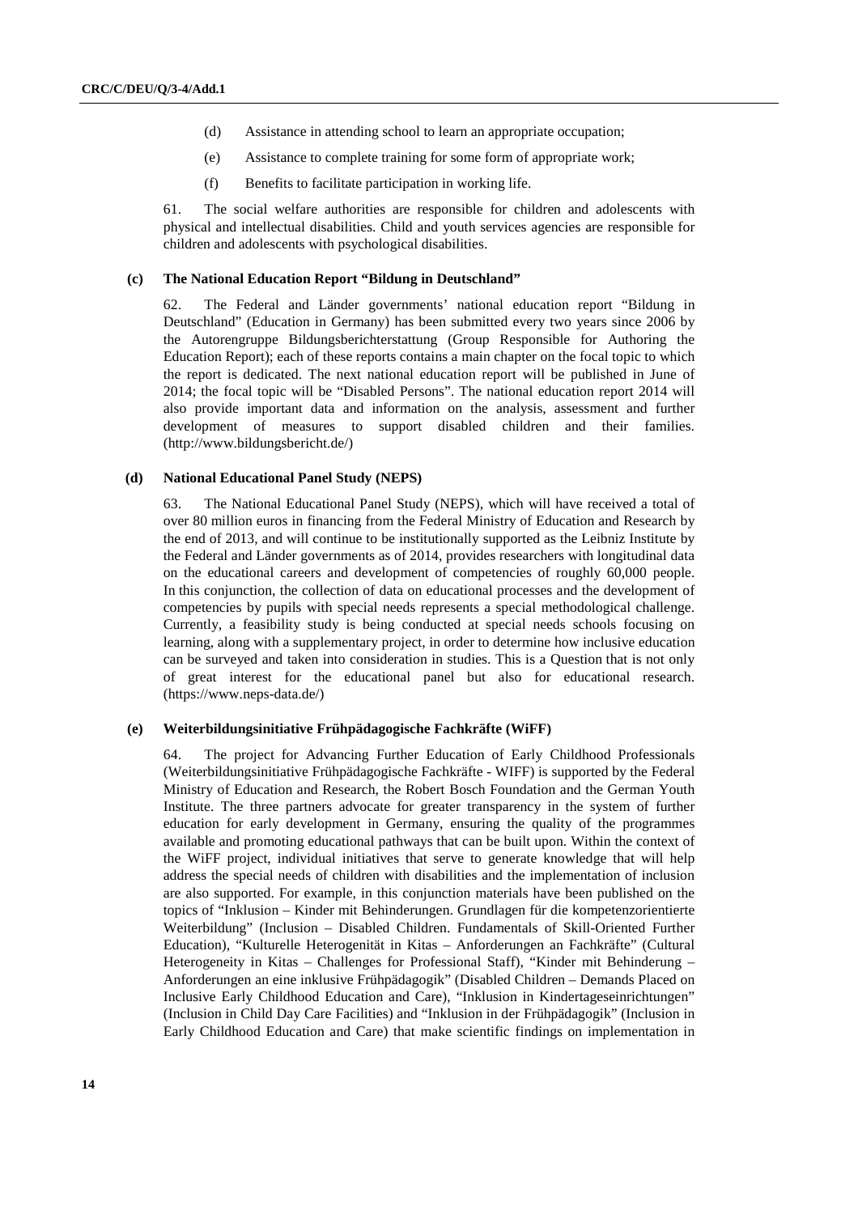(d) Assistance in attending school to learn an appropriate occupation;

(e) Assistance to complete training for some form of appropriate work;

(f) Benefits to facilitate participation in working life.

61. The social welfare authorities are responsible for children and adolescents with physical and intellectual disabilities. Child and youth services agencies are responsible for children and adolescents with psychological disabilities.

### (c) The National Education Report "Bildung in Deutschland"

62. The Federal and Länder governments' national education report "Bildung in Deutschland" (Education in Germany) has been submitted every two years since 2006 by the Autorengruppe Bildungsberichterstattung (Group Responsible for Authoring the Education Report); each of these reports contains a main chapter on the focal topic to which the report is dedicated. The next national education report will be published in June of 2014; the focal topic will be "Disabled Persons". The national education report 2014 will also provide important data and information on the analysis, assessment and further development of measures to support disabled children and their families. (http://www.bildungsbericht.de/)

### (d) National Educational Panel Study (NEPS)

63. The National Educational Panel Study (NEPS), which will have received a total of over 80 million euros in financing from the Federal Ministry of Education and Research by the end of 2013, and will continue to be institutionally supported as the Leibniz Institute by the Federal and Länder governments as of 2014, provides researchers with longitudinal data on the educational careers and development of competencies of roughly 60,000 people. In this conjunction, the collection of data on educational processes and the development of competencies by pupils with special needs represents a special methodological challenge. Currently, a feasibility study is being conducted at special needs schools focusing on learning, along with a supplementary project, in order to determine how inclusive education can be surveyed and taken into consideration in studies. This is a Question that is not only of great interest for the educational panel but also for educational research. (https://www.neps-data.de/)

### (e) Weiterbildungsinitiative Frühpädagogische Fachkräfte (WiFF)

64. The project for Advancing Further Education of Early Childhood Professionals (Weiterbildungsinitiative Frühpädagogische Fachkräfte - WIFF) is supported by the Federal Ministry of Education and Research, the Robert Bosch Foundation and the German Youth Institute. The three partners advocate for greater transparency in the system of further education for early development in Germany, ensuring the quality of the programmes available and promoting educational pathways that can be built upon. Within the context of the WiFF project, individual initiatives that serve to generate knowledge that will help address the special needs of children with disabilities and the implementation of inclusion are also supported. For example, in this conjunction materials have been published on the topics of "Inklusion – Kinder mit Behinderungen. Grundlagen für die kompetenzorientierte Weiterbildung" (Inclusion – Disabled Children. Fundamentals of Skill-Oriented Further Education), "Kulturelle Heterogenität in Kitas – Anforderungen an Fachkräfte" (Cultural Heterogeneity in Kitas – Challenges for Professional Staff), "Kinder mit Behinderung – Anforderungen an eine inklusive Frühpädagogik" (Disabled Children – Demands Placed on Inclusive Early Childhood Education and Care), "Inklusion in Kindertageseinrichtungen" (Inclusion in Child Day Care Facilities) and "Inklusion in der Frühpädagogik" (Inclusion in Early Childhood Education and Care) that make scientific findings on implementation in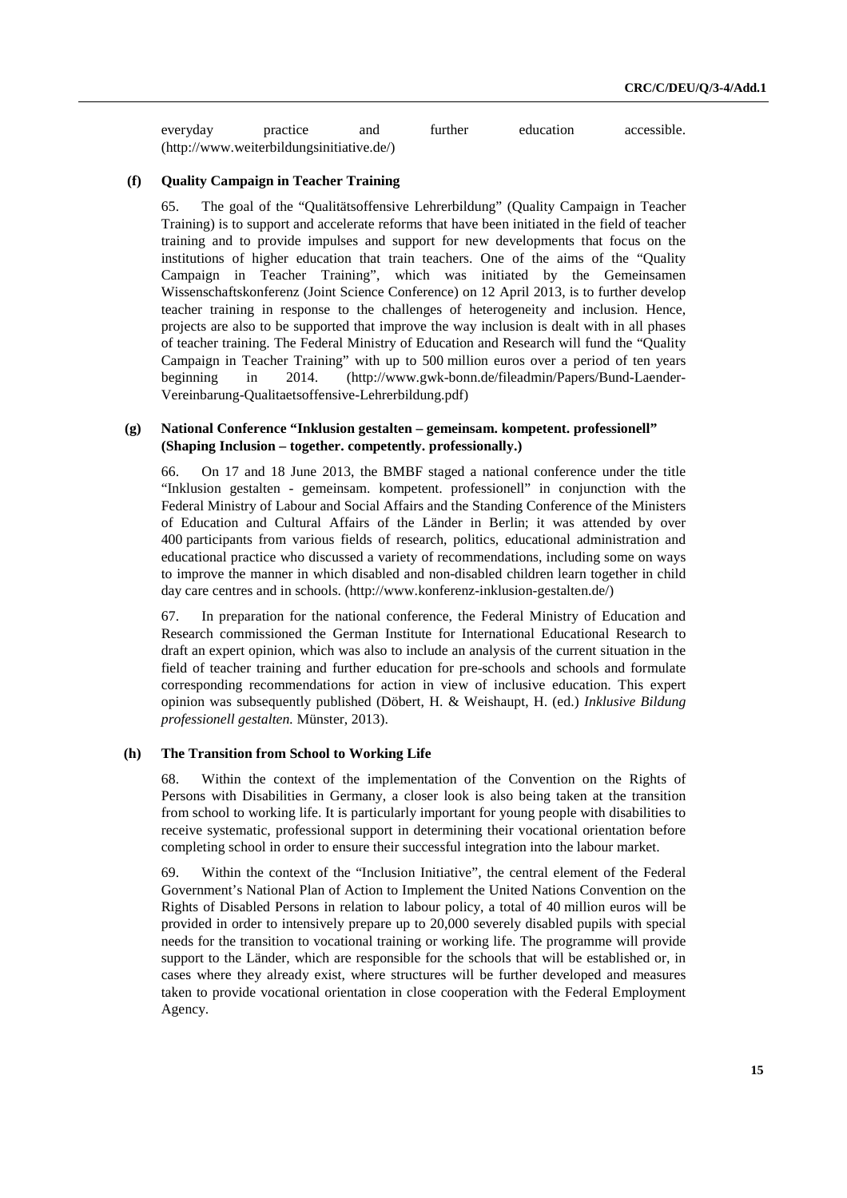everyday practice and further education accessible. (http://www.weiterbildungsinitiative.de/)

### (f) Quality Campaign in Teacher Training

65. The goal of the "Qualitätsoffensive Lehrerbildung" (Quality Campaign in Teacher Training) is to support and accelerate reforms that have been initiated in the field of teacher training and to provide impulses and support for new developments that focus on the institutions of higher education that train teachers. One of the aims of the "Quality Campaign in Teacher Training", which was initiated by the Gemeinsamen Wissenschaftskonferenz (Joint Science Conference) on 12 April 2013, is to further develop teacher training in response to the challenges of heterogeneity and inclusion. Hence, projects are also to be supported that improve the way inclusion is dealt with in all phases of teacher training. The Federal Ministry of Education and Research will fund the "Quality Campaign in Teacher Training" with up to 500 million euros over a period of ten years beginning in 2014. (http://www.gwk-bonn.de/fileadmin/Papers/Bund-Laender-Vereinbarung-Qualitaetsoffensive-Lehrerbildung.pdf)

### (g) National Conference "Inklusion gestalten – gemeinsam. kompetent. professionell" (Shaping Inclusion – together. competently. professionally.)

66. On 17 and 18 June 2013, the BMBF staged a national conference under the title "Inklusion gestalten - gemeinsam. kompetent. professionell" in conjunction with the Federal Ministry of Labour and Social Affairs and the Standing Conference of the Ministers of Education and Cultural Affairs of the Länder in Berlin; it was attended by over 400 participants from various fields of research, politics, educational administration and educational practice who discussed a variety of recommendations, including some on ways to improve the manner in which disabled and non-disabled children learn together in child day care centres and in schools. (http://www.konferenz-inklusion-gestalten.de/)

67. In preparation for the national conference, the Federal Ministry of Education and Research commissioned the German Institute for International Educational Research to draft an expert opinion, which was also to include an analysis of the current situation in the field of teacher training and further education for pre-schools and schools and formulate corresponding recommendations for action in view of inclusive education. This expert opinion was subsequently published (Döbert, H. & Weishaupt, H. (ed.) *Inklusive Bildung professionell gestalten.* Münster, 2013).

### (h) The Transition from School to Working Life

68. Within the context of the implementation of the Convention on the Rights of Persons with Disabilities in Germany, a closer look is also being taken at the transition from school to working life. It is particularly important for young people with disabilities to receive systematic, professional support in determining their vocational orientation before completing school in order to ensure their successful integration into the labour market.

69. Within the context of the "Inclusion Initiative", the central element of the Federal Government's National Plan of Action to Implement the United Nations Convention on the Rights of Disabled Persons in relation to labour policy, a total of 40 million euros will be provided in order to intensively prepare up to 20,000 severely disabled pupils with special needs for the transition to vocational training or working life. The programme will provide support to the Länder, which are responsible for the schools that will be established or, in cases where they already exist, where structures will be further developed and measures taken to provide vocational orientation in close cooperation with the Federal Employment Agency.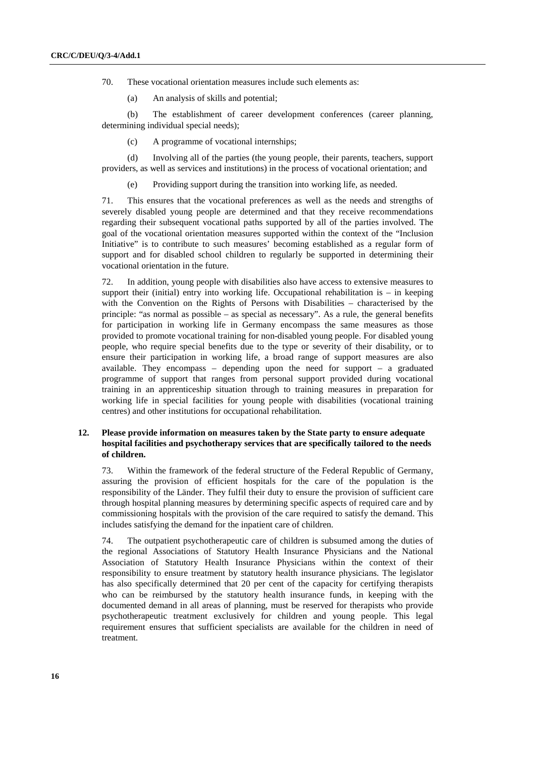70. These vocational orientation measures include such elements as:

(a) An analysis of skills and potential;

(b) The establishment of career development conferences (career planning, determining individual special needs);

(c) A programme of vocational internships;

(d) Involving all of the parties (the young people, their parents, teachers, support providers, as well as services and institutions) in the process of vocational orientation; and

(e) Providing support during the transition into working life, as needed.

71. This ensures that the vocational preferences as well as the needs and strengths of severely disabled young people are determined and that they receive recommendations regarding their subsequent vocational paths supported by all of the parties involved. The goal of the vocational orientation measures supported within the context of the "Inclusion Initiative" is to contribute to such measures' becoming established as a regular form of support and for disabled school children to regularly be supported in determining their vocational orientation in the future.

72. In addition, young people with disabilities also have access to extensive measures to support their (initial) entry into working life. Occupational rehabilitation is – in keeping with the Convention on the Rights of Persons with Disabilities – characterised by the principle: "as normal as possible – as special as necessary". As a rule, the general benefits for participation in working life in Germany encompass the same measures as those provided to promote vocational training for non-disabled young people. For disabled young people, who require special benefits due to the type or severity of their disability, or to ensure their participation in working life, a broad range of support measures are also available. They encompass – depending upon the need for support – a graduated programme of support that ranges from personal support provided during vocational training in an apprenticeship situation through to training measures in preparation for working life in special facilities for young people with disabilities (vocational training centres) and other institutions for occupational rehabilitation.

**12. Please provide information on measures taken by the State party to ensure adequate hospital facilities and psychotherapy services that are specifically tailored to the needs of children.**

73. Within the framework of the federal structure of the Federal Republic of Germany, assuring the provision of efficient hospitals for the care of the population is the responsibility of the Länder. They fulfil their duty to ensure the provision of sufficient care through hospital planning measures by determining specific aspects of required care and by commissioning hospitals with the provision of the care required to satisfy the demand. This includes satisfying the demand for the inpatient care of children.

74. The outpatient psychotherapeutic care of children is subsumed among the duties of the regional Associations of Statutory Health Insurance Physicians and the National Association of Statutory Health Insurance Physicians within the context of their responsibility to ensure treatment by statutory health insurance physicians. The legislator has also specifically determined that 20 per cent of the capacity for certifying therapists who can be reimbursed by the statutory health insurance funds, in keeping with the documented demand in all areas of planning, must be reserved for therapists who provide psychotherapeutic treatment exclusively for children and young people. This legal requirement ensures that sufficient specialists are available for the children in need of treatment.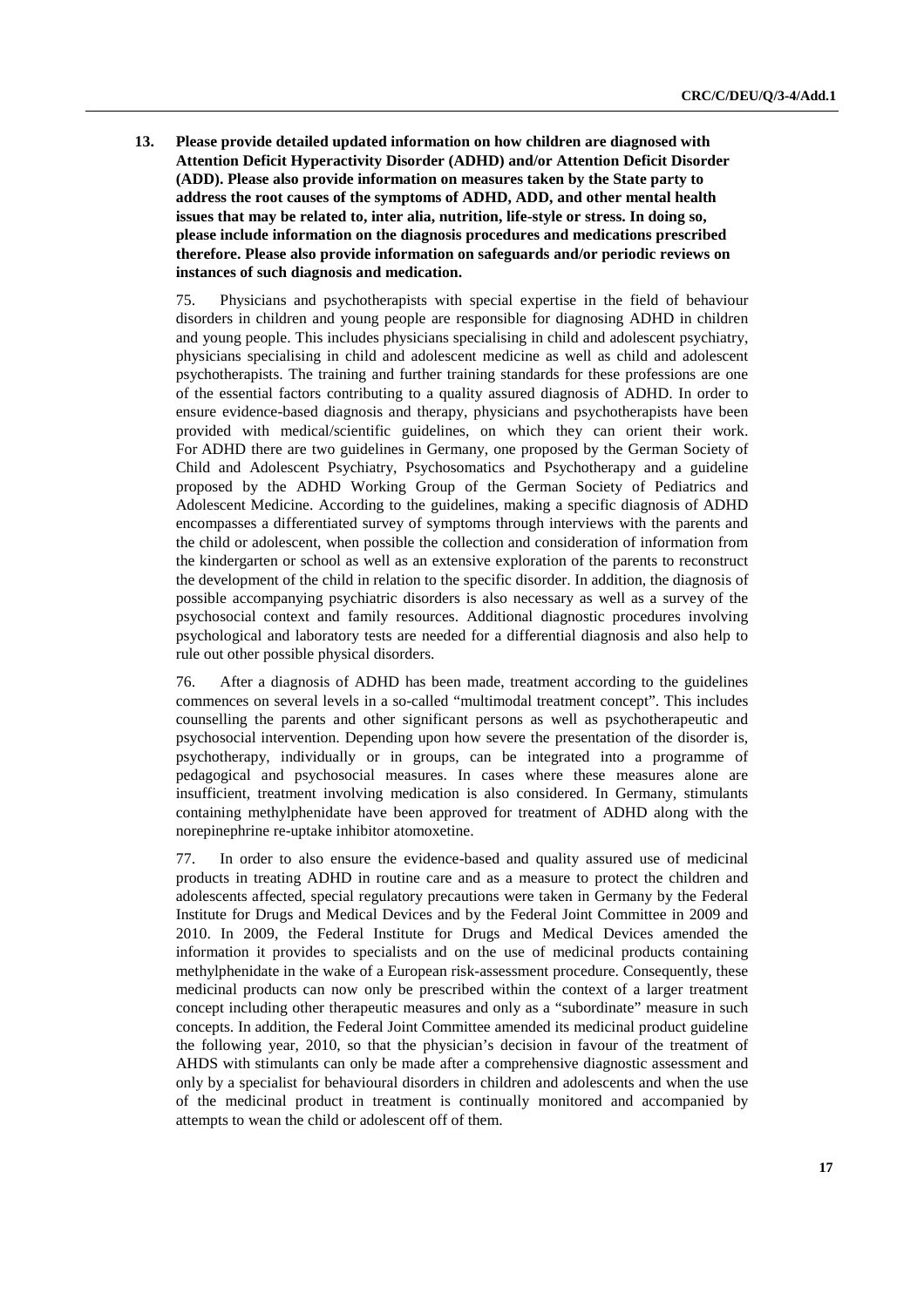**13. Please provide detailed updated information on how children are diagnosed with Attention Deficit Hyperactivity Disorder (ADHD) and/or Attention Deficit Disorder (ADD). Please also provide information on measures taken by the State party to address the root causes of the symptoms of ADHD, ADD, and other mental health issues that may be related to, inter alia, nutrition, life-style or stress. In doing so, please include information on the diagnosis procedures and medications prescribed therefore. Please also provide information on safeguards and/or periodic reviews on instances of such diagnosis and medication.**

75. Physicians and psychotherapists with special expertise in the field of behaviour disorders in children and young people are responsible for diagnosing ADHD in children and young people. This includes physicians specialising in child and adolescent psychiatry, physicians specialising in child and adolescent medicine as well as child and adolescent psychotherapists. The training and further training standards for these professions are one of the essential factors contributing to a quality assured diagnosis of ADHD. In order to ensure evidence-based diagnosis and therapy, physicians and psychotherapists have been provided with medical/scientific guidelines, on which they can orient their work. For ADHD there are two guidelines in Germany, one proposed by the German Society of Child and Adolescent Psychiatry, Psychosomatics and Psychotherapy and a guideline proposed by the ADHD Working Group of the German Society of Pediatrics and Adolescent Medicine. According to the guidelines, making a specific diagnosis of ADHD encompasses a differentiated survey of symptoms through interviews with the parents and the child or adolescent, when possible the collection and consideration of information from the kindergarten or school as well as an extensive exploration of the parents to reconstruct the development of the child in relation to the specific disorder. In addition, the diagnosis of possible accompanying psychiatric disorders is also necessary as well as a survey of the psychosocial context and family resources. Additional diagnostic procedures involving psychological and laboratory tests are needed for a differential diagnosis and also help to rule out other possible physical disorders.

76. After a diagnosis of ADHD has been made, treatment according to the guidelines commences on several levels in a so-called "multimodal treatment concept". This includes counselling the parents and other significant persons as well as psychotherapeutic and psychosocial intervention. Depending upon how severe the presentation of the disorder is, psychotherapy, individually or in groups, can be integrated into a programme of pedagogical and psychosocial measures. In cases where these measures alone are insufficient, treatment involving medication is also considered. In Germany, stimulants containing methylphenidate have been approved for treatment of ADHD along with the norepinephrine re-uptake inhibitor atomoxetine.

77. In order to also ensure the evidence-based and quality assured use of medicinal products in treating ADHD in routine care and as a measure to protect the children and adolescents affected, special regulatory precautions were taken in Germany by the Federal Institute for Drugs and Medical Devices and by the Federal Joint Committee in 2009 and 2010. In 2009, the Federal Institute for Drugs and Medical Devices amended the information it provides to specialists and on the use of medicinal products containing methylphenidate in the wake of a European risk-assessment procedure. Consequently, these medicinal products can now only be prescribed within the context of a larger treatment concept including other therapeutic measures and only as a "subordinate" measure in such concepts. In addition, the Federal Joint Committee amended its medicinal product guideline the following year, 2010, so that the physician's decision in favour of the treatment of AHDS with stimulants can only be made after a comprehensive diagnostic assessment and only by a specialist for behavioural disorders in children and adolescents and when the use of the medicinal product in treatment is continually monitored and accompanied by attempts to wean the child or adolescent off of them.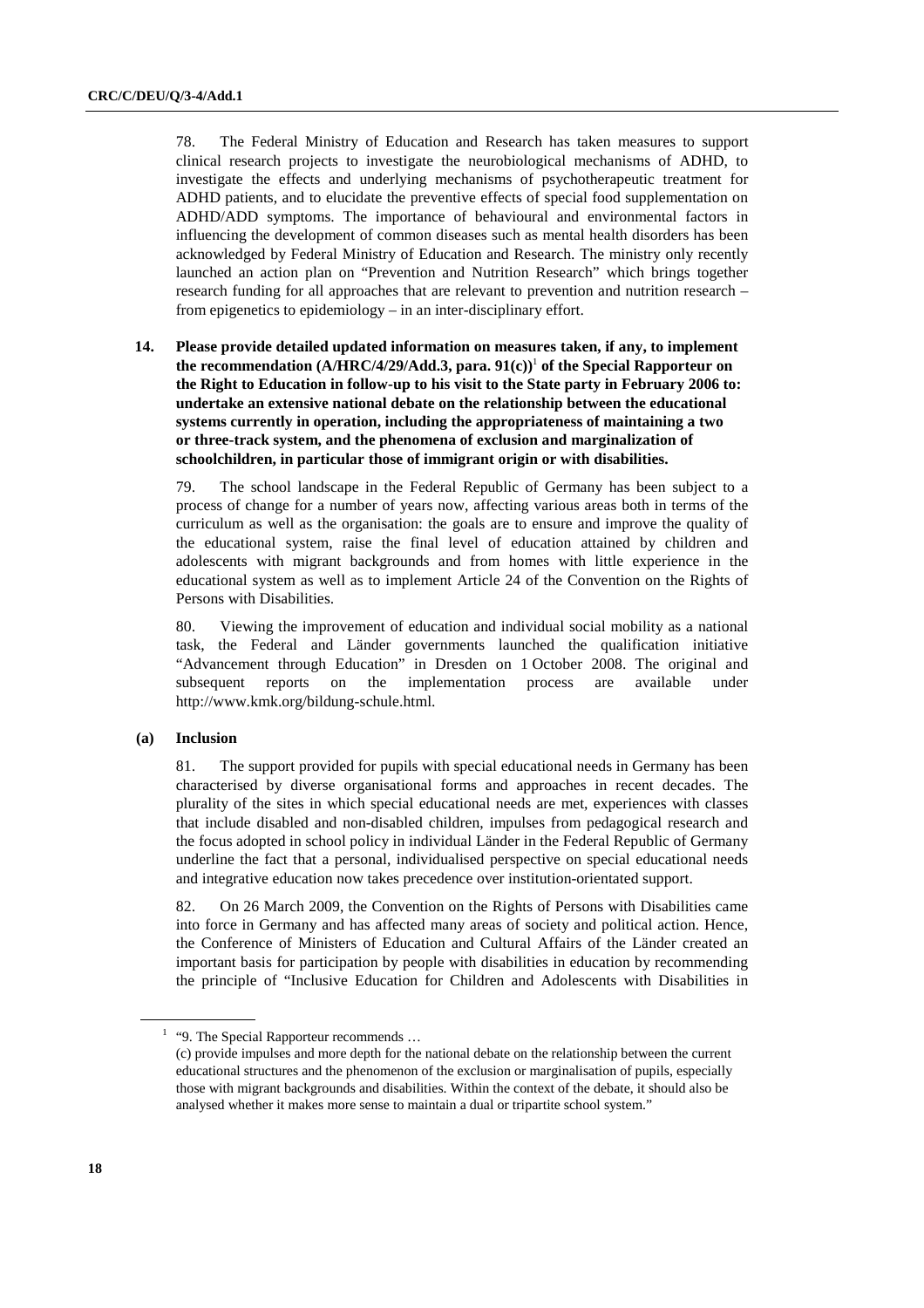78. The Federal Ministry of Education and Research has taken measures to support clinical research projects to investigate the neurobiological mechanisms of ADHD, to investigate the effects and underlying mechanisms of psychotherapeutic treatment for ADHD patients, and to elucidate the preventive effects of special food supplementation on ADHD/ADD symptoms. The importance of behavioural and environmental factors in influencing the development of common diseases such as mental health disorders has been acknowledged by Federal Ministry of Education and Research. The ministry only recently launched an action plan on "Prevention and Nutrition Research" which brings together research funding for all approaches that are relevant to prevention and nutrition research – from epigenetics to epidemiology – in an inter-disciplinary effort.

**14. Please provide detailed updated information on measures taken, if any, to implement the recommendation (A/HRC/4/29/Add.3, para. 91(c))[1] of the Special Rapporteur on the Right to Education in follow-up to his visit to the State party in February 2006 to: undertake an extensive national debate on the relationship between the educational systems currently in operation, including the appropriateness of maintaining a two or three-track system, and the phenomena of exclusion and marginalization of schoolchildren, in particular those of immigrant origin or with disabilities.**

79. The school landscape in the Federal Republic of Germany has been subject to a process of change for a number of years now, affecting various areas both in terms of the curriculum as well as the organisation: the goals are to ensure and improve the quality of the educational system, raise the final level of education attained by children and adolescents with migrant backgrounds and from homes with little experience in the educational system as well as to implement Article 24 of the Convention on the Rights of Persons with Disabilities.

80. Viewing the improvement of education and individual social mobility as a national task, the Federal and Länder governments launched the qualification initiative "Advancement through Education" in Dresden on 1 October 2008. The original and subsequent reports on the implementation process are available under http://www.kmk.org/bildung-schule.html.

**(a) Inclusion**

81. The support provided for pupils with special educational needs in Germany has been characterised by diverse organisational forms and approaches in recent decades. The plurality of the sites in which special educational needs are met, experiences with classes that include disabled and non-disabled children, impulses from pedagogical research and the focus adopted in school policy in individual Länder in the Federal Republic of Germany underline the fact that a personal, individualised perspective on special educational needs and integrative education now takes precedence over institution-orientated support.

82. On 26 March 2009, the Convention on the Rights of Persons with Disabilities came into force in Germany and has affected many areas of society and political action. Hence, the Conference of Ministers of Education and Cultural Affairs of the Länder created an important basis for participation by people with disabilities in education by recommending the principle of "Inclusive Education for Children and Adolescents with Disabilities in

---

[1] "9. The Special Rapporteur recommends …
(c) provide impulses and more depth for the national debate on the relationship between the current educational structures and the phenomenon of the exclusion or marginalisation of pupils, especially those with migrant backgrounds and disabilities. Within the context of the debate, it should also be analysed whether it makes more sense to maintain a dual or tripartite school system."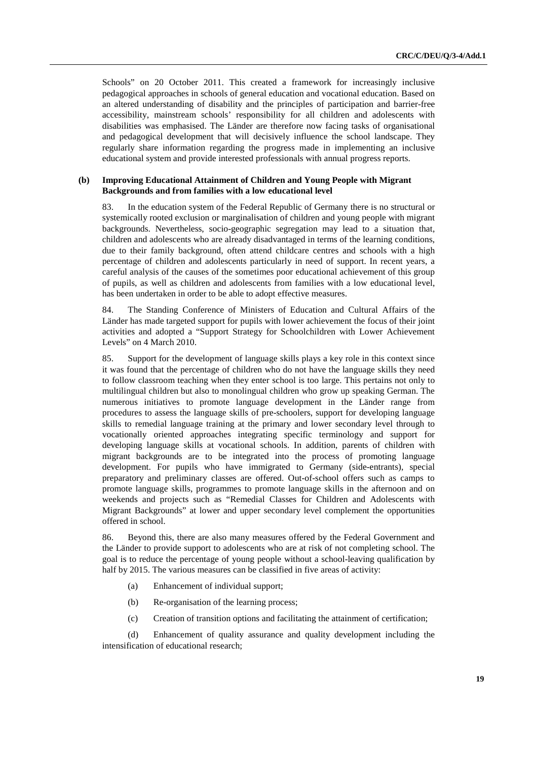Schools" on 20 October 2011. This created a framework for increasingly inclusive pedagogical approaches in schools of general education and vocational education. Based on an altered understanding of disability and the principles of participation and barrier-free accessibility, mainstream schools' responsibility for all children and adolescents with disabilities was emphasised. The Länder are therefore now facing tasks of organisational and pedagogical development that will decisively influence the school landscape. They regularly share information regarding the progress made in implementing an inclusive educational system and provide interested professionals with annual progress reports.

### (b) Improving Educational Attainment of Children and Young People with Migrant Backgrounds and from families with a low educational level

83. In the education system of the Federal Republic of Germany there is no structural or systemically rooted exclusion or marginalisation of children and young people with migrant backgrounds. Nevertheless, socio-geographic segregation may lead to a situation that, children and adolescents who are already disadvantaged in terms of the learning conditions, due to their family background, often attend childcare centres and schools with a high percentage of children and adolescents particularly in need of support. In recent years, a careful analysis of the causes of the sometimes poor educational achievement of this group of pupils, as well as children and adolescents from families with a low educational level, has been undertaken in order to be able to adopt effective measures.

84. The Standing Conference of Ministers of Education and Cultural Affairs of the Länder has made targeted support for pupils with lower achievement the focus of their joint activities and adopted a "Support Strategy for Schoolchildren with Lower Achievement Levels" on 4 March 2010.

85. Support for the development of language skills plays a key role in this context since it was found that the percentage of children who do not have the language skills they need to follow classroom teaching when they enter school is too large. This pertains not only to multilingual children but also to monolingual children who grow up speaking German. The numerous initiatives to promote language development in the Länder range from procedures to assess the language skills of pre-schoolers, support for developing language skills to remedial language training at the primary and lower secondary level through to vocationally oriented approaches integrating specific terminology and support for developing language skills at vocational schools. In addition, parents of children with migrant backgrounds are to be integrated into the process of promoting language development. For pupils who have immigrated to Germany (side-entrants), special preparatory and preliminary classes are offered. Out-of-school offers such as camps to promote language skills, programmes to promote language skills in the afternoon and on weekends and projects such as "Remedial Classes for Children and Adolescents with Migrant Backgrounds" at lower and upper secondary level complement the opportunities offered in school.

86. Beyond this, there are also many measures offered by the Federal Government and the Länder to provide support to adolescents who are at risk of not completing school. The goal is to reduce the percentage of young people without a school-leaving qualification by half by 2015. The various measures can be classified in five areas of activity:

(a) Enhancement of individual support;

(b) Re-organisation of the learning process;

(c) Creation of transition options and facilitating the attainment of certification;

(d) Enhancement of quality assurance and quality development including the intensification of educational research;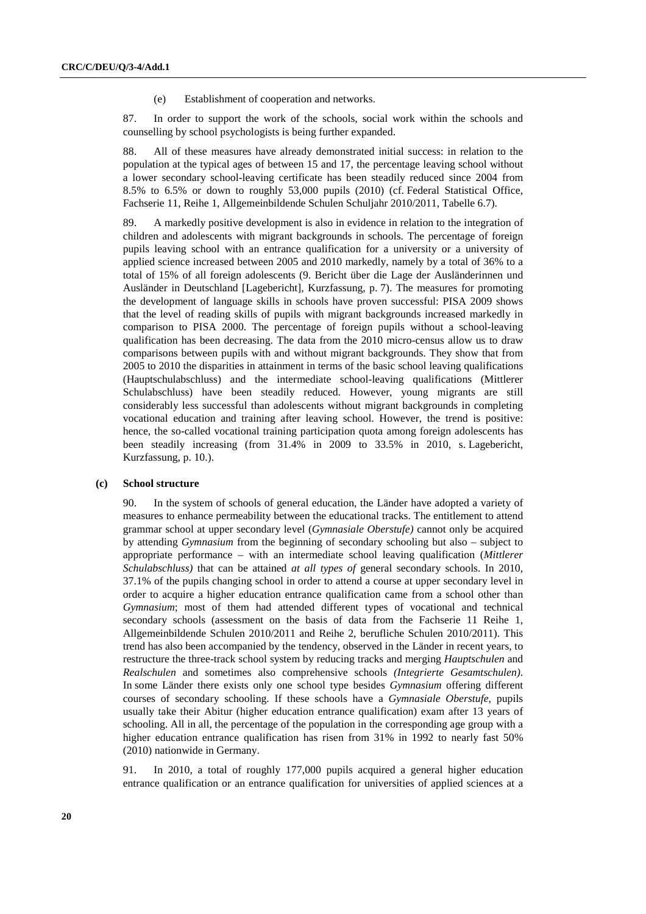(e) Establishment of cooperation and networks.

87. In order to support the work of the schools, social work within the schools and counselling by school psychologists is being further expanded.

88. All of these measures have already demonstrated initial success: in relation to the population at the typical ages of between 15 and 17, the percentage leaving school without a lower secondary school-leaving certificate has been steadily reduced since 2004 from 8.5% to 6.5% or down to roughly 53,000 pupils (2010) (cf. Federal Statistical Office, Fachserie 11, Reihe 1, Allgemeinbildende Schulen Schuljahr 2010/2011, Tabelle 6.7).

89. A markedly positive development is also in evidence in relation to the integration of children and adolescents with migrant backgrounds in schools. The percentage of foreign pupils leaving school with an entrance qualification for a university or a university of applied science increased between 2005 and 2010 markedly, namely by a total of 36% to a total of 15% of all foreign adolescents (9. Bericht über die Lage der Ausländerinnen und Ausländer in Deutschland [Lagebericht], Kurzfassung, p. 7). The measures for promoting the development of language skills in schools have proven successful: PISA 2009 shows that the level of reading skills of pupils with migrant backgrounds increased markedly in comparison to PISA 2000. The percentage of foreign pupils without a school-leaving qualification has been decreasing. The data from the 2010 micro-census allow us to draw comparisons between pupils with and without migrant backgrounds. They show that from 2005 to 2010 the disparities in attainment in terms of the basic school leaving qualifications (Hauptschulabschluss) and the intermediate school-leaving qualifications (Mittlerer Schulabschluss) have been steadily reduced. However, young migrants are still considerably less successful than adolescents without migrant backgrounds in completing vocational education and training after leaving school. However, the trend is positive: hence, the so-called vocational training participation quota among foreign adolescents has been steadily increasing (from 31.4% in 2009 to 33.5% in 2010, s. Lagebericht, Kurzfassung, p. 10.).

### (c) School structure

90. In the system of schools of general education, the Länder have adopted a variety of measures to enhance permeability between the educational tracks. The entitlement to attend grammar school at upper secondary level (*Gymnasiale Oberstufe)* cannot only be acquired by attending *Gymnasium* from the beginning of secondary schooling but also – subject to appropriate performance – with an intermediate school leaving qualification (*Mittlerer Schulabschluss)* that can be attained *at all types of* general secondary schools. In 2010, 37.1% of the pupils changing school in order to attend a course at upper secondary level in order to acquire a higher education entrance qualification came from a school other than *Gymnasium*; most of them had attended different types of vocational and technical secondary schools (assessment on the basis of data from the Fachserie 11 Reihe 1, Allgemeinbildende Schulen 2010/2011 and Reihe 2, berufliche Schulen 2010/2011). This trend has also been accompanied by the tendency, observed in the Länder in recent years, to restructure the three-track school system by reducing tracks and merging *Hauptschulen* and *Realschulen* and sometimes also comprehensive schools *(Integrierte Gesamtschulen)*. In some Länder there exists only one school type besides *Gymnasium* offering different courses of secondary schooling. If these schools have a *Gymnasiale Oberstufe*, pupils usually take their Abitur (higher education entrance qualification) exam after 13 years of schooling. All in all, the percentage of the population in the corresponding age group with a higher education entrance qualification has risen from 31% in 1992 to nearly fast 50% (2010) nationwide in Germany.

91. In 2010, a total of roughly 177,000 pupils acquired a general higher education entrance qualification or an entrance qualification for universities of applied sciences at a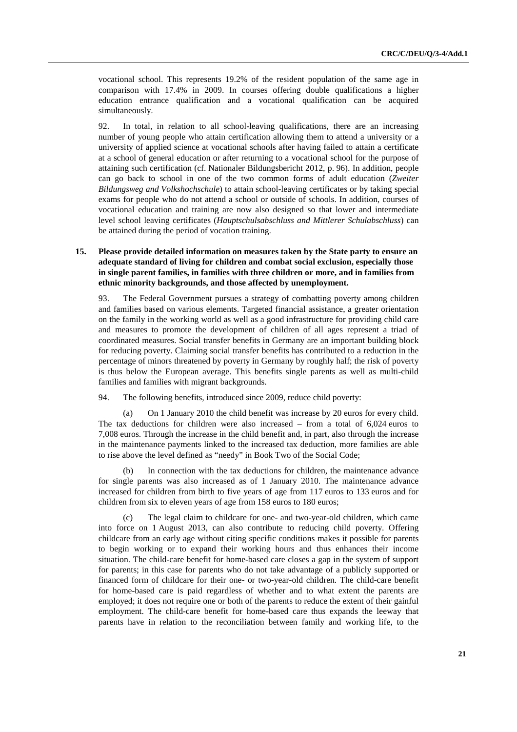vocational school. This represents 19.2% of the resident population of the same age in comparison with 17.4% in 2009. In courses offering double qualifications a higher education entrance qualification and a vocational qualification can be acquired simultaneously.

92. In total, in relation to all school-leaving qualifications, there are an increasing number of young people who attain certification allowing them to attend a university or a university of applied science at vocational schools after having failed to attain a certificate at a school of general education or after returning to a vocational school for the purpose of attaining such certification (cf. Nationaler Bildungsbericht 2012, p. 96). In addition, people can go back to school in one of the two common forms of adult education (*Zweiter Bildungsweg and Volkshochschule*) to attain school-leaving certificates or by taking special exams for people who do not attend a school or outside of schools. In addition, courses of vocational education and training are now also designed so that lower and intermediate level school leaving certificates (*Hauptschulsabschluss and Mittlerer Schulabschluss*) can be attained during the period of vocation training.

**15. Please provide detailed information on measures taken by the State party to ensure an adequate standard of living for children and combat social exclusion, especially those in single parent families, in families with three children or more, and in families from ethnic minority backgrounds, and those affected by unemployment.**

93. The Federal Government pursues a strategy of combatting poverty among children and families based on various elements. Targeted financial assistance, a greater orientation on the family in the working world as well as a good infrastructure for providing child care and measures to promote the development of children of all ages represent a triad of coordinated measures. Social transfer benefits in Germany are an important building block for reducing poverty. Claiming social transfer benefits has contributed to a reduction in the percentage of minors threatened by poverty in Germany by roughly half; the risk of poverty is thus below the European average. This benefits single parents as well as multi-child families and families with migrant backgrounds.

94. The following benefits, introduced since 2009, reduce child poverty:

(a) On 1 January 2010 the child benefit was increase by 20 euros for every child. The tax deductions for children were also increased – from a total of 6,024 euros to 7,008 euros. Through the increase in the child benefit and, in part, also through the increase in the maintenance payments linked to the increased tax deduction, more families are able to rise above the level defined as "needy" in Book Two of the Social Code;

(b) In connection with the tax deductions for children, the maintenance advance for single parents was also increased as of 1 January 2010. The maintenance advance increased for children from birth to five years of age from 117 euros to 133 euros and for children from six to eleven years of age from 158 euros to 180 euros;

(c) The legal claim to childcare for one- and two-year-old children, which came into force on 1 August 2013, can also contribute to reducing child poverty. Offering childcare from an early age without citing specific conditions makes it possible for parents to begin working or to expand their working hours and thus enhances their income situation. The child-care benefit for home-based care closes a gap in the system of support for parents; in this case for parents who do not take advantage of a publicly supported or financed form of childcare for their one- or two-year-old children. The child-care benefit for home-based care is paid regardless of whether and to what extent the parents are employed; it does not require one or both of the parents to reduce the extent of their gainful employment. The child-care benefit for home-based care thus expands the leeway that parents have in relation to the reconciliation between family and working life, to the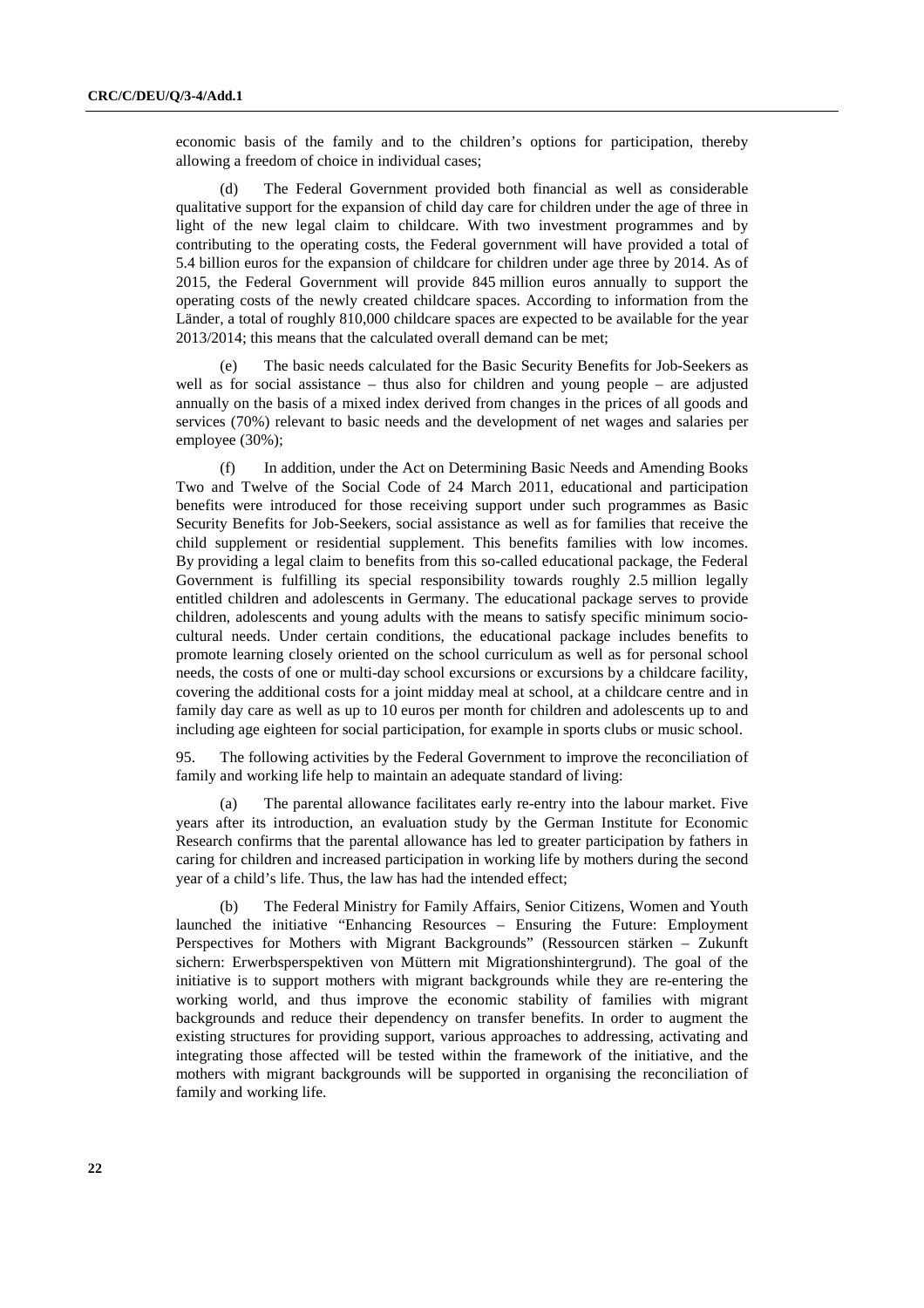economic basis of the family and to the children's options for participation, thereby allowing a freedom of choice in individual cases;

(d) The Federal Government provided both financial as well as considerable qualitative support for the expansion of child day care for children under the age of three in light of the new legal claim to childcare. With two investment programmes and by contributing to the operating costs, the Federal government will have provided a total of 5.4 billion euros for the expansion of childcare for children under age three by 2014. As of 2015, the Federal Government will provide 845 million euros annually to support the operating costs of the newly created childcare spaces. According to information from the Länder, a total of roughly 810,000 childcare spaces are expected to be available for the year 2013/2014; this means that the calculated overall demand can be met;

(e) The basic needs calculated for the Basic Security Benefits for Job-Seekers as well as for social assistance – thus also for children and young people – are adjusted annually on the basis of a mixed index derived from changes in the prices of all goods and services (70%) relevant to basic needs and the development of net wages and salaries per employee (30%);

(f) In addition, under the Act on Determining Basic Needs and Amending Books Two and Twelve of the Social Code of 24 March 2011, educational and participation benefits were introduced for those receiving support under such programmes as Basic Security Benefits for Job-Seekers, social assistance as well as for families that receive the child supplement or residential supplement. This benefits families with low incomes. By providing a legal claim to benefits from this so-called educational package, the Federal Government is fulfilling its special responsibility towards roughly 2.5 million legally entitled children and adolescents in Germany. The educational package serves to provide children, adolescents and young adults with the means to satisfy specific minimum socio-cultural needs. Under certain conditions, the educational package includes benefits to promote learning closely oriented on the school curriculum as well as for personal school needs, the costs of one or multi-day school excursions or excursions by a childcare facility, covering the additional costs for a joint midday meal at school, at a childcare centre and in family day care as well as up to 10 euros per month for children and adolescents up to and including age eighteen for social participation, for example in sports clubs or music school.

95. The following activities by the Federal Government to improve the reconciliation of family and working life help to maintain an adequate standard of living:

(a) The parental allowance facilitates early re-entry into the labour market. Five years after its introduction, an evaluation study by the German Institute for Economic Research confirms that the parental allowance has led to greater participation by fathers in caring for children and increased participation in working life by mothers during the second year of a child's life. Thus, the law has had the intended effect;

(b) The Federal Ministry for Family Affairs, Senior Citizens, Women and Youth launched the initiative "Enhancing Resources – Ensuring the Future: Employment Perspectives for Mothers with Migrant Backgrounds" (Ressourcen stärken – Zukunft sichern: Erwerbsperspektiven von Müttern mit Migrationshintergrund). The goal of the initiative is to support mothers with migrant backgrounds while they are re-entering the working world, and thus improve the economic stability of families with migrant backgrounds and reduce their dependency on transfer benefits. In order to augment the existing structures for providing support, various approaches to addressing, activating and integrating those affected will be tested within the framework of the initiative, and the mothers with migrant backgrounds will be supported in organising the reconciliation of family and working life.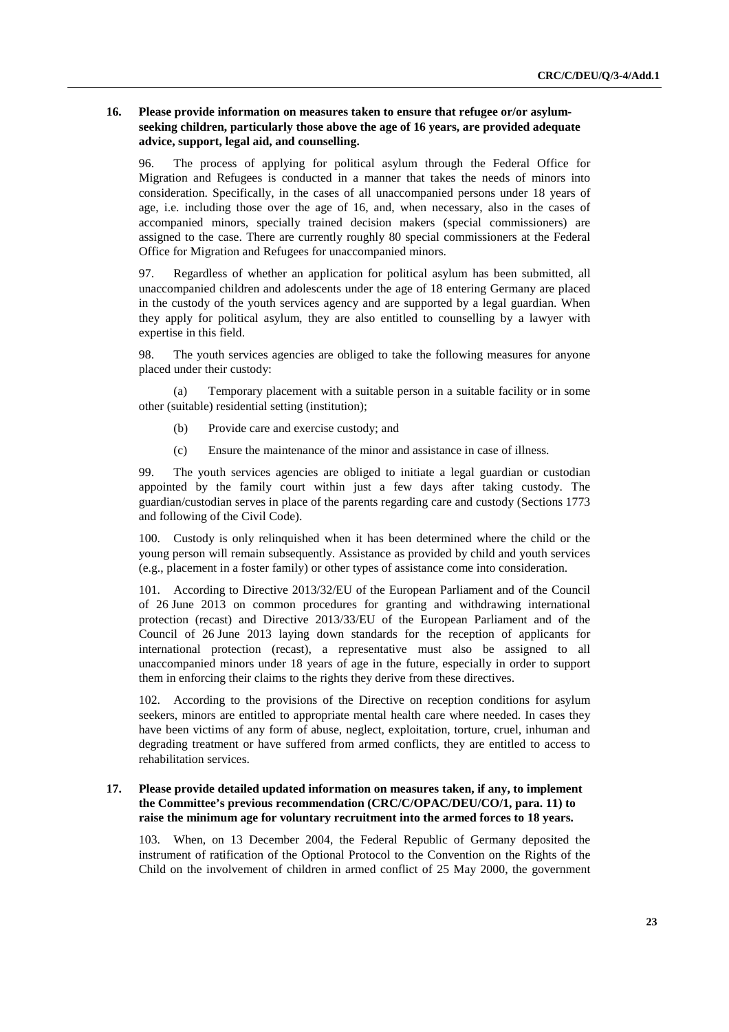**16. Please provide information on measures taken to ensure that refugee or/or asylum-seeking children, particularly those above the age of 16 years, are provided adequate advice, support, legal aid, and counselling.**

96. The process of applying for political asylum through the Federal Office for Migration and Refugees is conducted in a manner that takes the needs of minors into consideration. Specifically, in the cases of all unaccompanied persons under 18 years of age, i.e. including those over the age of 16, and, when necessary, also in the cases of accompanied minors, specially trained decision makers (special commissioners) are assigned to the case. There are currently roughly 80 special commissioners at the Federal Office for Migration and Refugees for unaccompanied minors.

97. Regardless of whether an application for political asylum has been submitted, all unaccompanied children and adolescents under the age of 18 entering Germany are placed in the custody of the youth services agency and are supported by a legal guardian. When they apply for political asylum, they are also entitled to counselling by a lawyer with expertise in this field.

98. The youth services agencies are obliged to take the following measures for anyone placed under their custody:

(a) Temporary placement with a suitable person in a suitable facility or in some other (suitable) residential setting (institution);

(b) Provide care and exercise custody; and

(c) Ensure the maintenance of the minor and assistance in case of illness.

99. The youth services agencies are obliged to initiate a legal guardian or custodian appointed by the family court within just a few days after taking custody. The guardian/custodian serves in place of the parents regarding care and custody (Sections 1773 and following of the Civil Code).

100. Custody is only relinquished when it has been determined where the child or the young person will remain subsequently. Assistance as provided by child and youth services (e.g., placement in a foster family) or other types of assistance come into consideration.

101. According to Directive 2013/32/EU of the European Parliament and of the Council of 26 June 2013 on common procedures for granting and withdrawing international protection (recast) and Directive 2013/33/EU of the European Parliament and of the Council of 26 June 2013 laying down standards for the reception of applicants for international protection (recast), a representative must also be assigned to all unaccompanied minors under 18 years of age in the future, especially in order to support them in enforcing their claims to the rights they derive from these directives.

102. According to the provisions of the Directive on reception conditions for asylum seekers, minors are entitled to appropriate mental health care where needed. In cases they have been victims of any form of abuse, neglect, exploitation, torture, cruel, inhuman and degrading treatment or have suffered from armed conflicts, they are entitled to access to rehabilitation services.

**17. Please provide detailed updated information on measures taken, if any, to implement the Committee's previous recommendation (CRC/C/OPAC/DEU/CO/1, para. 11) to raise the minimum age for voluntary recruitment into the armed forces to 18 years.**

103. When, on 13 December 2004, the Federal Republic of Germany deposited the instrument of ratification of the Optional Protocol to the Convention on the Rights of the Child on the involvement of children in armed conflict of 25 May 2000, the government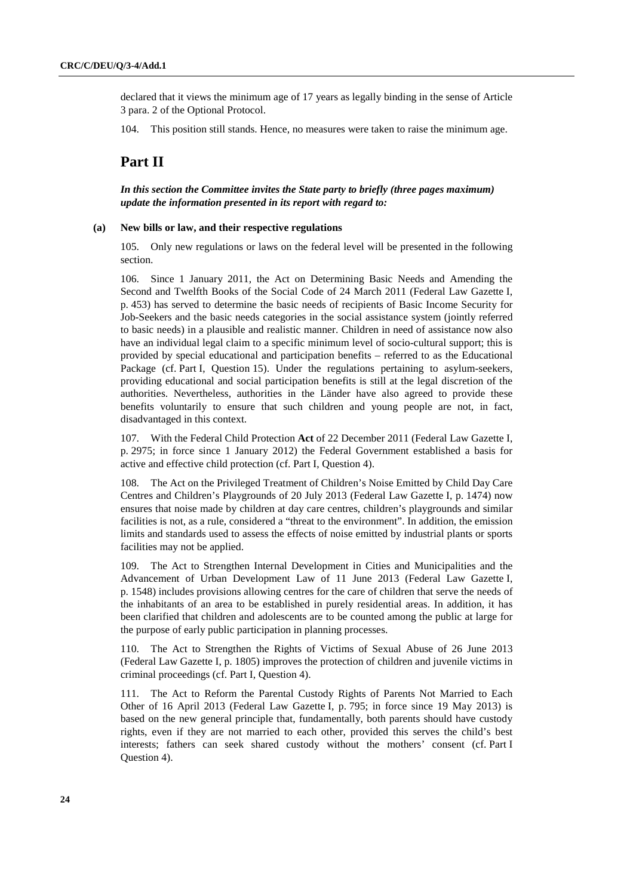declared that it views the minimum age of 17 years as legally binding in the sense of Article 3 para. 2 of the Optional Protocol.

104. This position still stands. Hence, no measures were taken to raise the minimum age.

# Part II

***In this section the Committee invites the State party to briefly (three pages maximum) update the information presented in its report with regard to:***

**(a) New bills or law, and their respective regulations**

105. Only new regulations or laws on the federal level will be presented in the following section.

106. Since 1 January 2011, the Act on Determining Basic Needs and Amending the Second and Twelfth Books of the Social Code of 24 March 2011 (Federal Law Gazette I, p. 453) has served to determine the basic needs of recipients of Basic Income Security for Job-Seekers and the basic needs categories in the social assistance system (jointly referred to basic needs) in a plausible and realistic manner. Children in need of assistance now also have an individual legal claim to a specific minimum level of socio-cultural support; this is provided by special educational and participation benefits – referred to as the Educational Package (cf. Part I, Question 15). Under the regulations pertaining to asylum-seekers, providing educational and social participation benefits is still at the legal discretion of the authorities. Nevertheless, authorities in the Länder have also agreed to provide these benefits voluntarily to ensure that such children and young people are not, in fact, disadvantaged in this context.

107. With the Federal Child Protection **Act** of 22 December 2011 (Federal Law Gazette I, p. 2975; in force since 1 January 2012) the Federal Government established a basis for active and effective child protection (cf. Part I, Question 4).

108. The Act on the Privileged Treatment of Children's Noise Emitted by Child Day Care Centres and Children's Playgrounds of 20 July 2013 (Federal Law Gazette I, p. 1474) now ensures that noise made by children at day care centres, children's playgrounds and similar facilities is not, as a rule, considered a "threat to the environment". In addition, the emission limits and standards used to assess the effects of noise emitted by industrial plants or sports facilities may not be applied.

109. The Act to Strengthen Internal Development in Cities and Municipalities and the Advancement of Urban Development Law of 11 June 2013 (Federal Law Gazette I, p. 1548) includes provisions allowing centres for the care of children that serve the needs of the inhabitants of an area to be established in purely residential areas. In addition, it has been clarified that children and adolescents are to be counted among the public at large for the purpose of early public participation in planning processes.

110. The Act to Strengthen the Rights of Victims of Sexual Abuse of 26 June 2013 (Federal Law Gazette I, p. 1805) improves the protection of children and juvenile victims in criminal proceedings (cf. Part I, Question 4).

111. The Act to Reform the Parental Custody Rights of Parents Not Married to Each Other of 16 April 2013 (Federal Law Gazette I, p. 795; in force since 19 May 2013) is based on the new general principle that, fundamentally, both parents should have custody rights, even if they are not married to each other, provided this serves the child's best interests; fathers can seek shared custody without the mothers' consent (cf. Part I Question 4).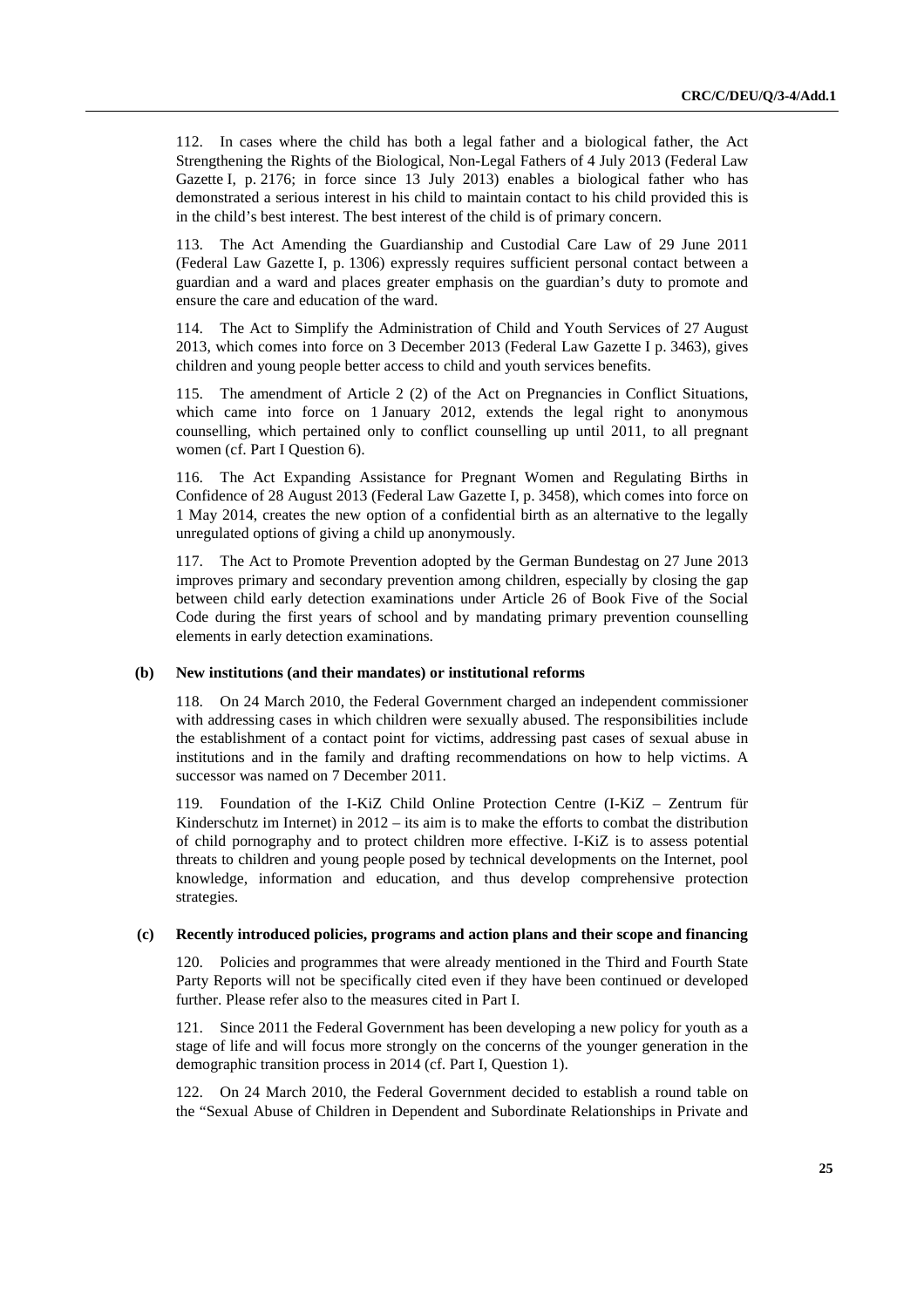112. In cases where the child has both a legal father and a biological father, the Act Strengthening the Rights of the Biological, Non-Legal Fathers of 4 July 2013 (Federal Law Gazette I, p. 2176; in force since 13 July 2013) enables a biological father who has demonstrated a serious interest in his child to maintain contact to his child provided this is in the child's best interest. The best interest of the child is of primary concern.

113. The Act Amending the Guardianship and Custodial Care Law of 29 June 2011 (Federal Law Gazette I, p. 1306) expressly requires sufficient personal contact between a guardian and a ward and places greater emphasis on the guardian's duty to promote and ensure the care and education of the ward.

114. The Act to Simplify the Administration of Child and Youth Services of 27 August 2013, which comes into force on 3 December 2013 (Federal Law Gazette I p. 3463), gives children and young people better access to child and youth services benefits.

115. The amendment of Article 2 (2) of the Act on Pregnancies in Conflict Situations, which came into force on 1 January 2012, extends the legal right to anonymous counselling, which pertained only to conflict counselling up until 2011, to all pregnant women (cf. Part I Question 6).

116. The Act Expanding Assistance for Pregnant Women and Regulating Births in Confidence of 28 August 2013 (Federal Law Gazette I, p. 3458), which comes into force on 1 May 2014, creates the new option of a confidential birth as an alternative to the legally unregulated options of giving a child up anonymously.

117. The Act to Promote Prevention adopted by the German Bundestag on 27 June 2013 improves primary and secondary prevention among children, especially by closing the gap between child early detection examinations under Article 26 of Book Five of the Social Code during the first years of school and by mandating primary prevention counselling elements in early detection examinations.

**(b) New institutions (and their mandates) or institutional reforms**

118. On 24 March 2010, the Federal Government charged an independent commissioner with addressing cases in which children were sexually abused. The responsibilities include the establishment of a contact point for victims, addressing past cases of sexual abuse in institutions and in the family and drafting recommendations on how to help victims. A successor was named on 7 December 2011.

119. Foundation of the I-KiZ Child Online Protection Centre (I-KiZ – Zentrum für Kinderschutz im Internet) in 2012 – its aim is to make the efforts to combat the distribution of child pornography and to protect children more effective. I-KiZ is to assess potential threats to children and young people posed by technical developments on the Internet, pool knowledge, information and education, and thus develop comprehensive protection strategies.

**(c) Recently introduced policies, programs and action plans and their scope and financing**

120. Policies and programmes that were already mentioned in the Third and Fourth State Party Reports will not be specifically cited even if they have been continued or developed further. Please refer also to the measures cited in Part I.

121. Since 2011 the Federal Government has been developing a new policy for youth as a stage of life and will focus more strongly on the concerns of the younger generation in the demographic transition process in 2014 (cf. Part I, Question 1).

122. On 24 March 2010, the Federal Government decided to establish a round table on the "Sexual Abuse of Children in Dependent and Subordinate Relationships in Private and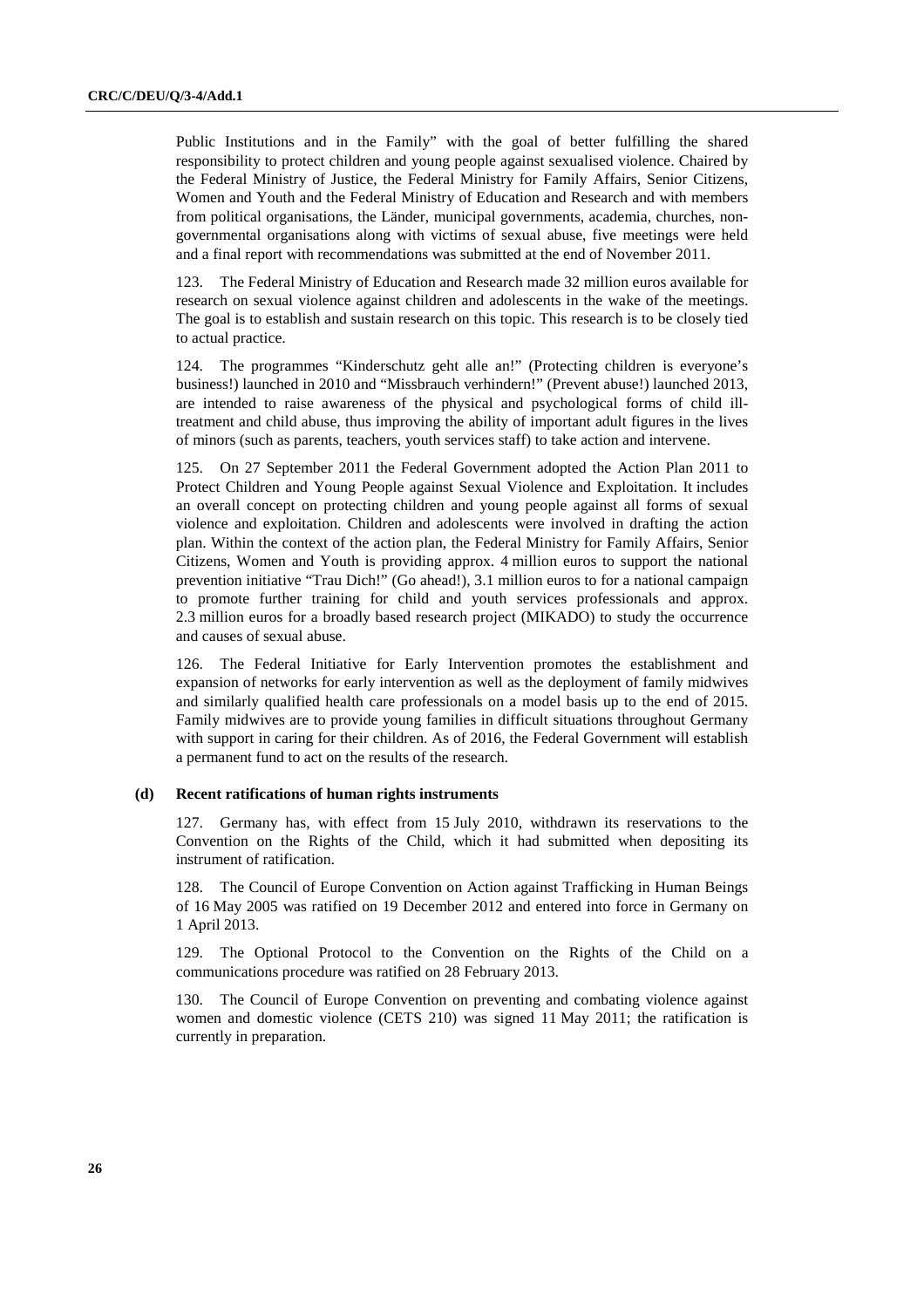Public Institutions and in the Family" with the goal of better fulfilling the shared responsibility to protect children and young people against sexualised violence. Chaired by the Federal Ministry of Justice, the Federal Ministry for Family Affairs, Senior Citizens, Women and Youth and the Federal Ministry of Education and Research and with members from political organisations, the Länder, municipal governments, academia, churches, non-governmental organisations along with victims of sexual abuse, five meetings were held and a final report with recommendations was submitted at the end of November 2011.

123. The Federal Ministry of Education and Research made 32 million euros available for research on sexual violence against children and adolescents in the wake of the meetings. The goal is to establish and sustain research on this topic. This research is to be closely tied to actual practice.

124. The programmes "Kinderschutz geht alle an!" (Protecting children is everyone's business!) launched in 2010 and "Missbrauch verhindern!" (Prevent abuse!) launched 2013, are intended to raise awareness of the physical and psychological forms of child ill-treatment and child abuse, thus improving the ability of important adult figures in the lives of minors (such as parents, teachers, youth services staff) to take action and intervene.

125. On 27 September 2011 the Federal Government adopted the Action Plan 2011 to Protect Children and Young People against Sexual Violence and Exploitation. It includes an overall concept on protecting children and young people against all forms of sexual violence and exploitation. Children and adolescents were involved in drafting the action plan. Within the context of the action plan, the Federal Ministry for Family Affairs, Senior Citizens, Women and Youth is providing approx. 4 million euros to support the national prevention initiative "Trau Dich!" (Go ahead!), 3.1 million euros to for a national campaign to promote further training for child and youth services professionals and approx. 2.3 million euros for a broadly based research project (MIKADO) to study the occurrence and causes of sexual abuse.

126. The Federal Initiative for Early Intervention promotes the establishment and expansion of networks for early intervention as well as the deployment of family midwives and similarly qualified health care professionals on a model basis up to the end of 2015. Family midwives are to provide young families in difficult situations throughout Germany with support in caring for their children. As of 2016, the Federal Government will establish a permanent fund to act on the results of the research.

### (d) Recent ratifications of human rights instruments

127. Germany has, with effect from 15 July 2010, withdrawn its reservations to the Convention on the Rights of the Child, which it had submitted when depositing its instrument of ratification.

128. The Council of Europe Convention on Action against Trafficking in Human Beings of 16 May 2005 was ratified on 19 December 2012 and entered into force in Germany on 1 April 2013.

129. The Optional Protocol to the Convention on the Rights of the Child on a communications procedure was ratified on 28 February 2013.

130. The Council of Europe Convention on preventing and combating violence against women and domestic violence (CETS 210) was signed 11 May 2011; the ratification is currently in preparation.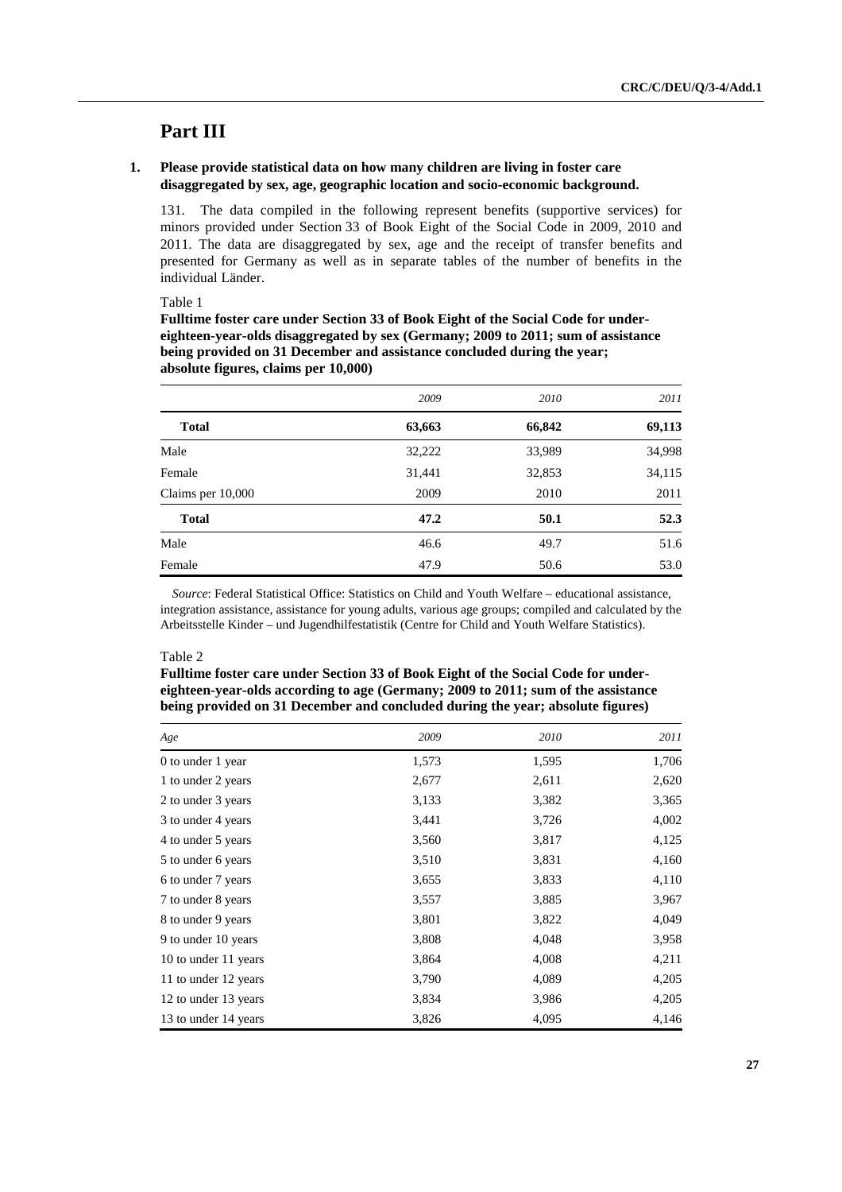# Part III

**1. Please provide statistical data on how many children are living in foster care disaggregated by sex, age, geographic location and socio-economic background.**

131. The data compiled in the following represent benefits (supportive services) for minors provided under Section 33 of Book Eight of the Social Code in 2009, 2010 and 2011. The data are disaggregated by sex, age and the receipt of transfer benefits and presented for Germany as well as in separate tables of the number of benefits in the individual Länder.

Table 1

**Fulltime foster care under Section 33 of Book Eight of the Social Code for under-eighteen-year-olds disaggregated by sex (Germany; 2009 to 2011; sum of assistance being provided on 31 December and assistance concluded during the year; absolute figures, claims per 10,000)**

| | *2009* | *2010* | *2011* |
|---|---|---|---|
| **Total** | **63,663** | **66,842** | **69,113** |
| Male | 32,222 | 33,989 | 34,998 |
| Female | 31,441 | 32,853 | 34,115 |
| Claims per 10,000 | 2009 | 2010 | 2011 |
| **Total** | **47.2** | **50.1** | **52.3** |
| Male | 46.6 | 49.7 | 51.6 |
| Female | 47.9 | 50.6 | 53.0 |

*Source*: Federal Statistical Office: Statistics on Child and Youth Welfare – educational assistance, integration assistance, assistance for young adults, various age groups; compiled and calculated by the Arbeitsstelle Kinder – und Jugendhilfestatistik (Centre for Child and Youth Welfare Statistics).

Table 2

**Fulltime foster care under Section 33 of Book Eight of the Social Code for under-eighteen-year-olds according to age (Germany; 2009 to 2011; sum of the assistance being provided on 31 December and concluded during the year; absolute figures)**

| *Age* | *2009* | *2010* | *2011* |
|---|---|---|---|
| 0 to under 1 year | 1,573 | 1,595 | 1,706 |
| 1 to under 2 years | 2,677 | 2,611 | 2,620 |
| 2 to under 3 years | 3,133 | 3,382 | 3,365 |
| 3 to under 4 years | 3,441 | 3,726 | 4,002 |
| 4 to under 5 years | 3,560 | 3,817 | 4,125 |
| 5 to under 6 years | 3,510 | 3,831 | 4,160 |
| 6 to under 7 years | 3,655 | 3,833 | 4,110 |
| 7 to under 8 years | 3,557 | 3,885 | 3,967 |
| 8 to under 9 years | 3,801 | 3,822 | 4,049 |
| 9 to under 10 years | 3,808 | 4,048 | 3,958 |
| 10 to under 11 years | 3,864 | 4,008 | 4,211 |
| 11 to under 12 years | 3,790 | 4,089 | 4,205 |
| 12 to under 13 years | 3,834 | 3,986 | 4,205 |
| 13 to under 14 years | 3,826 | 4,095 | 4,146 |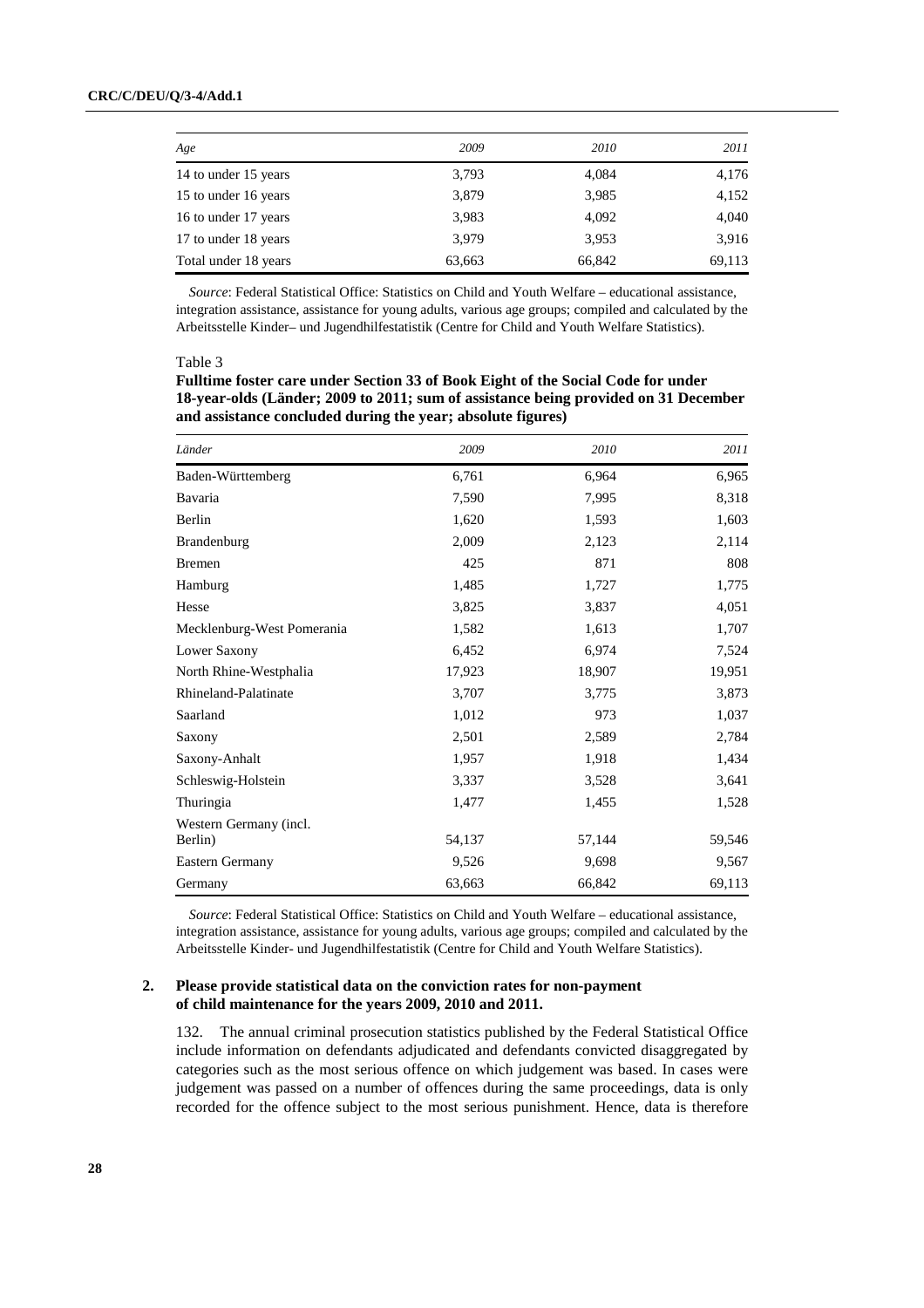| *Age* | *2009* | *2010* | *2011* |
| --- | --- | --- | --- |
| 14 to under 15 years | 3,793 | 4,084 | 4,176 |
| 15 to under 16 years | 3,879 | 3,985 | 4,152 |
| 16 to under 17 years | 3,983 | 4,092 | 4,040 |
| 17 to under 18 years | 3,979 | 3,953 | 3,916 |
| Total under 18 years | 63,663 | 66,842 | 69,113 |

*Source*: Federal Statistical Office: Statistics on Child and Youth Welfare – educational assistance, integration assistance, assistance for young adults, various age groups; compiled and calculated by the Arbeitsstelle Kinder– und Jugendhilfestatistik (Centre for Child and Youth Welfare Statistics).

Table 3

**Fulltime foster care under Section 33 of Book Eight of the Social Code for under 18-year-olds (Länder; 2009 to 2011; sum of assistance being provided on 31 December and assistance concluded during the year; absolute figures)**

| *Länder* | *2009* | *2010* | *2011* |
| --- | --- | --- | --- |
| Baden-Württemberg | 6,761 | 6,964 | 6,965 |
| Bavaria | 7,590 | 7,995 | 8,318 |
| Berlin | 1,620 | 1,593 | 1,603 |
| Brandenburg | 2,009 | 2,123 | 2,114 |
| Bremen | 425 | 871 | 808 |
| Hamburg | 1,485 | 1,727 | 1,775 |
| Hesse | 3,825 | 3,837 | 4,051 |
| Mecklenburg-West Pomerania | 1,582 | 1,613 | 1,707 |
| Lower Saxony | 6,452 | 6,974 | 7,524 |
| North Rhine-Westphalia | 17,923 | 18,907 | 19,951 |
| Rhineland-Palatinate | 3,707 | 3,775 | 3,873 |
| Saarland | 1,012 | 973 | 1,037 |
| Saxony | 2,501 | 2,589 | 2,784 |
| Saxony-Anhalt | 1,957 | 1,918 | 1,434 |
| Schleswig-Holstein | 3,337 | 3,528 | 3,641 |
| Thuringia | 1,477 | 1,455 | 1,528 |
| Western Germany (incl. Berlin) | 54,137 | 57,144 | 59,546 |
| Eastern Germany | 9,526 | 9,698 | 9,567 |
| Germany | 63,663 | 66,842 | 69,113 |

*Source*: Federal Statistical Office: Statistics on Child and Youth Welfare – educational assistance, integration assistance, assistance for young adults, various age groups; compiled and calculated by the Arbeitsstelle Kinder- und Jugendhilfestatistik (Centre for Child and Youth Welfare Statistics).

### 2. Please provide statistical data on the conviction rates for non-payment of child maintenance for the years 2009, 2010 and 2011.

132. The annual criminal prosecution statistics published by the Federal Statistical Office include information on defendants adjudicated and defendants convicted disaggregated by categories such as the most serious offence on which judgement was based. In cases were judgement was passed on a number of offences during the same proceedings, data is only recorded for the offence subject to the most serious punishment. Hence, data is therefore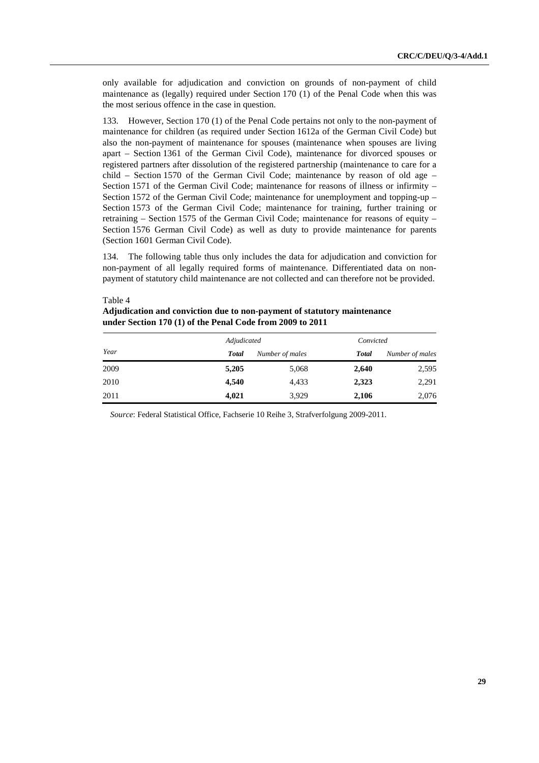only available for adjudication and conviction on grounds of non-payment of child maintenance as (legally) required under Section 170 (1) of the Penal Code when this was the most serious offence in the case in question.

133. However, Section 170 (1) of the Penal Code pertains not only to the non-payment of maintenance for children (as required under Section 1612a of the German Civil Code) but also the non-payment of maintenance for spouses (maintenance when spouses are living apart – Section 1361 of the German Civil Code), maintenance for divorced spouses or registered partners after dissolution of the registered partnership (maintenance to care for a child – Section 1570 of the German Civil Code; maintenance by reason of old age – Section 1571 of the German Civil Code; maintenance for reasons of illness or infirmity – Section 1572 of the German Civil Code; maintenance for unemployment and topping-up – Section 1573 of the German Civil Code; maintenance for training, further training or retraining – Section 1575 of the German Civil Code; maintenance for reasons of equity – Section 1576 German Civil Code) as well as duty to provide maintenance for parents (Section 1601 German Civil Code).

134. The following table thus only includes the data for adjudication and conviction for non-payment of all legally required forms of maintenance. Differentiated data on non-payment of statutory child maintenance are not collected and can therefore not be provided.

Table 4
**Adjudication and conviction due to non-payment of statutory maintenance under Section 170 (1) of the Penal Code from 2009 to 2011**

| *Year* | *Adjudicated* | | *Convicted* | |
|---|---|---|---|---|
| | ***Total*** | *Number of males* | ***Total*** | *Number of males* |
| 2009 | **5,205** | 5,068 | **2,640** | 2,595 |
| 2010 | **4,540** | 4,433 | **2,323** | 2,291 |
| 2011 | **4,021** | 3,929 | **2,106** | 2,076 |

*Source*: Federal Statistical Office, Fachserie 10 Reihe 3, Strafverfolgung 2009-2011.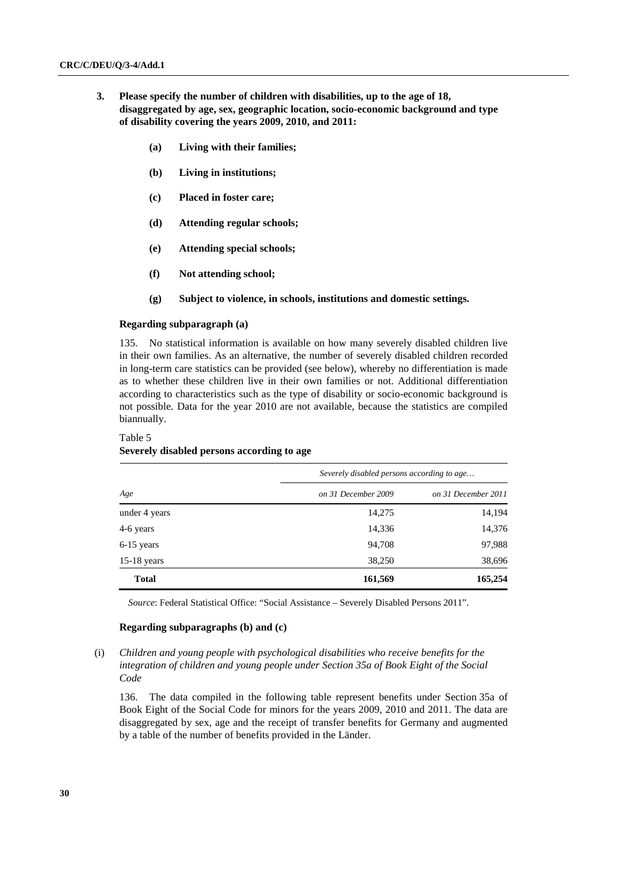**3. Please specify the number of children with disabilities, up to the age of 18, disaggregated by age, sex, geographic location, socio-economic background and type of disability covering the years 2009, 2010, and 2011:**

**(a) Living with their families;**

**(b) Living in institutions;**

**(c) Placed in foster care;**

**(d) Attending regular schools;**

**(e) Attending special schools;**

**(f) Not attending school;**

**(g) Subject to violence, in schools, institutions and domestic settings.**

**Regarding subparagraph (a)**

135. No statistical information is available on how many severely disabled children live in their own families. As an alternative, the number of severely disabled children recorded in long-term care statistics can be provided (see below), whereby no differentiation is made as to whether these children live in their own families or not. Additional differentiation according to characteristics such as the type of disability or socio-economic background is not possible. Data for the year 2010 are not available, because the statistics are compiled biannually.

Table 5
**Severely disabled persons according to age**

| | *Severely disabled persons according to age…* | |
|---|---|---|
| *Age* | *on 31 December 2009* | *on 31 December 2011* |
| under 4 years | 14,275 | 14,194 |
| 4-6 years | 14,336 | 14,376 |
| 6-15 years | 94,708 | 97,988 |
| 15-18 years | 38,250 | 38,696 |
| **Total** | **161,569** | **165,254** |

*Source*: Federal Statistical Office: "Social Assistance – Severely Disabled Persons 2011".

**Regarding subparagraphs (b) and (c)**

(i) *Children and young people with psychological disabilities who receive benefits for the integration of children and young people under Section 35a of Book Eight of the Social Code*

136. The data compiled in the following table represent benefits under Section 35a of Book Eight of the Social Code for minors for the years 2009, 2010 and 2011. The data are disaggregated by sex, age and the receipt of transfer benefits for Germany and augmented by a table of the number of benefits provided in the Länder.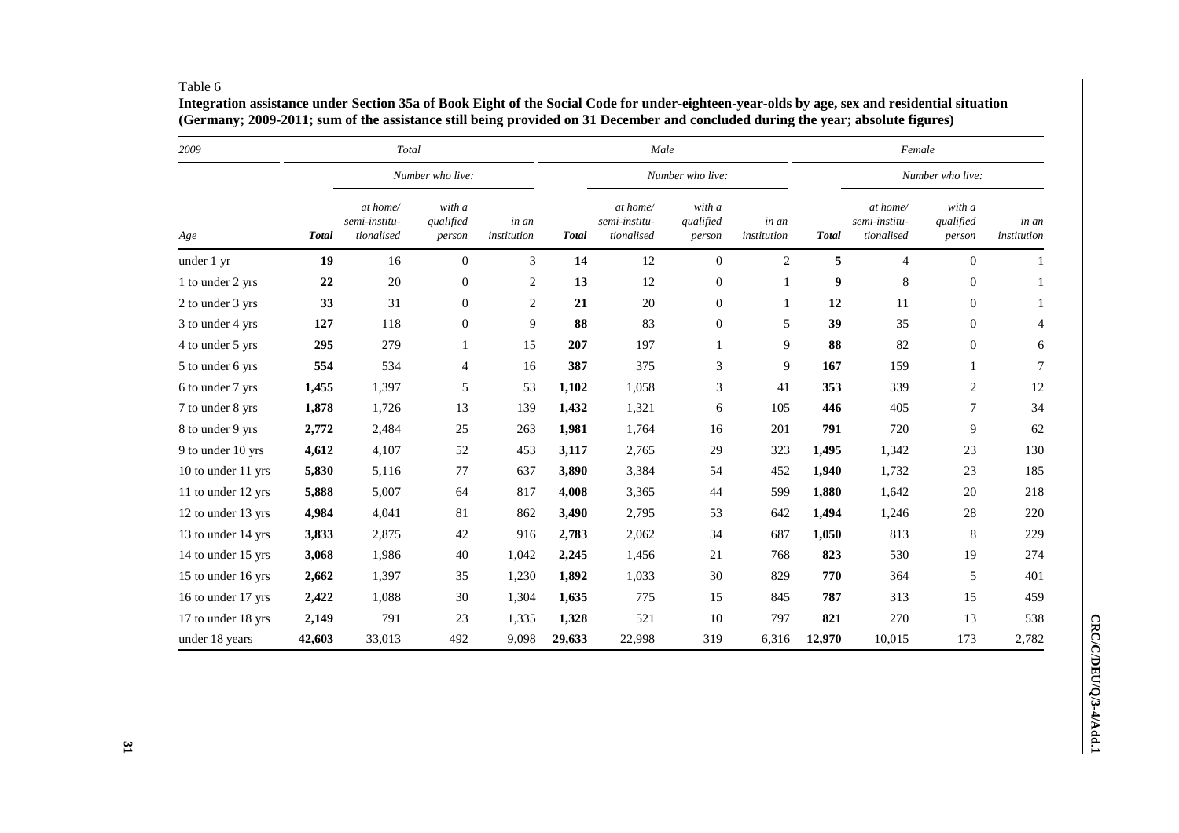Table 6

**Integration assistance under Section 35a of Book Eight of the Social Code for under-eighteen-year-olds by age, sex and residential situation (Germany; 2009-2011; sum of the assistance still being provided on 31 December and concluded during the year; absolute figures)**

| *2009* | *Total* | | | | *Male* | | | | *Female* | | | |
|---|---|---|---|---|---|---|---|---|---|---|---|---|
| | | *Number who live:* | | | | *Number who live:* | | | | *Number who live:* | | |
| *Age* | ***Total*** | *at home/ semi-institu-tionalised* | *with a qualified person* | *in an institution* | ***Total*** | *at home/ semi-institu-tionalised* | *with a qualified person* | *in an institution* | ***Total*** | *at home/ semi-institu-tionalised* | *with a qualified person* | *in an institution* |
| under 1 yr | **19** | 16 | 0 | 3 | **14** | 12 | 0 | 2 | **5** | 4 | 0 | 1 |
| 1 to under 2 yrs | **22** | 20 | 0 | 2 | **13** | 12 | 0 | 1 | **9** | 8 | 0 | 1 |
| 2 to under 3 yrs | **33** | 31 | 0 | 2 | **21** | 20 | 0 | 1 | **12** | 11 | 0 | 1 |
| 3 to under 4 yrs | **127** | 118 | 0 | 9 | **88** | 83 | 0 | 5 | **39** | 35 | 0 | 4 |
| 4 to under 5 yrs | **295** | 279 | 1 | 15 | **207** | 197 | 1 | 9 | **88** | 82 | 0 | 6 |
| 5 to under 6 yrs | **554** | 534 | 4 | 16 | **387** | 375 | 3 | 9 | **167** | 159 | 1 | 7 |
| 6 to under 7 yrs | **1,455** | 1,397 | 5 | 53 | **1,102** | 1,058 | 3 | 41 | **353** | 339 | 2 | 12 |
| 7 to under 8 yrs | **1,878** | 1,726 | 13 | 139 | **1,432** | 1,321 | 6 | 105 | **446** | 405 | 7 | 34 |
| 8 to under 9 yrs | **2,772** | 2,484 | 25 | 263 | **1,981** | 1,764 | 16 | 201 | **791** | 720 | 9 | 62 |
| 9 to under 10 yrs | **4,612** | 4,107 | 52 | 453 | **3,117** | 2,765 | 29 | 323 | **1,495** | 1,342 | 23 | 130 |
| 10 to under 11 yrs | **5,830** | 5,116 | 77 | 637 | **3,890** | 3,384 | 54 | 452 | **1,940** | 1,732 | 23 | 185 |
| 11 to under 12 yrs | **5,888** | 5,007 | 64 | 817 | **4,008** | 3,365 | 44 | 599 | **1,880** | 1,642 | 20 | 218 |
| 12 to under 13 yrs | **4,984** | 4,041 | 81 | 862 | **3,490** | 2,795 | 53 | 642 | **1,494** | 1,246 | 28 | 220 |
| 13 to under 14 yrs | **3,833** | 2,875 | 42 | 916 | **2,783** | 2,062 | 34 | 687 | **1,050** | 813 | 8 | 229 |
| 14 to under 15 yrs | **3,068** | 1,986 | 40 | 1,042 | **2,245** | 1,456 | 21 | 768 | **823** | 530 | 19 | 274 |
| 15 to under 16 yrs | **2,662** | 1,397 | 35 | 1,230 | **1,892** | 1,033 | 30 | 829 | **770** | 364 | 5 | 401 |
| 16 to under 17 yrs | **2,422** | 1,088 | 30 | 1,304 | **1,635** | 775 | 15 | 845 | **787** | 313 | 15 | 459 |
| 17 to under 18 yrs | **2,149** | 791 | 23 | 1,335 | **1,328** | 521 | 10 | 797 | **821** | 270 | 13 | 538 |
| under 18 years | **42,603** | 33,013 | 492 | 9,098 | **29,633** | 22,998 | 319 | 6,316 | **12,970** | 10,015 | 173 | 2,782 |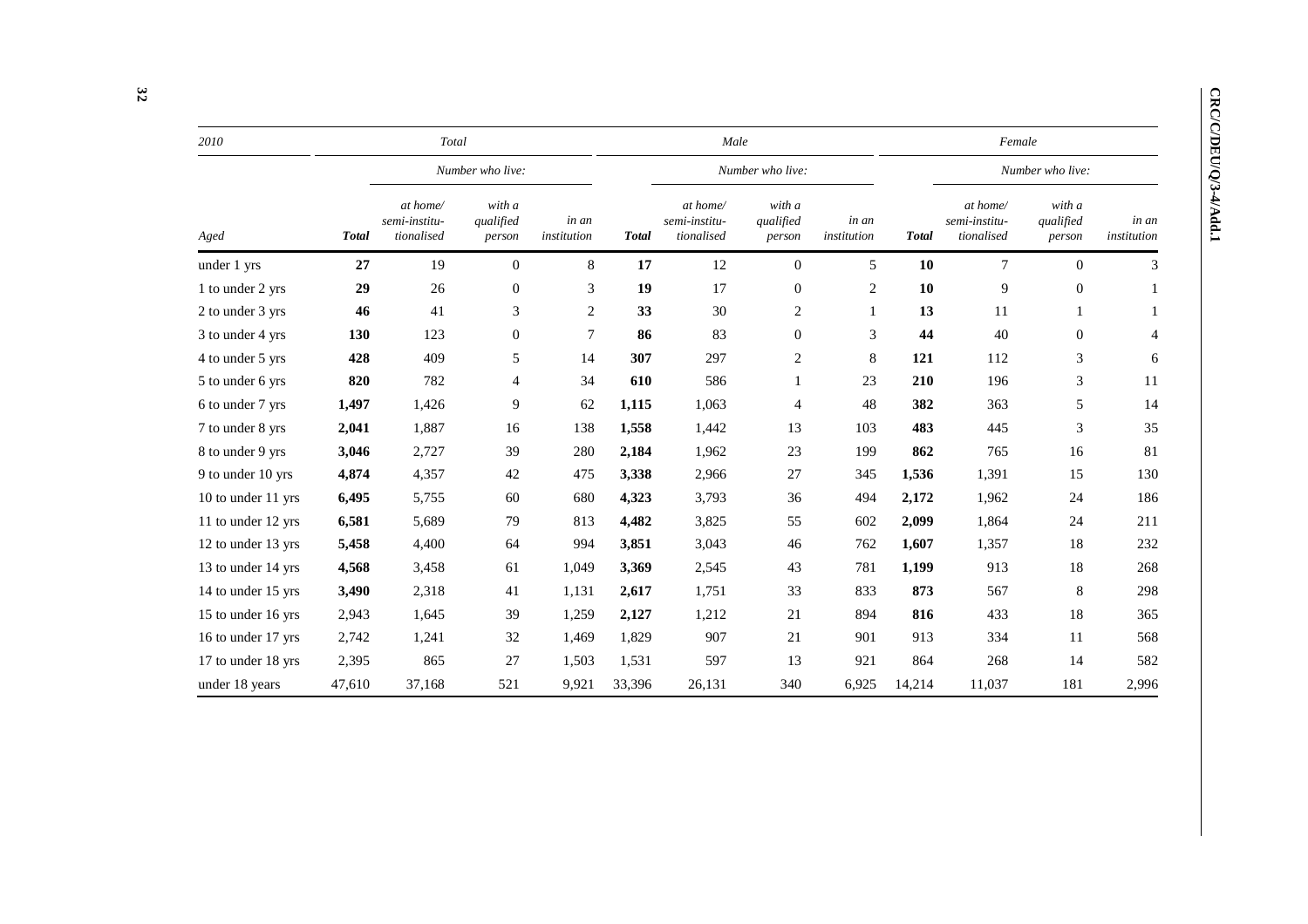| 2010 | Total | | | | Male | | | | Female | | | |
|---|---|---|---|---|---|---|---|---|---|---|---|---|
| | | *Number who live:* | | | | *Number who live:* | | | | *Number who live:* | | |
| *Aged* | ***Total*** | *at home/ semi-institu-tionalised* | *with a qualified person* | *in an institution* | ***Total*** | *at home/ semi-institu-tionalised* | *with a qualified person* | *in an institution* | ***Total*** | *at home/ semi-institu-tionalised* | *with a qualified person* | *in an institution* |
| under 1 yrs | **27** | 19 | 0 | 8 | **17** | 12 | 0 | 5 | **10** | 7 | 0 | 3 |
| 1 to under 2 yrs | **29** | 26 | 0 | 3 | **19** | 17 | 0 | 2 | **10** | 9 | 0 | 1 |
| 2 to under 3 yrs | **46** | 41 | 3 | 2 | **33** | 30 | 2 | 1 | **13** | 11 | 1 | 1 |
| 3 to under 4 yrs | **130** | 123 | 0 | 7 | **86** | 83 | 0 | 3 | **44** | 40 | 0 | 4 |
| 4 to under 5 yrs | **428** | 409 | 5 | 14 | **307** | 297 | 2 | 8 | **121** | 112 | 3 | 6 |
| 5 to under 6 yrs | **820** | 782 | 4 | 34 | **610** | 586 | 1 | 23 | **210** | 196 | 3 | 11 |
| 6 to under 7 yrs | **1,497** | 1,426 | 9 | 62 | **1,115** | 1,063 | 4 | 48 | **382** | 363 | 5 | 14 |
| 7 to under 8 yrs | **2,041** | 1,887 | 16 | 138 | **1,558** | 1,442 | 13 | 103 | **483** | 445 | 3 | 35 |
| 8 to under 9 yrs | **3,046** | 2,727 | 39 | 280 | **2,184** | 1,962 | 23 | 199 | **862** | 765 | 16 | 81 |
| 9 to under 10 yrs | **4,874** | 4,357 | 42 | 475 | **3,338** | 2,966 | 27 | 345 | **1,536** | 1,391 | 15 | 130 |
| 10 to under 11 yrs | **6,495** | 5,755 | 60 | 680 | **4,323** | 3,793 | 36 | 494 | **2,172** | 1,962 | 24 | 186 |
| 11 to under 12 yrs | **6,581** | 5,689 | 79 | 813 | **4,482** | 3,825 | 55 | 602 | **2,099** | 1,864 | 24 | 211 |
| 12 to under 13 yrs | **5,458** | 4,400 | 64 | 994 | **3,851** | 3,043 | 46 | 762 | **1,607** | 1,357 | 18 | 232 |
| 13 to under 14 yrs | **4,568** | 3,458 | 61 | 1,049 | **3,369** | 2,545 | 43 | 781 | **1,199** | 913 | 18 | 268 |
| 14 to under 15 yrs | **3,490** | 2,318 | 41 | 1,131 | **2,617** | 1,751 | 33 | 833 | **873** | 567 | 8 | 298 |
| 15 to under 16 yrs | 2,943 | 1,645 | 39 | 1,259 | **2,127** | 1,212 | 21 | 894 | **816** | 433 | 18 | 365 |
| 16 to under 17 yrs | 2,742 | 1,241 | 32 | 1,469 | 1,829 | 907 | 21 | 901 | 913 | 334 | 11 | 568 |
| 17 to under 18 yrs | 2,395 | 865 | 27 | 1,503 | 1,531 | 597 | 13 | 921 | 864 | 268 | 14 | 582 |
| under 18 years | 47,610 | 37,168 | 521 | 9,921 | 33,396 | 26,131 | 340 | 6,925 | 14,214 | 11,037 | 181 | 2,996 |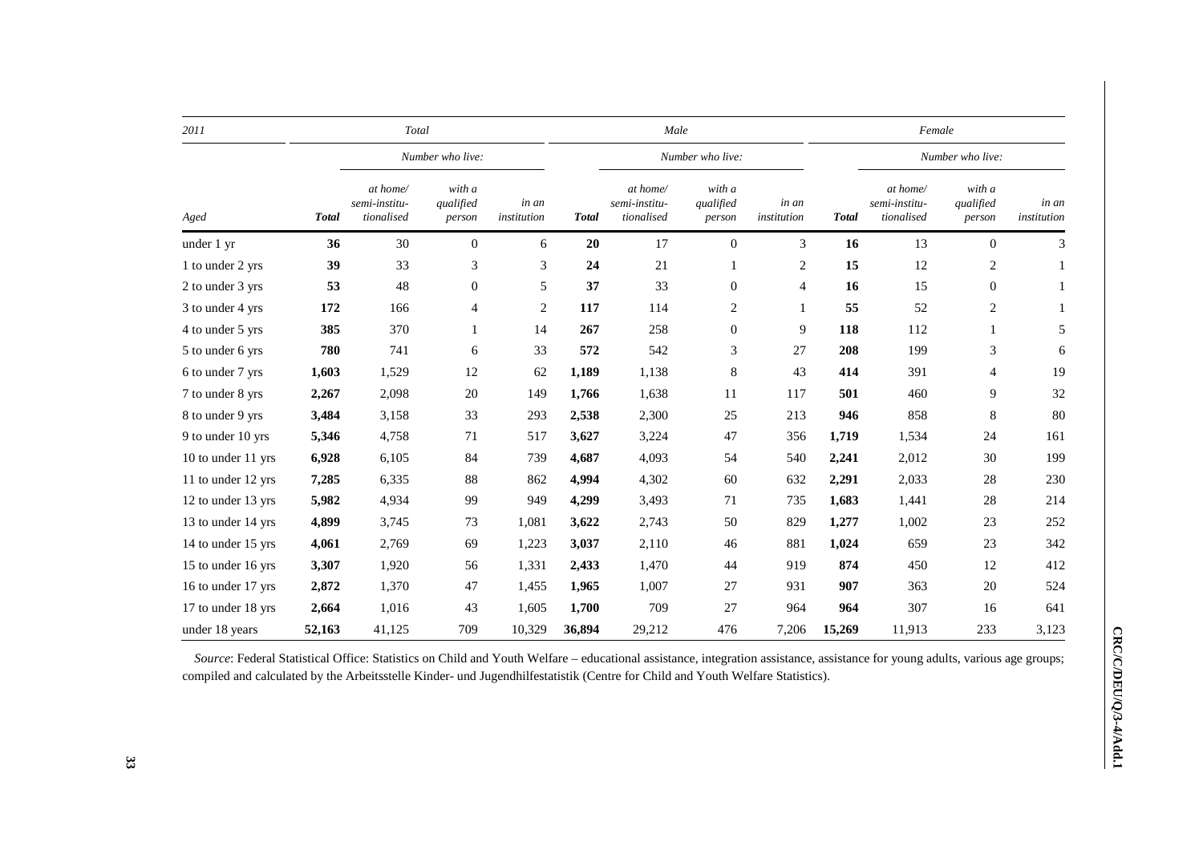| 2011 | Total | | | | Male | | | | Female | | | |
|---|---|---|---|---|---|---|---|---|---|---|---|---|
| | | *Number who live:* | | | | *Number who live:* | | | | *Number who live:* | | |
| *Aged* | ***Total*** | *at home/ semi-institu-tionalised* | *with a qualified person* | *in an institution* | ***Total*** | *at home/ semi-institu-tionalised* | *with a qualified person* | *in an institution* | ***Total*** | *at home/ semi-institu-tionalised* | *with a qualified person* | *in an institution* |
| under 1 yr | **36** | 30 | 0 | 6 | **20** | 17 | 0 | 3 | **16** | 13 | 0 | 3 |
| 1 to under 2 yrs | **39** | 33 | 3 | 3 | **24** | 21 | 1 | 2 | **15** | 12 | 2 | 1 |
| 2 to under 3 yrs | **53** | 48 | 0 | 5 | **37** | 33 | 0 | 4 | **16** | 15 | 0 | 1 |
| 3 to under 4 yrs | **172** | 166 | 4 | 2 | **117** | 114 | 2 | 1 | **55** | 52 | 2 | 1 |
| 4 to under 5 yrs | **385** | 370 | 1 | 14 | **267** | 258 | 0 | 9 | **118** | 112 | 1 | 5 |
| 5 to under 6 yrs | **780** | 741 | 6 | 33 | **572** | 542 | 3 | 27 | **208** | 199 | 3 | 6 |
| 6 to under 7 yrs | **1,603** | 1,529 | 12 | 62 | **1,189** | 1,138 | 8 | 43 | **414** | 391 | 4 | 19 |
| 7 to under 8 yrs | **2,267** | 2,098 | 20 | 149 | **1,766** | 1,638 | 11 | 117 | **501** | 460 | 9 | 32 |
| 8 to under 9 yrs | **3,484** | 3,158 | 33 | 293 | **2,538** | 2,300 | 25 | 213 | **946** | 858 | 8 | 80 |
| 9 to under 10 yrs | **5,346** | 4,758 | 71 | 517 | **3,627** | 3,224 | 47 | 356 | **1,719** | 1,534 | 24 | 161 |
| 10 to under 11 yrs | **6,928** | 6,105 | 84 | 739 | **4,687** | 4,093 | 54 | 540 | **2,241** | 2,012 | 30 | 199 |
| 11 to under 12 yrs | **7,285** | 6,335 | 88 | 862 | **4,994** | 4,302 | 60 | 632 | **2,291** | 2,033 | 28 | 230 |
| 12 to under 13 yrs | **5,982** | 4,934 | 99 | 949 | **4,299** | 3,493 | 71 | 735 | **1,683** | 1,441 | 28 | 214 |
| 13 to under 14 yrs | **4,899** | 3,745 | 73 | 1,081 | **3,622** | 2,743 | 50 | 829 | **1,277** | 1,002 | 23 | 252 |
| 14 to under 15 yrs | **4,061** | 2,769 | 69 | 1,223 | **3,037** | 2,110 | 46 | 881 | **1,024** | 659 | 23 | 342 |
| 15 to under 16 yrs | **3,307** | 1,920 | 56 | 1,331 | **2,433** | 1,470 | 44 | 919 | **874** | 450 | 12 | 412 |
| 16 to under 17 yrs | **2,872** | 1,370 | 47 | 1,455 | **1,965** | 1,007 | 27 | 931 | **907** | 363 | 20 | 524 |
| 17 to under 18 yrs | **2,664** | 1,016 | 43 | 1,605 | **1,700** | 709 | 27 | 964 | **964** | 307 | 16 | 641 |
| under 18 years | **52,163** | 41,125 | 709 | 10,329 | **36,894** | 29,212 | 476 | 7,206 | **15,269** | 11,913 | 233 | 3,123 |

*Source*: Federal Statistical Office: Statistics on Child and Youth Welfare – educational assistance, integration assistance, assistance for young adults, various age groups; compiled and calculated by the Arbeitsstelle Kinder- und Jugendhilfestatistik (Centre for Child and Youth Welfare Statistics).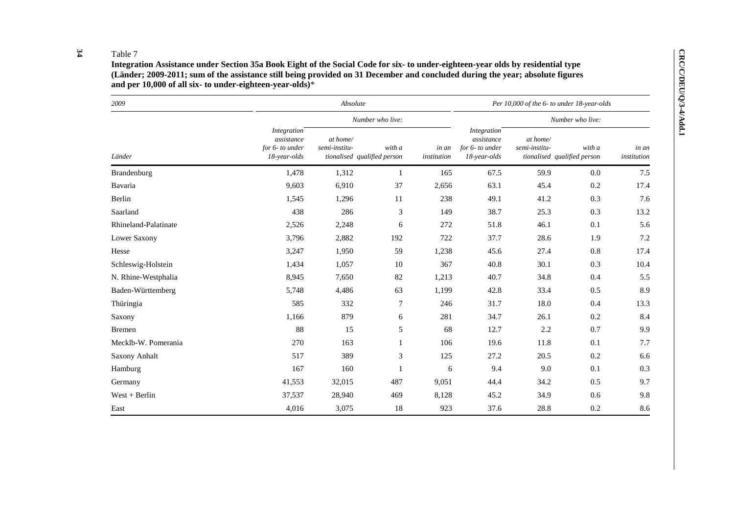Table 7

**Integration Assistance under Section 35a Book Eight of the Social Code for six- to under-eighteen-year olds by residential type (Länder; 2009-2011; sum of the assistance still being provided on 31 December and concluded during the year; absolute figures and per 10,000 of all six- to under-eighteen-year-olds)***

| *2009* | *Absolute* | | | | *Per 10,000 of the 6- to under 18-year-olds* | | | |
|---|---|---|---|---|---|---|---|---|
| | | *Number who live:* | | | | *Number who live:* | | |
| *Länder* | *Integration assistance for 6- to under 18-year-olds* | *at home/ semi-institu-tionalised* | *with a qualified person* | *in an institution* | *Integration assistance for 6- to under 18-year-olds* | *at home/ semi-institu-tionalised* | *with a qualified person* | *in an institution* |
| Brandenburg | 1,478 | 1,312 | 1 | 165 | 67.5 | 59.9 | 0.0 | 7.5 |
| Bavaria | 9,603 | 6,910 | 37 | 2,656 | 63.1 | 45.4 | 0.2 | 17.4 |
| Berlin | 1,545 | 1,296 | 11 | 238 | 49.1 | 41.2 | 0.3 | 7.6 |
| Saarland | 438 | 286 | 3 | 149 | 38.7 | 25.3 | 0.3 | 13.2 |
| Rhineland-Palatinate | 2,526 | 2,248 | 6 | 272 | 51.8 | 46.1 | 0.1 | 5.6 |
| Lower Saxony | 3,796 | 2,882 | 192 | 722 | 37.7 | 28.6 | 1.9 | 7.2 |
| Hesse | 3,247 | 1,950 | 59 | 1,238 | 45.6 | 27.4 | 0.8 | 17.4 |
| Schleswig-Holstein | 1,434 | 1,057 | 10 | 367 | 40.8 | 30.1 | 0.3 | 10.4 |
| N. Rhine-Westphalia | 8,945 | 7,650 | 82 | 1,213 | 40.7 | 34.8 | 0.4 | 5.5 |
| Baden-Württemberg | 5,748 | 4,486 | 63 | 1,199 | 42.8 | 33.4 | 0.5 | 8.9 |
| Thüringia | 585 | 332 | 7 | 246 | 31.7 | 18.0 | 0.4 | 13.3 |
| Saxony | 1,166 | 879 | 6 | 281 | 34.7 | 26.1 | 0.2 | 8.4 |
| Bremen | 88 | 15 | 5 | 68 | 12.7 | 2.2 | 0.7 | 9.9 |
| Mecklb-W. Pomerania | 270 | 163 | 1 | 106 | 19.6 | 11.8 | 0.1 | 7.7 |
| Saxony Anhalt | 517 | 389 | 3 | 125 | 27.2 | 20.5 | 0.2 | 6.6 |
| Hamburg | 167 | 160 | 1 | 6 | 9.4 | 9.0 | 0.1 | 0.3 |
| Germany | 41,553 | 32,015 | 487 | 9,051 | 44.4 | 34.2 | 0.5 | 9.7 |
| West + Berlin | 37,537 | 28,940 | 469 | 8,128 | 45.2 | 34.9 | 0.6 | 9.8 |
| East | 4,016 | 3,075 | 18 | 923 | 37.6 | 28.8 | 0.2 | 8.6 |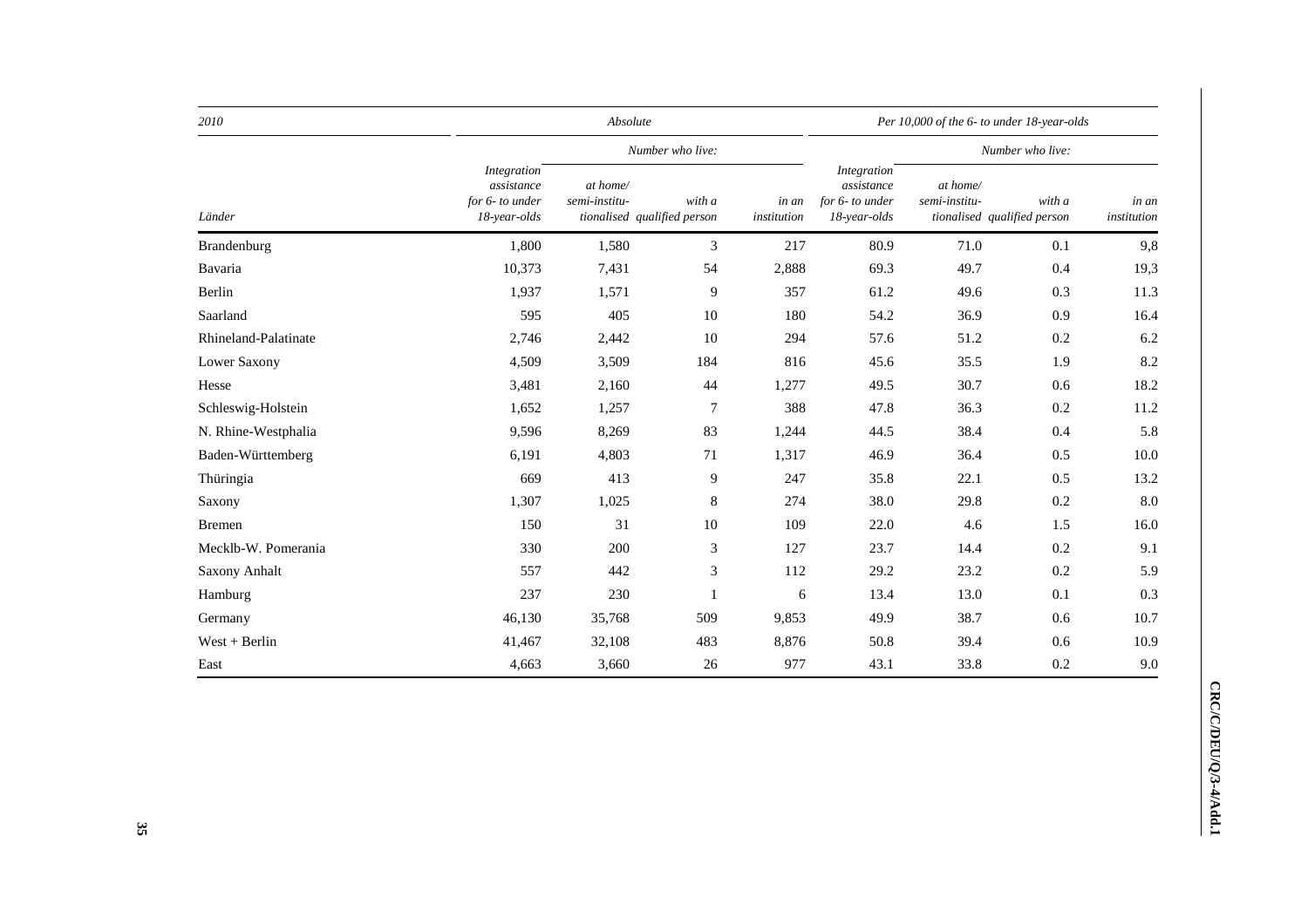| 2010 | Absolute | | | | Per 10,000 of the 6- to under 18-year-olds | | | |
|---|---|---|---|---|---|---|---|---|
| | | Number who live: | | | | Number who live: | | |
| *Länder* | *Integration assistance for 6- to under 18-year-olds* | *at home/ semi-institutionalised* | *with a qualified person* | *in an institution* | *Integration assistance for 6- to under 18-year-olds* | *at home/ semi-institutionalised* | *with a qualified person* | *in an institution* |
| Brandenburg | 1,800 | 1,580 | 3 | 217 | 80.9 | 71.0 | 0.1 | 9,8 |
| Bavaria | 10,373 | 7,431 | 54 | 2,888 | 69.3 | 49.7 | 0.4 | 19,3 |
| Berlin | 1,937 | 1,571 | 9 | 357 | 61.2 | 49.6 | 0.3 | 11.3 |
| Saarland | 595 | 405 | 10 | 180 | 54.2 | 36.9 | 0.9 | 16.4 |
| Rhineland-Palatinate | 2,746 | 2,442 | 10 | 294 | 57.6 | 51.2 | 0.2 | 6.2 |
| Lower Saxony | 4,509 | 3,509 | 184 | 816 | 45.6 | 35.5 | 1.9 | 8.2 |
| Hesse | 3,481 | 2,160 | 44 | 1,277 | 49.5 | 30.7 | 0.6 | 18.2 |
| Schleswig-Holstein | 1,652 | 1,257 | 7 | 388 | 47.8 | 36.3 | 0.2 | 11.2 |
| N. Rhine-Westphalia | 9,596 | 8,269 | 83 | 1,244 | 44.5 | 38.4 | 0.4 | 5.8 |
| Baden-Württemberg | 6,191 | 4,803 | 71 | 1,317 | 46.9 | 36.4 | 0.5 | 10.0 |
| Thüringia | 669 | 413 | 9 | 247 | 35.8 | 22.1 | 0.5 | 13.2 |
| Saxony | 1,307 | 1,025 | 8 | 274 | 38.0 | 29.8 | 0.2 | 8.0 |
| Bremen | 150 | 31 | 10 | 109 | 22.0 | 4.6 | 1.5 | 16.0 |
| Mecklb-W. Pomerania | 330 | 200 | 3 | 127 | 23.7 | 14.4 | 0.2 | 9.1 |
| Saxony Anhalt | 557 | 442 | 3 | 112 | 29.2 | 23.2 | 0.2 | 5.9 |
| Hamburg | 237 | 230 | 1 | 6 | 13.4 | 13.0 | 0.1 | 0.3 |
| Germany | 46,130 | 35,768 | 509 | 9,853 | 49.9 | 38.7 | 0.6 | 10.7 |
| West + Berlin | 41,467 | 32,108 | 483 | 8,876 | 50.8 | 39.4 | 0.6 | 10.9 |
| East | 4,663 | 3,660 | 26 | 977 | 43.1 | 33.8 | 0.2 | 9.0 |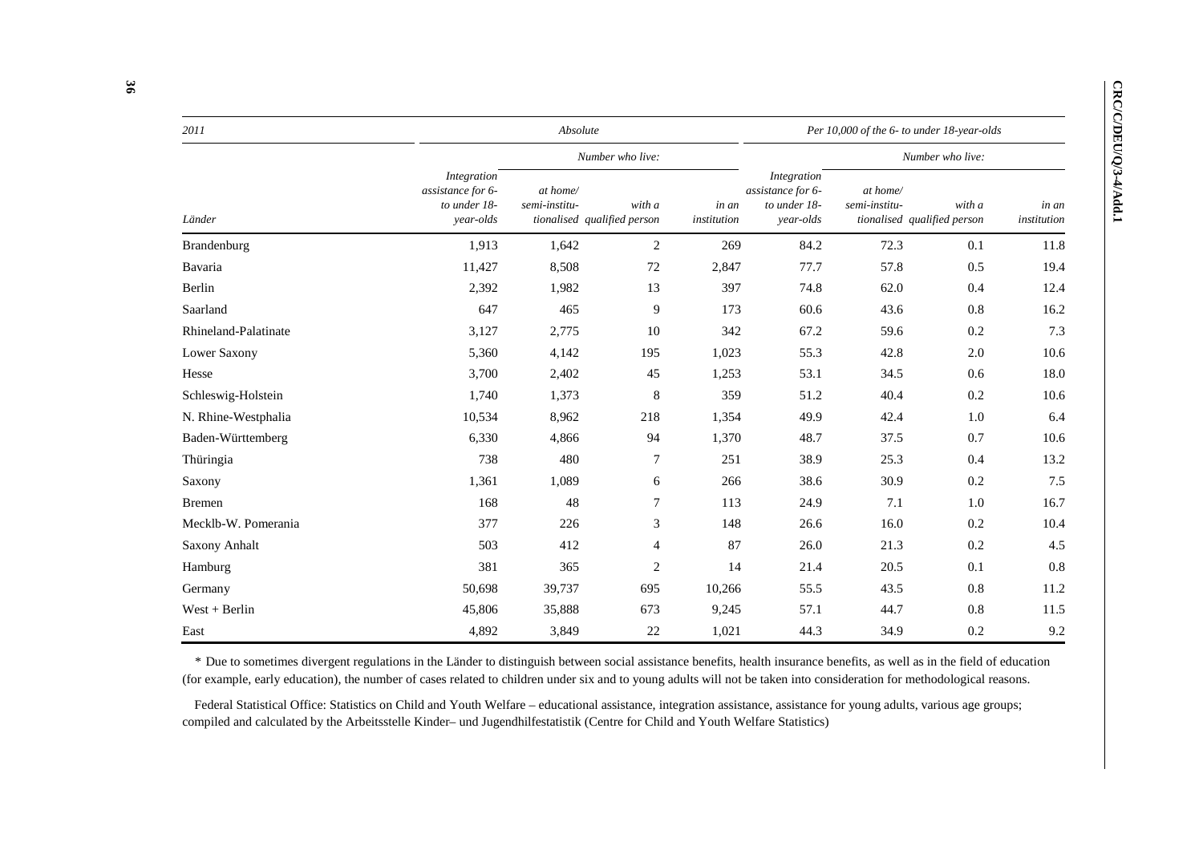| 2011 | Absolute | | | | Per 10,000 of the 6- to under 18-year-olds | | | |
|---|---|---|---|---|---|---|---|---|
| | | Number who live: | | | | Number who live: | | |
| Länder | Integration assistance for 6- to under 18-year-olds | at home/ semi-institutionalised | with a qualified person | in an institution | Integration assistance for 6- to under 18-year-olds | at home/ semi-institutionalised | with a qualified person | in an institution |
| Brandenburg | 1,913 | 1,642 | 2 | 269 | 84.2 | 72.3 | 0.1 | 11.8 |
| Bavaria | 11,427 | 8,508 | 72 | 2,847 | 77.7 | 57.8 | 0.5 | 19.4 |
| Berlin | 2,392 | 1,982 | 13 | 397 | 74.8 | 62.0 | 0.4 | 12.4 |
| Saarland | 647 | 465 | 9 | 173 | 60.6 | 43.6 | 0.8 | 16.2 |
| Rhineland-Palatinate | 3,127 | 2,775 | 10 | 342 | 67.2 | 59.6 | 0.2 | 7.3 |
| Lower Saxony | 5,360 | 4,142 | 195 | 1,023 | 55.3 | 42.8 | 2.0 | 10.6 |
| Hesse | 3,700 | 2,402 | 45 | 1,253 | 53.1 | 34.5 | 0.6 | 18.0 |
| Schleswig-Holstein | 1,740 | 1,373 | 8 | 359 | 51.2 | 40.4 | 0.2 | 10.6 |
| N. Rhine-Westphalia | 10,534 | 8,962 | 218 | 1,354 | 49.9 | 42.4 | 1.0 | 6.4 |
| Baden-Württemberg | 6,330 | 4,866 | 94 | 1,370 | 48.7 | 37.5 | 0.7 | 10.6 |
| Thüringia | 738 | 480 | 7 | 251 | 38.9 | 25.3 | 0.4 | 13.2 |
| Saxony | 1,361 | 1,089 | 6 | 266 | 38.6 | 30.9 | 0.2 | 7.5 |
| Bremen | 168 | 48 | 7 | 113 | 24.9 | 7.1 | 1.0 | 16.7 |
| Mecklb-W. Pomerania | 377 | 226 | 3 | 148 | 26.6 | 16.0 | 0.2 | 10.4 |
| Saxony Anhalt | 503 | 412 | 4 | 87 | 26.0 | 21.3 | 0.2 | 4.5 |
| Hamburg | 381 | 365 | 2 | 14 | 21.4 | 20.5 | 0.1 | 0.8 |
| Germany | 50,698 | 39,737 | 695 | 10,266 | 55.5 | 43.5 | 0.8 | 11.2 |
| West + Berlin | 45,806 | 35,888 | 673 | 9,245 | 57.1 | 44.7 | 0.8 | 11.5 |
| East | 4,892 | 3,849 | 22 | 1,021 | 44.3 | 34.9 | 0.2 | 9.2 |

* Due to sometimes divergent regulations in the Länder to distinguish between social assistance benefits, health insurance benefits, as well as in the field of education (for example, early education), the number of cases related to children under six and to young adults will not be taken into consideration for methodological reasons.

Federal Statistical Office: Statistics on Child and Youth Welfare – educational assistance, integration assistance, assistance for young adults, various age groups; compiled and calculated by the Arbeitsstelle Kinder– und Jugendhilfestatistik (Centre for Child and Youth Welfare Statistics)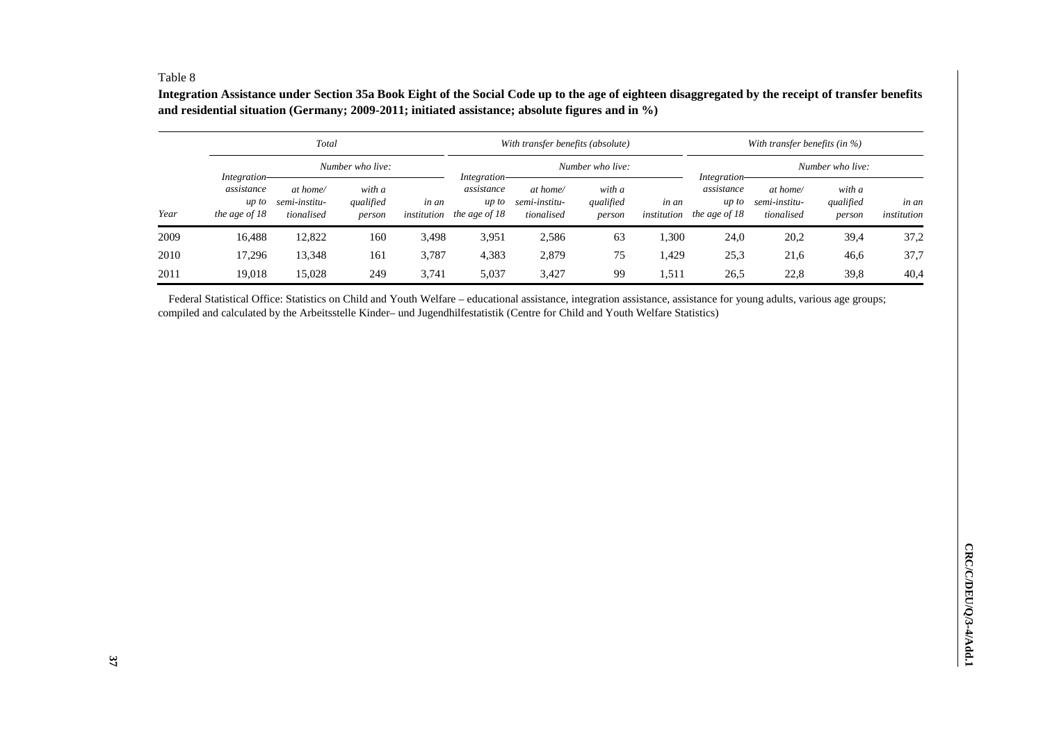Table 8

**Integration Assistance under Section 35a Book Eight of the Social Code up to the age of eighteen disaggregated by the receipt of transfer benefits and residential situation (Germany; 2009-2011; initiated assistance; absolute figures and in %)**

| | *Total* | | | | *With transfer benefits (absolute)* | | | | *With transfer benefits (in %)* | | | |
|---|---|---|---|---|---|---|---|---|---|---|---|---|
| | | *Number who live:* | | | | *Number who live:* | | | | *Number who live:* | | |
| *Year* | *Integration assistance up to the age of 18* | *at home/ semi-institutionalised* | *with a qualified person* | *in an institution* | *Integration assistance up to the age of 18* | *at home/ semi-institutionalised* | *with a qualified person* | *in an institution* | *Integration assistance up to the age of 18* | *at home/ semi-institutionalised* | *with a qualified person* | *in an institution* |
| 2009 | 16,488 | 12,822 | 160 | 3,498 | 3,951 | 2,586 | 63 | 1,300 | 24,0 | 20,2 | 39,4 | 37,2 |
| 2010 | 17,296 | 13,348 | 161 | 3,787 | 4,383 | 2,879 | 75 | 1,429 | 25,3 | 21,6 | 46,6 | 37,7 |
| 2011 | 19,018 | 15,028 | 249 | 3,741 | 5,037 | 3,427 | 99 | 1,511 | 26,5 | 22,8 | 39,8 | 40,4 |

Federal Statistical Office: Statistics on Child and Youth Welfare – educational assistance, integration assistance, assistance for young adults, various age groups; compiled and calculated by the Arbeitsstelle Kinder– und Jugendhilfestatistik (Centre for Child and Youth Welfare Statistics)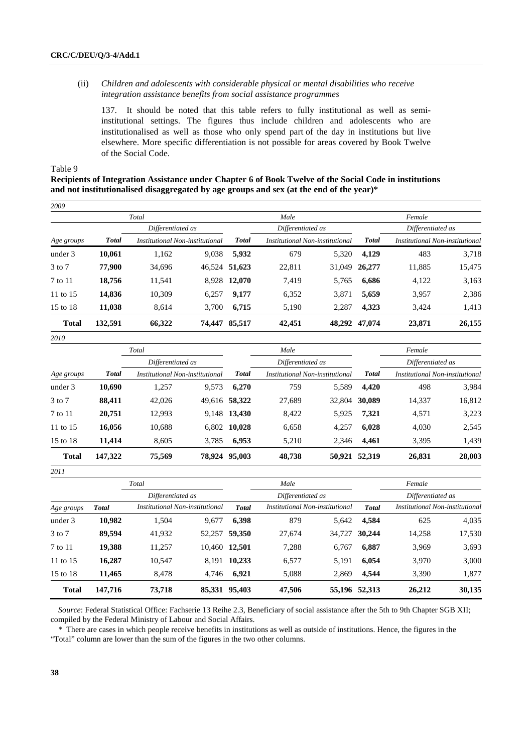(ii) *Children and adolescents with considerable physical or mental disabilities who receive integration assistance benefits from social assistance programmes*

137. It should be noted that this table refers to fully institutional as well as semi-institutional settings. The figures thus include children and adolescents who are institutionalised as well as those who only spend part of the day in institutions but live elsewhere. More specific differentiation is not possible for areas covered by Book Twelve of the Social Code.

Table 9

**Recipients of Integration Assistance under Chapter 6 of Book Twelve of the Social Code in institutions and not institutionalised disaggregated by age groups and sex (at the end of the year)***

*2009*

| | Total | | | Male | | | Female | | |
|---|---|---|---|---|---|---|---|---|---|
| | | Differentiated as | | | Differentiated as | | | Differentiated as | |
| Age groups | **Total** | Institutional | Non-institutional | **Total** | Institutional | Non-institutional | **Total** | Institutional | Non-institutional |
| under 3 | **10,061** | 1,162 | 9,038 | **5,932** | 679 | 5,320 | **4,129** | 483 | 3,718 |
| 3 to 7 | **77,900** | 34,696 | 46,524 | **51,623** | 22,811 | 31,049 | **26,277** | 11,885 | 15,475 |
| 7 to 11 | **18,756** | 11,541 | 8,928 | **12,070** | 7,419 | 5,765 | **6,686** | 4,122 | 3,163 |
| 11 to 15 | **14,836** | 10,309 | 6,257 | **9,177** | 6,352 | 3,871 | **5,659** | 3,957 | 2,386 |
| 15 to 18 | **11,038** | 8,614 | 3,700 | **6,715** | 5,190 | 2,287 | **4,323** | 3,424 | 1,413 |
| **Total** | **132,591** | **66,322** | **74,447** | **85,517** | **42,451** | **48,292** | **47,074** | **23,871** | **26,155** |

*2010*

| | Total | | | Male | | | Female | | |
|---|---|---|---|---|---|---|---|---|---|
| | | Differentiated as | | | Differentiated as | | | Differentiated as | |
| Age groups | **Total** | Institutional | Non-institutional | **Total** | Institutional | Non-institutional | **Total** | Institutional | Non-institutional |
| under 3 | **10,690** | 1,257 | 9,573 | **6,270** | 759 | 5,589 | **4,420** | 498 | 3,984 |
| 3 to 7 | **88,411** | 42,026 | 49,616 | **58,322** | 27,689 | 32,804 | **30,089** | 14,337 | 16,812 |
| 7 to 11 | **20,751** | 12,993 | 9,148 | **13,430** | 8,422 | 5,925 | **7,321** | 4,571 | 3,223 |
| 11 to 15 | **16,056** | 10,688 | 6,802 | **10,028** | 6,658 | 4,257 | **6,028** | 4,030 | 2,545 |
| 15 to 18 | **11,414** | 8,605 | 3,785 | **6,953** | 5,210 | 2,346 | **4,461** | 3,395 | 1,439 |
| **Total** | **147,322** | **75,569** | **78,924** | **95,003** | **48,738** | **50,921** | **52,319** | **26,831** | **28,003** |

*2011*

| | Total | | | Male | | | Female | | |
|---|---|---|---|---|---|---|---|---|---|
| | | Differentiated as | | | Differentiated as | | | Differentiated as | |
| Age groups | **Total** | Institutional | Non-institutional | **Total** | Institutional | Non-institutional | **Total** | Institutional | Non-institutional |
| under 3 | **10,982** | 1,504 | 9,677 | **6,398** | 879 | 5,642 | **4,584** | 625 | 4,035 |
| 3 to 7 | **89,594** | 41,932 | 52,257 | **59,350** | 27,674 | 34,727 | **30,244** | 14,258 | 17,530 |
| 7 to 11 | **19,388** | 11,257 | 10,460 | **12,501** | 7,288 | 6,767 | **6,887** | 3,969 | 3,693 |
| 11 to 15 | **16,287** | 10,547 | 8,191 | **10,233** | 6,577 | 5,191 | **6,054** | 3,970 | 3,000 |
| 15 to 18 | **11,465** | 8,478 | 4,746 | **6,921** | 5,088 | 2,869 | **4,544** | 3,390 | 1,877 |
| **Total** | **147,716** | **73,718** | **85,331** | **95,403** | **47,506** | **55,196** | **52,313** | **26,212** | **30,135** |

*Source*: Federal Statistical Office: Fachserie 13 Reihe 2.3, Beneficiary of social assistance after the 5th to 9th Chapter SGB XII; compiled by the Federal Ministry of Labour and Social Affairs.

\* There are cases in which people receive benefits in institutions as well as outside of institutions. Hence, the figures in the "Total" column are lower than the sum of the figures in the two other columns.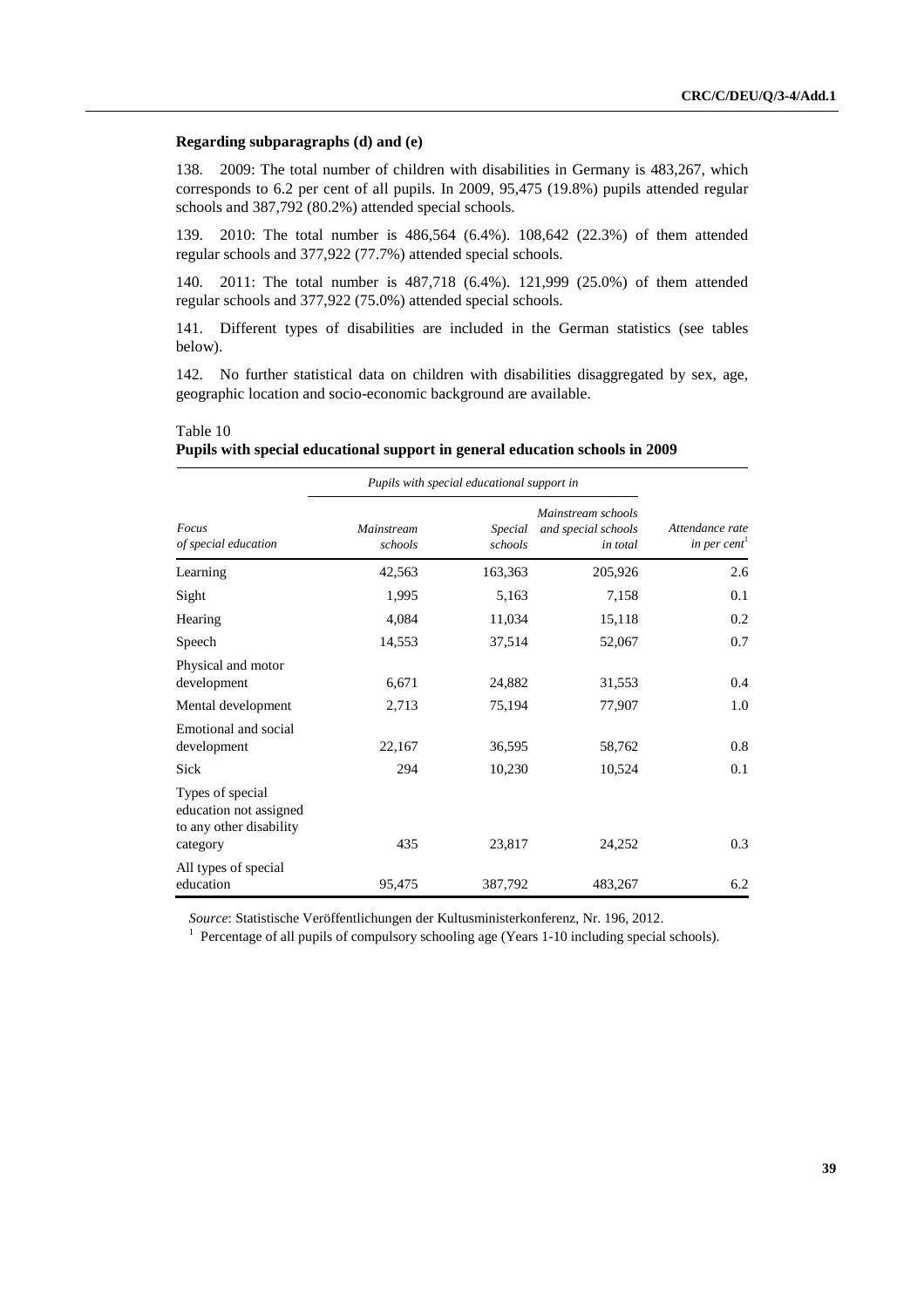**Regarding subparagraphs (d) and (e)**

138. 2009: The total number of children with disabilities in Germany is 483,267, which corresponds to 6.2 per cent of all pupils. In 2009, 95,475 (19.8%) pupils attended regular schools and 387,792 (80.2%) attended special schools.

139. 2010: The total number is 486,564 (6.4%). 108,642 (22.3%) of them attended regular schools and 377,922 (77.7%) attended special schools.

140. 2011: The total number is 487,718 (6.4%). 121,999 (25.0%) of them attended regular schools and 377,922 (75.0%) attended special schools.

141. Different types of disabilities are included in the German statistics (see tables below).

142. No further statistical data on children with disabilities disaggregated by sex, age, geographic location and socio-economic background are available.

Table 10
**Pupils with special educational support in general education schools in 2009**

| | *Pupils with special educational support in* | | | |
|---|---|---|---|---|
| *Focus of special education* | *Mainstream schools* | *Special schools* | *Mainstream schools and special schools in total* | *Attendance rate in per cent*[1] |
| Learning | 42,563 | 163,363 | 205,926 | 2.6 |
| Sight | 1,995 | 5,163 | 7,158 | 0.1 |
| Hearing | 4,084 | 11,034 | 15,118 | 0.2 |
| Speech | 14,553 | 37,514 | 52,067 | 0.7 |
| Physical and motor development | 6,671 | 24,882 | 31,553 | 0.4 |
| Mental development | 2,713 | 75,194 | 77,907 | 1.0 |
| Emotional and social development | 22,167 | 36,595 | 58,762 | 0.8 |
| Sick | 294 | 10,230 | 10,524 | 0.1 |
| Types of special education not assigned to any other disability category | 435 | 23,817 | 24,252 | 0.3 |
| All types of special education | 95,475 | 387,792 | 483,267 | 6.2 |

*Source*: Statistische Veröffentlichungen der Kultusministerkonferenz, Nr. 196, 2012.

[1] Percentage of all pupils of compulsory schooling age (Years 1-10 including special schools).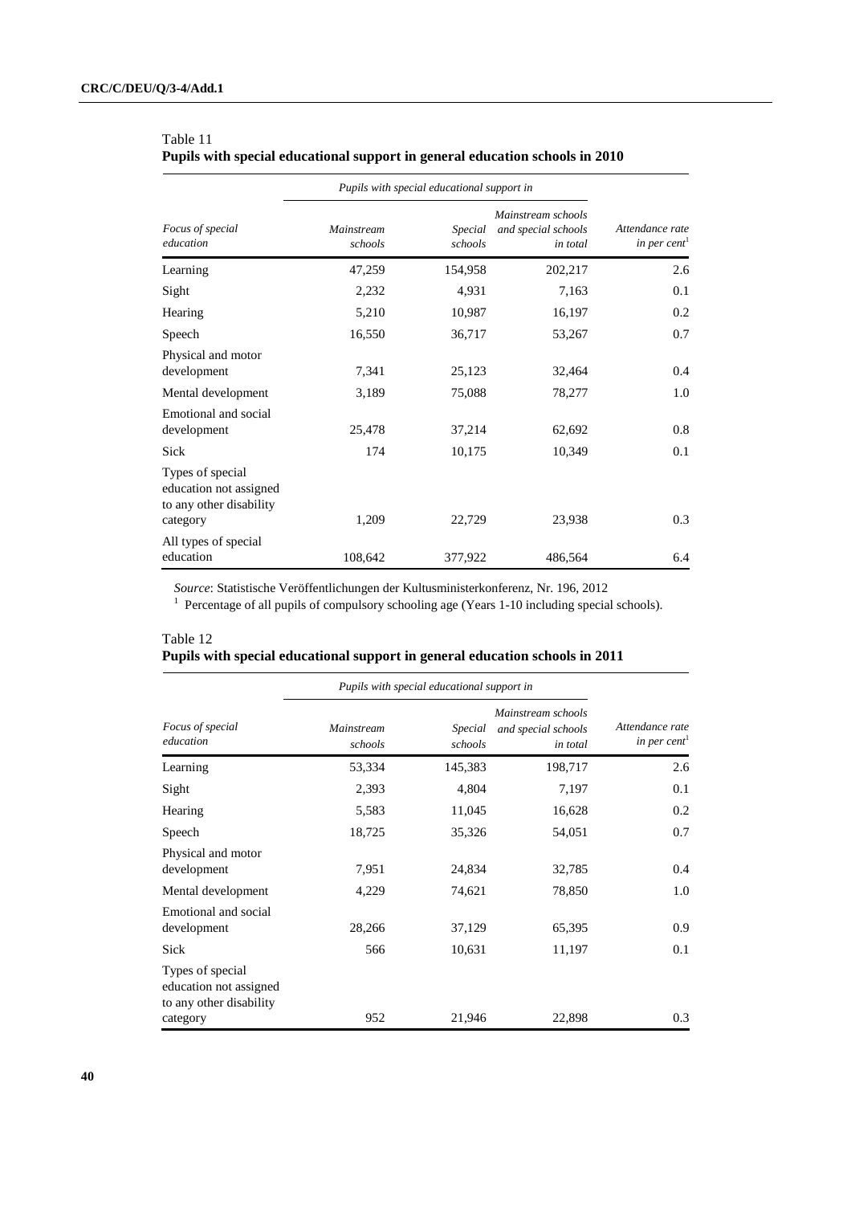Table 11
**Pupils with special educational support in general education schools in 2010**

| *Focus of special education* | *Pupils with special educational support in Mainstream schools* | *Special schools* | *Mainstream schools and special schools in total* | *Attendance rate in per cent*[1] |
|---|---|---|---|---|
| Learning | 47,259 | 154,958 | 202,217 | 2.6 |
| Sight | 2,232 | 4,931 | 7,163 | 0.1 |
| Hearing | 5,210 | 10,987 | 16,197 | 0.2 |
| Speech | 16,550 | 36,717 | 53,267 | 0.7 |
| Physical and motor development | 7,341 | 25,123 | 32,464 | 0.4 |
| Mental development | 3,189 | 75,088 | 78,277 | 1.0 |
| Emotional and social development | 25,478 | 37,214 | 62,692 | 0.8 |
| Sick | 174 | 10,175 | 10,349 | 0.1 |
| Types of special education not assigned to any other disability category | 1,209 | 22,729 | 23,938 | 0.3 |
| All types of special education | 108,642 | 377,922 | 486,564 | 6.4 |

*Source*: Statistische Veröffentlichungen der Kultusministerkonferenz, Nr. 196, 2012
[1] Percentage of all pupils of compulsory schooling age (Years 1-10 including special schools).

Table 12
**Pupils with special educational support in general education schools in 2011**

| *Focus of special education* | *Pupils with special educational support in Mainstream schools* | *Special schools* | *Mainstream schools and special schools in total* | *Attendance rate in per cent*[1] |
|---|---|---|---|---|
| Learning | 53,334 | 145,383 | 198,717 | 2.6 |
| Sight | 2,393 | 4,804 | 7,197 | 0.1 |
| Hearing | 5,583 | 11,045 | 16,628 | 0.2 |
| Speech | 18,725 | 35,326 | 54,051 | 0.7 |
| Physical and motor development | 7,951 | 24,834 | 32,785 | 0.4 |
| Mental development | 4,229 | 74,621 | 78,850 | 1.0 |
| Emotional and social development | 28,266 | 37,129 | 65,395 | 0.9 |
| Sick | 566 | 10,631 | 11,197 | 0.1 |
| Types of special education not assigned to any other disability category | 952 | 21,946 | 22,898 | 0.3 |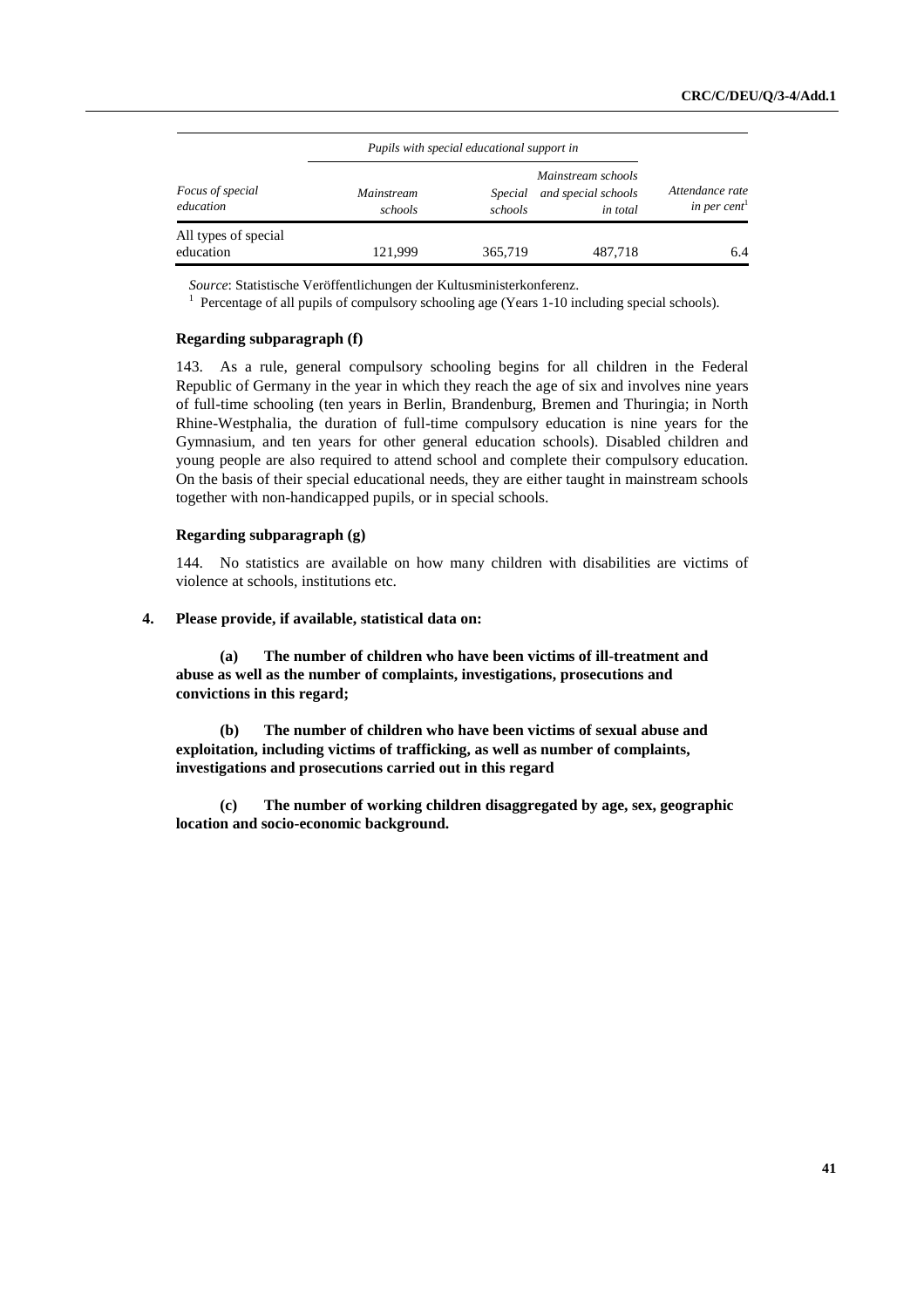| Focus of special education | Pupils with special educational support in | | | Attendance rate in per cent[1] |
|---|---|---|---|---|
| | Mainstream schools | Special schools | Mainstream schools and special schools in total | |
| All types of special education | 121,999 | 365,719 | 487,718 | 6.4 |

*Source*: Statistische Veröffentlichungen der Kultusministerkonferenz.

[1] Percentage of all pupils of compulsory schooling age (Years 1-10 including special schools).

### Regarding subparagraph (f)

143. As a rule, general compulsory schooling begins for all children in the Federal Republic of Germany in the year in which they reach the age of six and involves nine years of full-time schooling (ten years in Berlin, Brandenburg, Bremen and Thuringia; in North Rhine-Westphalia, the duration of full-time compulsory education is nine years for the Gymnasium, and ten years for other general education schools). Disabled children and young people are also required to attend school and complete their compulsory education. On the basis of their special educational needs, they are either taught in mainstream schools together with non-handicapped pupils, or in special schools.

### Regarding subparagraph (g)

144. No statistics are available on how many children with disabilities are victims of violence at schools, institutions etc.

**4. Please provide, if available, statistical data on:**

**(a) The number of children who have been victims of ill-treatment and abuse as well as the number of complaints, investigations, prosecutions and convictions in this regard;**

**(b) The number of children who have been victims of sexual abuse and exploitation, including victims of trafficking, as well as number of complaints, investigations and prosecutions carried out in this regard**

**(c) The number of working children disaggregated by age, sex, geographic location and socio-economic background.**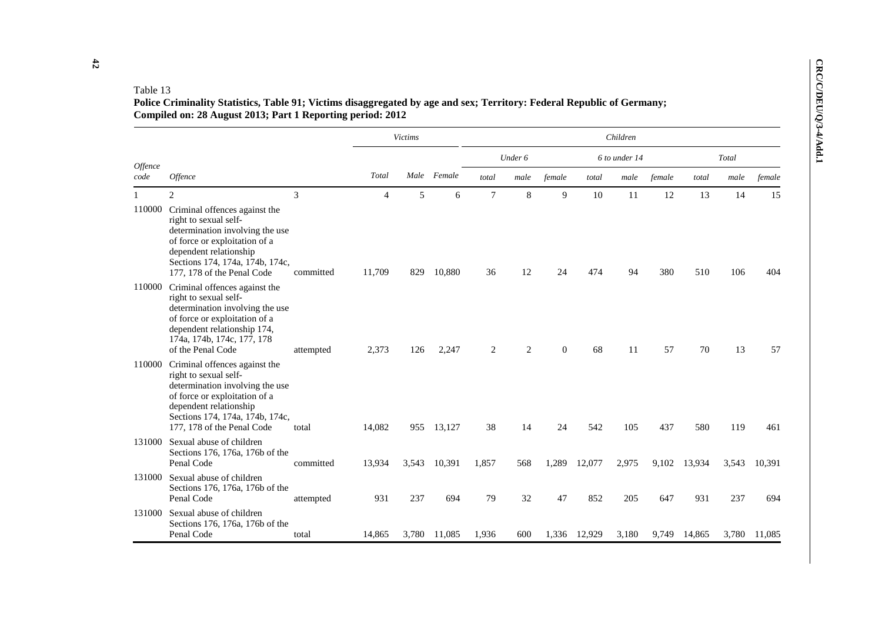Table 13
**Police Criminality Statistics, Table 91; Victims disaggregated by age and sex; Territory: Federal Republic of Germany; Compiled on: 28 August 2013; Part 1 Reporting period: 2012**

| | | | *Victims* | | | *Children* | | | | | | | | |
|---|---|---|---|---|---|---|---|---|---|---|---|---|---|---|
| | | | | | | *Under 6* | | | *6 to under 14* | | | *Total* | | |
| *Offence code* | *Offence* | | *Total* | *Male* | *Female* | *total* | *male* | *female* | *total* | *male* | *female* | *total* | *male* | *female* |
| 1 | 2 | 3 | 4 | 5 | 6 | 7 | 8 | 9 | 10 | 11 | 12 | 13 | 14 | 15 |
| 110000 | Criminal offences against the right to sexual self-determination involving the use of force or exploitation of a dependent relationship Sections 174, 174a, 174b, 174c, 177, 178 of the Penal Code | committed | 11,709 | 829 | 10,880 | 36 | 12 | 24 | 474 | 94 | 380 | 510 | 106 | 404 |
| 110000 | Criminal offences against the right to sexual self-determination involving the use of force or exploitation of a dependent relationship 174, 174a, 174b, 174c, 177, 178 of the Penal Code | attempted | 2,373 | 126 | 2,247 | 2 | 2 | 0 | 68 | 11 | 57 | 70 | 13 | 57 |
| 110000 | Criminal offences against the right to sexual self-determination involving the use of force or exploitation of a dependent relationship Sections 174, 174a, 174b, 174c, 177, 178 of the Penal Code | total | 14,082 | 955 | 13,127 | 38 | 14 | 24 | 542 | 105 | 437 | 580 | 119 | 461 |
| 131000 | Sexual abuse of children Sections 176, 176a, 176b of the Penal Code | committed | 13,934 | 3,543 | 10,391 | 1,857 | 568 | 1,289 | 12,077 | 2,975 | 9,102 | 13,934 | 3,543 | 10,391 |
| 131000 | Sexual abuse of children Sections 176, 176a, 176b of the Penal Code | attempted | 931 | 237 | 694 | 79 | 32 | 47 | 852 | 205 | 647 | 931 | 237 | 694 |
| 131000 | Sexual abuse of children Sections 176, 176a, 176b of the Penal Code | total | 14,865 | 3,780 | 11,085 | 1,936 | 600 | 1,336 | 12,929 | 3,180 | 9,749 | 14,865 | 3,780 | 11,085 |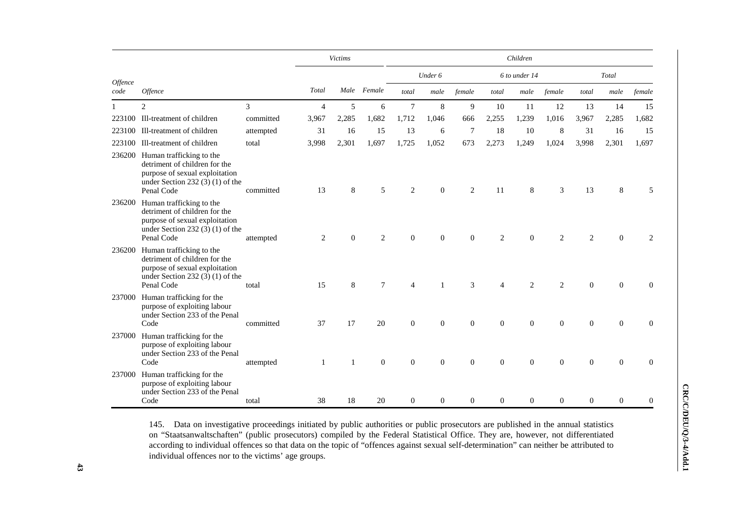| Offence code | Offence | | Victims | | | Children | | | | | | | | |
|---|---|---|---|---|---|---|---|---|---|---|---|---|---|---|
| | | | | | | Under 6 | | | 6 to under 14 | | | Total | | |
| | | | Total | Male | Female | total | male | female | total | male | female | total | male | female |
| 1 | 2 | 3 | 4 | 5 | 6 | 7 | 8 | 9 | 10 | 11 | 12 | 13 | 14 | 15 |
| 223100 | Ill-treatment of children | committed | 3,967 | 2,285 | 1,682 | 1,712 | 1,046 | 666 | 2,255 | 1,239 | 1,016 | 3,967 | 2,285 | 1,682 |
| 223100 | Ill-treatment of children | attempted | 31 | 16 | 15 | 13 | 6 | 7 | 18 | 10 | 8 | 31 | 16 | 15 |
| 223100 | Ill-treatment of children | total | 3,998 | 2,301 | 1,697 | 1,725 | 1,052 | 673 | 2,273 | 1,249 | 1,024 | 3,998 | 2,301 | 1,697 |
| 236200 | Human trafficking to the detriment of children for the purpose of sexual exploitation under Section 232 (3) (1) of the Penal Code | committed | 13 | 8 | 5 | 2 | 0 | 2 | 11 | 8 | 3 | 13 | 8 | 5 |
| 236200 | Human trafficking to the detriment of children for the purpose of sexual exploitation under Section 232 (3) (1) of the Penal Code | attempted | 2 | 0 | 2 | 0 | 0 | 0 | 2 | 0 | 2 | 2 | 0 | 2 |
| 236200 | Human trafficking to the detriment of children for the purpose of sexual exploitation under Section 232 (3) (1) of the Penal Code | total | 15 | 8 | 7 | 4 | 1 | 3 | 4 | 2 | 2 | 0 | 0 | 0 |
| 237000 | Human trafficking for the purpose of exploiting labour under Section 233 of the Penal Code | committed | 37 | 17 | 20 | 0 | 0 | 0 | 0 | 0 | 0 | 0 | 0 | 0 |
| 237000 | Human trafficking for the purpose of exploiting labour under Section 233 of the Penal Code | attempted | 1 | 1 | 0 | 0 | 0 | 0 | 0 | 0 | 0 | 0 | 0 | 0 |
| 237000 | Human trafficking for the purpose of exploiting labour under Section 233 of the Penal Code | total | 38 | 18 | 20 | 0 | 0 | 0 | 0 | 0 | 0 | 0 | 0 | 0 |

145. Data on investigative proceedings initiated by public authorities or public prosecutors are published in the annual statistics on "Staatsanwaltschaften" (public prosecutors) compiled by the Federal Statistical Office. They are, however, not differentiated according to individual offences so that data on the topic of "offences against sexual self-determination" can neither be attributed to individual offences nor to the victims' age groups.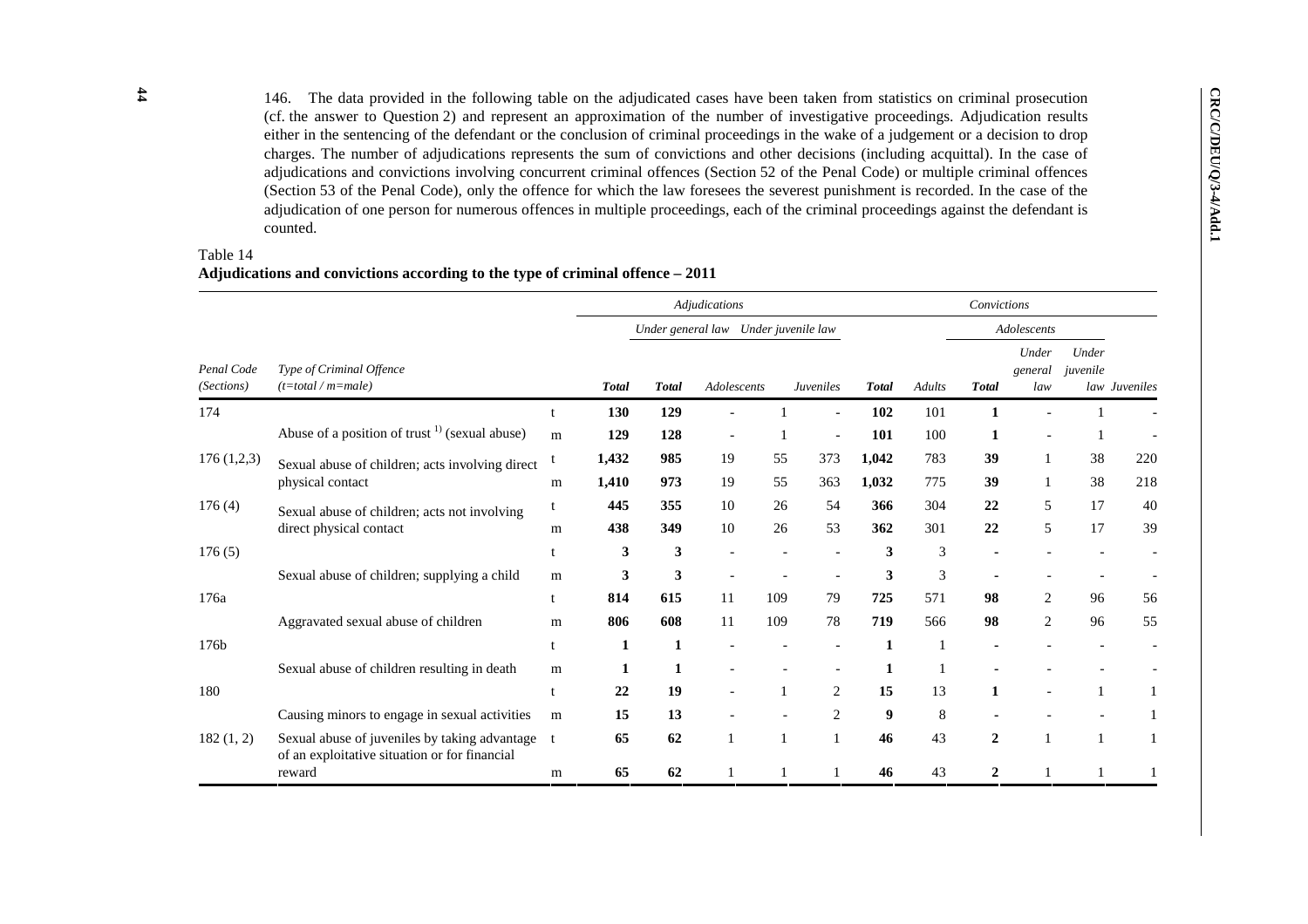146. The data provided in the following table on the adjudicated cases have been taken from statistics on criminal prosecution (cf. the answer to Question 2) and represent an approximation of the number of investigative proceedings. Adjudication results either in the sentencing of the defendant or the conclusion of criminal proceedings in the wake of a judgement or a decision to drop charges. The number of adjudications represents the sum of convictions and other decisions (including acquittal). In the case of adjudications and convictions involving concurrent criminal offences (Section 52 of the Penal Code) or multiple criminal offences (Section 53 of the Penal Code), only the offence for which the law foresees the severest punishment is recorded. In the case of the adjudication of one person for numerous offences in multiple proceedings, each of the criminal proceedings against the defendant is counted.

Table 14
**Adjudications and convictions according to the type of criminal offence – 2011**

| | | | *Adjudications* | | | | | *Convictions* | | | | | |
|---|---|---|---|---|---|---|---|---|---|---|---|---|---|
| | | | | *Under general law* | *Under juvenile law* | | | | | *Adolescents* | | | |
| *Penal Code (Sections)* | *Type of Criminal Offence (t=total / m=male)* | | ***Total*** | ***Total*** | *Adolescents* | | *Juveniles* | ***Total*** | *Adults* | ***Total*** | *Under general law* | *Under juvenile law* | *Juveniles* |
| 174 | | t | **130** | **129** | - | 1 | - | **102** | 101 | **1** | - | 1 | - |
| | Abuse of a position of trust [1] (sexual abuse) | m | **129** | **128** | - | 1 | - | **101** | 100 | **1** | - | 1 | - |
| 176 (1,2,3) | Sexual abuse of children; acts involving direct physical contact | t | **1,432** | **985** | 19 | 55 | 373 | **1,042** | 783 | **39** | 1 | 38 | 220 |
| | | m | **1,410** | **973** | 19 | 55 | 363 | **1,032** | 775 | **39** | 1 | 38 | 218 |
| 176 (4) | Sexual abuse of children; acts not involving direct physical contact | t | **445** | **355** | 10 | 26 | 54 | **366** | 304 | **22** | 5 | 17 | 40 |
| | | m | **438** | **349** | 10 | 26 | 53 | **362** | 301 | **22** | 5 | 17 | 39 |
| 176 (5) | | t | **3** | **3** | - | - | - | **3** | 3 | - | - | - | - |
| | Sexual abuse of children; supplying a child | m | **3** | **3** | - | - | - | **3** | 3 | - | - | - | - |
| 176a | | t | **814** | **615** | 11 | 109 | 79 | **725** | 571 | **98** | 2 | 96 | 56 |
| | Aggravated sexual abuse of children | m | **806** | **608** | 11 | 109 | 78 | **719** | 566 | **98** | 2 | 96 | 55 |
| 176b | | t | **1** | **1** | - | - | - | **1** | 1 | - | - | - | - |
| | Sexual abuse of children resulting in death | m | **1** | **1** | - | - | - | **1** | 1 | - | - | - | - |
| 180 | | t | **22** | **19** | - | 1 | 2 | **15** | 13 | **1** | - | 1 | 1 |
| | Causing minors to engage in sexual activities | m | **15** | **13** | - | - | 2 | **9** | 8 | - | - | - | 1 |
| 182 (1, 2) | Sexual abuse of juveniles by taking advantage of an exploitative situation or for financial reward | t | **65** | **62** | 1 | 1 | 1 | **46** | 43 | **2** | 1 | 1 | 1 |
| | | m | **65** | **62** | 1 | 1 | 1 | **46** | 43 | **2** | 1 | 1 | 1 |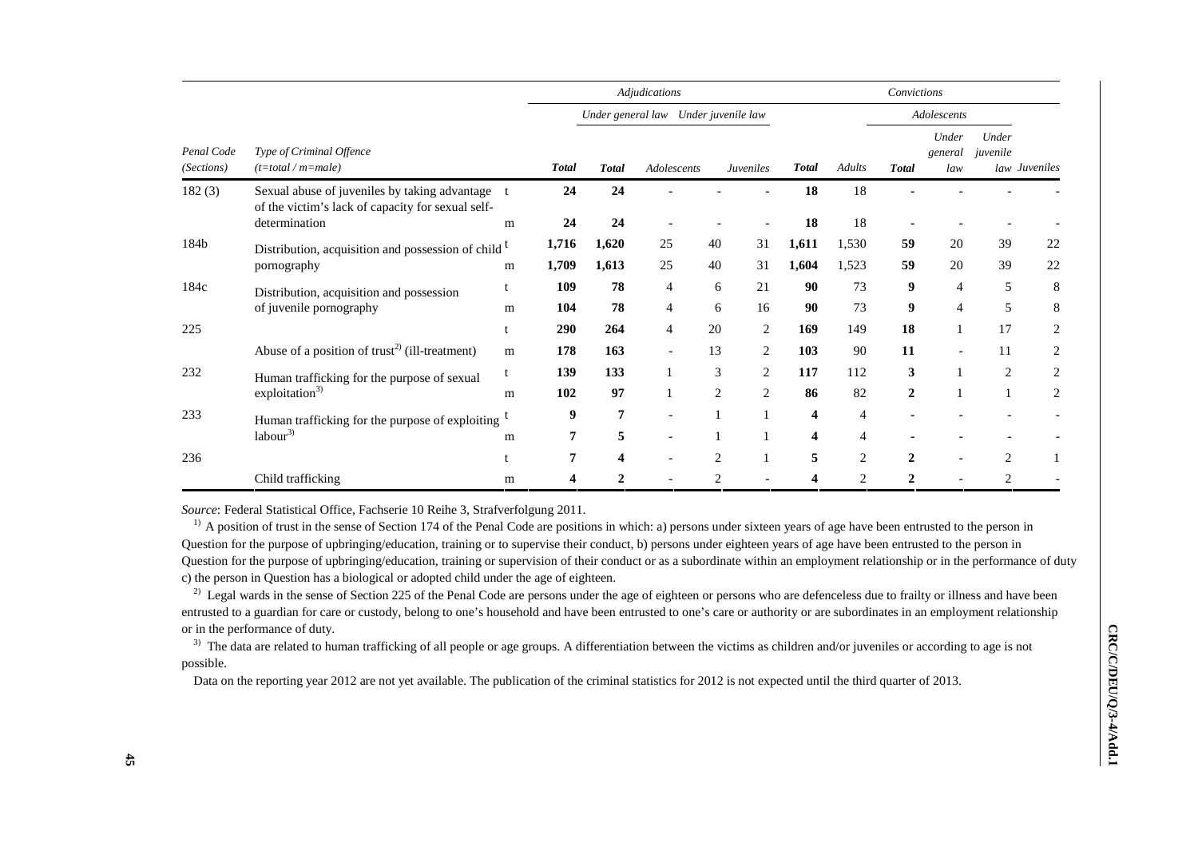| Penal Code (Sections) | Type of Criminal Offence (t=total / m=male) | | Adjudications | | | | | Convictions | | | | | |
|---|---|---|---|---|---|---|---|---|---|---|---|---|---|
| | | | | Under general law | Under juvenile law | | | | | Adolescents | | | |
| | | | Total | Total | Adolescents | | Juveniles | Total | Adults | Total | Under general law | Under juvenile law | Juveniles |
| 182 (3) | Sexual abuse of juveniles by taking advantage of the victim's lack of capacity for sexual self-determination | t | **24** | **24** | - | - | - | **18** | 18 | **-** | - | - | - |
| | | m | **24** | **24** | - | - | - | **18** | 18 | **-** | - | - | - |
| 184b | Distribution, acquisition and possession of child pornography | t | **1,716** | **1,620** | 25 | 40 | 31 | **1,611** | 1,530 | **59** | 20 | 39 | 22 |
| | | m | **1,709** | **1,613** | 25 | 40 | 31 | **1,604** | 1,523 | **59** | 20 | 39 | 22 |
| 184c | Distribution, acquisition and possession of juvenile pornography | t | **109** | **78** | 4 | 6 | 21 | **90** | 73 | **9** | 4 | 5 | 8 |
| | | m | **104** | **78** | 4 | 6 | 16 | **90** | 73 | **9** | 4 | 5 | 8 |
| 225 | Abuse of a position of trust[2] (ill-treatment) | t | **290** | **264** | 4 | 20 | 2 | **169** | 149 | **18** | 1 | 17 | 2 |
| | | m | **178** | **163** | - | 13 | 2 | **103** | 90 | **11** | - | 11 | 2 |
| 232 | Human trafficking for the purpose of sexual exploitation[3] | t | **139** | **133** | 1 | 3 | 2 | **117** | 112 | **3** | 1 | 2 | 2 |
| | | m | **102** | **97** | 1 | 2 | 2 | **86** | 82 | **2** | 1 | 1 | 2 |
| 233 | Human trafficking for the purpose of exploiting labour[3] | t | **9** | **7** | - | 1 | 1 | **4** | 4 | **-** | - | - | - |
| | | m | **7** | **5** | - | 1 | 1 | **4** | 4 | **-** | - | - | - |
| 236 | Child trafficking | t | **7** | **4** | - | 2 | 1 | **5** | 2 | **2** | - | 2 | 1 |
| | | m | **4** | **2** | - | 2 | - | **4** | 2 | **2** | - | 2 | - |

*Source*: Federal Statistical Office, Fachserie 10 Reihe 3, Strafverfolgung 2011.

[1] A position of trust in the sense of Section 174 of the Penal Code are positions in which: a) persons under sixteen years of age have been entrusted to the person in Question for the purpose of upbringing/education, training or to supervise their conduct, b) persons under eighteen years of age have been entrusted to the person in Question for the purpose of upbringing/education, training or supervision of their conduct or as a subordinate within an employment relationship or in the performance of duty c) the person in Question has a biological or adopted child under the age of eighteen.

[2] Legal wards in the sense of Section 225 of the Penal Code are persons under the age of eighteen or persons who are defenceless due to frailty or illness and have been entrusted to a guardian for care or custody, belong to one's household and have been entrusted to one's care or authority or are subordinates in an employment relationship or in the performance of duty.

[3] The data are related to human trafficking of all people or age groups. A differentiation between the victims as children and/or juveniles or according to age is not possible.

Data on the reporting year 2012 are not yet available. The publication of the criminal statistics for 2012 is not expected until the third quarter of 2013.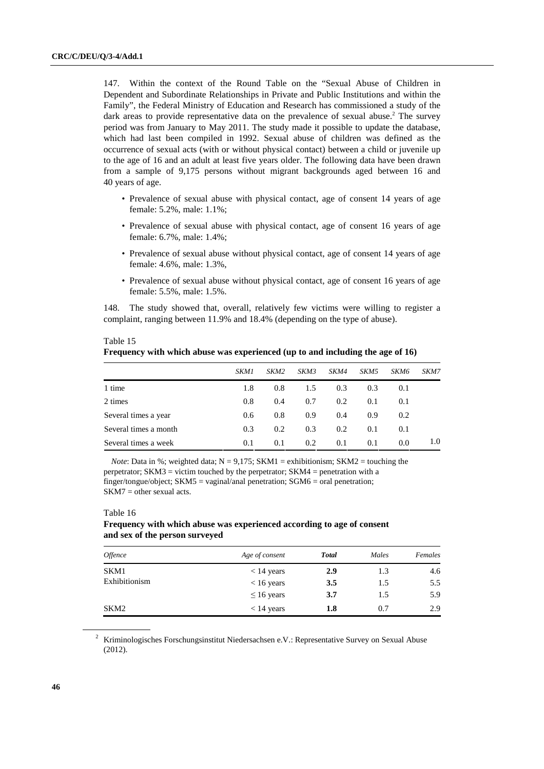147. Within the context of the Round Table on the "Sexual Abuse of Children in Dependent and Subordinate Relationships in Private and Public Institutions and within the Family", the Federal Ministry of Education and Research has commissioned a study of the dark areas to provide representative data on the prevalence of sexual abuse.[2] The survey period was from January to May 2011. The study made it possible to update the database, which had last been compiled in 1992. Sexual abuse of children was defined as the occurrence of sexual acts (with or without physical contact) between a child or juvenile up to the age of 16 and an adult at least five years older. The following data have been drawn from a sample of 9,175 persons without migrant backgrounds aged between 16 and 40 years of age.

- Prevalence of sexual abuse with physical contact, age of consent 14 years of age female: 5.2%, male: 1.1%;
- Prevalence of sexual abuse with physical contact, age of consent 16 years of age female: 6.7%, male: 1.4%;
- Prevalence of sexual abuse without physical contact, age of consent 14 years of age female: 4.6%, male: 1.3%,
- Prevalence of sexual abuse without physical contact, age of consent 16 years of age female: 5.5%, male: 1.5%.

148. The study showed that, overall, relatively few victims were willing to register a complaint, ranging between 11.9% and 18.4% (depending on the type of abuse).

Table 15
**Frequency with which abuse was experienced (up to and including the age of 16)**

| | *SKM1* | *SKM2* | *SKM3* | *SKM4* | *SKM5* | *SKM6* | *SKM7* |
|---|---|---|---|---|---|---|---|
| 1 time | 1.8 | 0.8 | 1.5 | 0.3 | 0.3 | 0.1 | |
| 2 times | 0.8 | 0.4 | 0.7 | 0.2 | 0.1 | 0.1 | |
| Several times a year | 0.6 | 0.8 | 0.9 | 0.4 | 0.9 | 0.2 | |
| Several times a month | 0.3 | 0.2 | 0.3 | 0.2 | 0.1 | 0.1 | |
| Several times a week | 0.1 | 0.1 | 0.2 | 0.1 | 0.1 | 0.0 | 1.0 |

*Note*: Data in %; weighted data; N = 9,175; SKM1 = exhibitionism; SKM2 = touching the perpetrator; SKM3 = victim touched by the perpetrator; SKM4 = penetration with a finger/tongue/object; SKM5 = vaginal/anal penetration; SGM6 = oral penetration; SKM7 = other sexual acts.

Table 16
**Frequency with which abuse was experienced according to age of consent and sex of the person surveyed**

| *Offence* | *Age of consent* | ***Total*** | *Males* | *Females* |
|---|---|---|---|---|
| SKM1 | < 14 years | **2.9** | 1.3 | 4.6 |
| Exhibitionism | < 16 years | **3.5** | 1.5 | 5.5 |
| | ≤ 16 years | **3.7** | 1.5 | 5.9 |
| SKM2 | < 14 years | **1.8** | 0.7 | 2.9 |

[2] Kriminologisches Forschungsinstitut Niedersachsen e.V.: Representative Survey on Sexual Abuse (2012).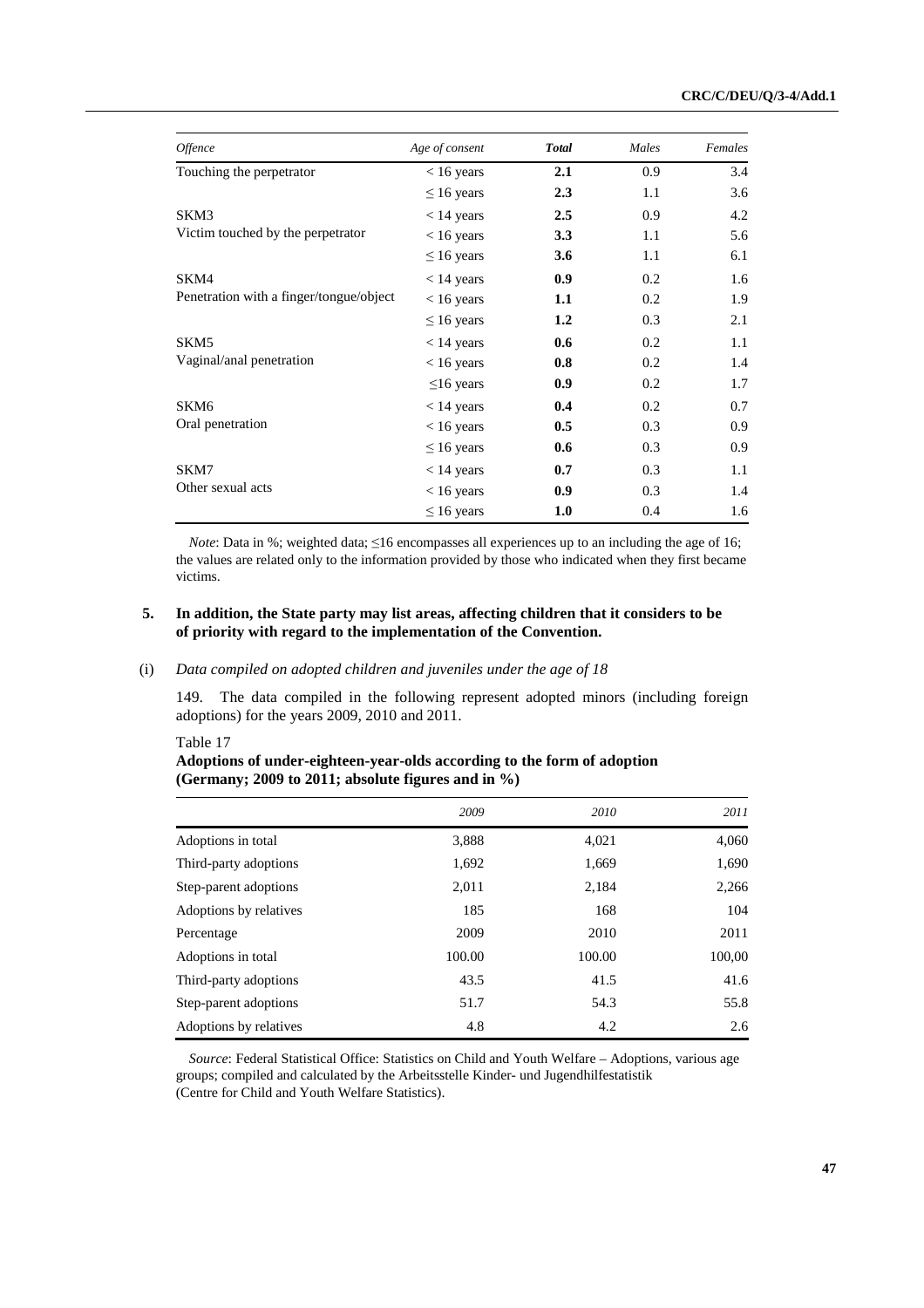| *Offence* | *Age of consent* | ***Total*** | *Males* | *Females* |
|---|---|---|---|---|
| Touching the perpetrator | < 16 years | **2.1** | 0.9 | 3.4 |
| | ≤ 16 years | **2.3** | 1.1 | 3.6 |
| SKM3 | < 14 years | **2.5** | 0.9 | 4.2 |
| Victim touched by the perpetrator | < 16 years | **3.3** | 1.1 | 5.6 |
| | ≤ 16 years | **3.6** | 1.1 | 6.1 |
| SKM4 | < 14 years | **0.9** | 0.2 | 1.6 |
| Penetration with a finger/tongue/object | < 16 years | **1.1** | 0.2 | 1.9 |
| | ≤ 16 years | **1.2** | 0.3 | 2.1 |
| SKM5 | < 14 years | **0.6** | 0.2 | 1.1 |
| Vaginal/anal penetration | < 16 years | **0.8** | 0.2 | 1.4 |
| | ≤16 years | **0.9** | 0.2 | 1.7 |
| SKM6 | < 14 years | **0.4** | 0.2 | 0.7 |
| Oral penetration | < 16 years | **0.5** | 0.3 | 0.9 |
| | ≤ 16 years | **0.6** | 0.3 | 0.9 |
| SKM7 | < 14 years | **0.7** | 0.3 | 1.1 |
| Other sexual acts | < 16 years | **0.9** | 0.3 | 1.4 |
| | ≤ 16 years | **1.0** | 0.4 | 1.6 |

*Note*: Data in %; weighted data; ≤16 encompasses all experiences up to an including the age of 16; the values are related only to the information provided by those who indicated when they first became victims.

**5. In addition, the State party may list areas, affecting children that it considers to be of priority with regard to the implementation of the Convention.**

(i) *Data compiled on adopted children and juveniles under the age of 18*

149. The data compiled in the following represent adopted minors (including foreign adoptions) for the years 2009, 2010 and 2011.

Table 17

**Adoptions of under-eighteen-year-olds according to the form of adoption (Germany; 2009 to 2011; absolute figures and in %)**

| | *2009* | *2010* | *2011* |
|---|---|---|---|
| Adoptions in total | 3,888 | 4,021 | 4,060 |
| Third-party adoptions | 1,692 | 1,669 | 1,690 |
| Step-parent adoptions | 2,011 | 2,184 | 2,266 |
| Adoptions by relatives | 185 | 168 | 104 |
| Percentage | 2009 | 2010 | 2011 |
| Adoptions in total | 100.00 | 100.00 | 100,00 |
| Third-party adoptions | 43.5 | 41.5 | 41.6 |
| Step-parent adoptions | 51.7 | 54.3 | 55.8 |
| Adoptions by relatives | 4.8 | 4.2 | 2.6 |

*Source*: Federal Statistical Office: Statistics on Child and Youth Welfare – Adoptions, various age groups; compiled and calculated by the Arbeitsstelle Kinder- und Jugendhilfestatistik (Centre for Child and Youth Welfare Statistics).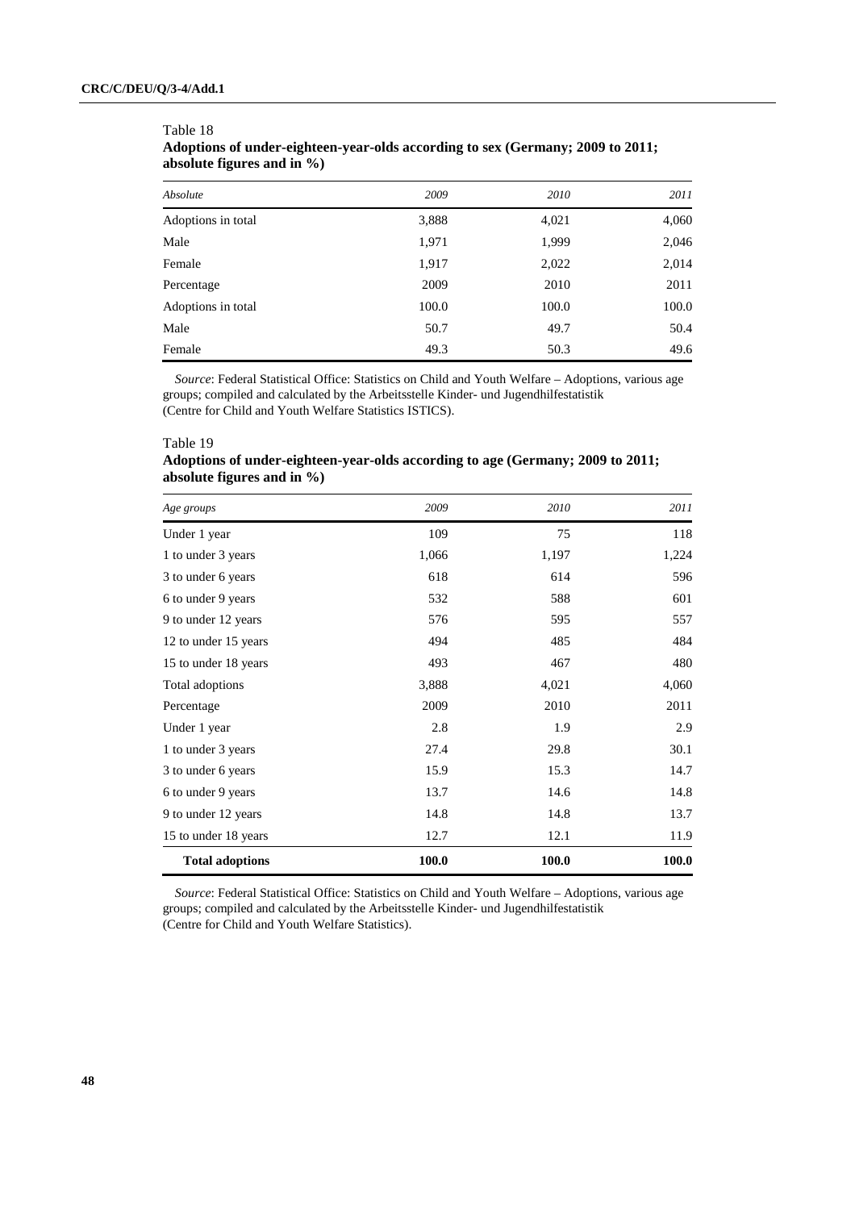Table 18
**Adoptions of under-eighteen-year-olds according to sex (Germany; 2009 to 2011; absolute figures and in %)**

| *Absolute* | *2009* | *2010* | *2011* |
|---|---|---|---|
| Adoptions in total | 3,888 | 4,021 | 4,060 |
| Male | 1,971 | 1,999 | 2,046 |
| Female | 1,917 | 2,022 | 2,014 |
| Percentage | 2009 | 2010 | 2011 |
| Adoptions in total | 100.0 | 100.0 | 100.0 |
| Male | 50.7 | 49.7 | 50.4 |
| Female | 49.3 | 50.3 | 49.6 |

*Source*: Federal Statistical Office: Statistics on Child and Youth Welfare – Adoptions, various age groups; compiled and calculated by the Arbeitsstelle Kinder- und Jugendhilfestatistik (Centre for Child and Youth Welfare Statistics ISTICS).

Table 19
**Adoptions of under-eighteen-year-olds according to age (Germany; 2009 to 2011; absolute figures and in %)**

| *Age groups* | *2009* | *2010* | *2011* |
|---|---|---|---|
| Under 1 year | 109 | 75 | 118 |
| 1 to under 3 years | 1,066 | 1,197 | 1,224 |
| 3 to under 6 years | 618 | 614 | 596 |
| 6 to under 9 years | 532 | 588 | 601 |
| 9 to under 12 years | 576 | 595 | 557 |
| 12 to under 15 years | 494 | 485 | 484 |
| 15 to under 18 years | 493 | 467 | 480 |
| Total adoptions | 3,888 | 4,021 | 4,060 |
| Percentage | 2009 | 2010 | 2011 |
| Under 1 year | 2.8 | 1.9 | 2.9 |
| 1 to under 3 years | 27.4 | 29.8 | 30.1 |
| 3 to under 6 years | 15.9 | 15.3 | 14.7 |
| 6 to under 9 years | 13.7 | 14.6 | 14.8 |
| 9 to under 12 years | 14.8 | 14.8 | 13.7 |
| 15 to under 18 years | 12.7 | 12.1 | 11.9 |
| **Total adoptions** | **100.0** | **100.0** | **100.0** |

*Source*: Federal Statistical Office: Statistics on Child and Youth Welfare – Adoptions, various age groups; compiled and calculated by the Arbeitsstelle Kinder- und Jugendhilfestatistik (Centre for Child and Youth Welfare Statistics).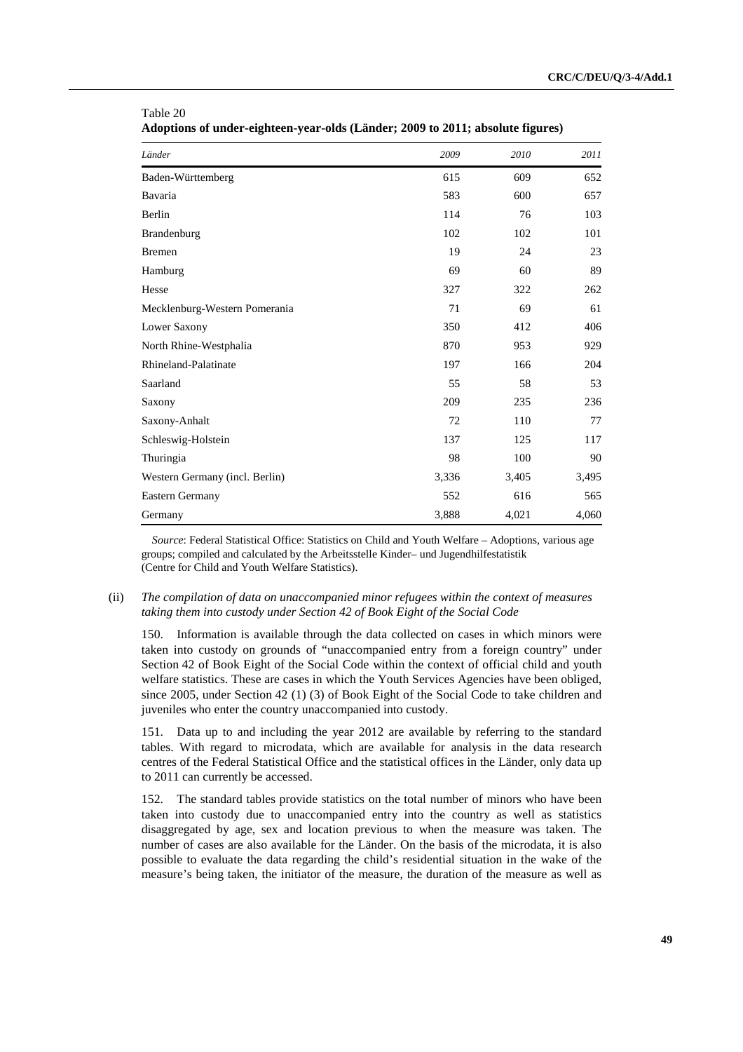Table 20
**Adoptions of under-eighteen-year-olds (Länder; 2009 to 2011; absolute figures)**

| *Länder* | *2009* | *2010* | *2011* |
|---|---|---|---|
| Baden-Württemberg | 615 | 609 | 652 |
| Bavaria | 583 | 600 | 657 |
| Berlin | 114 | 76 | 103 |
| Brandenburg | 102 | 102 | 101 |
| Bremen | 19 | 24 | 23 |
| Hamburg | 69 | 60 | 89 |
| Hesse | 327 | 322 | 262 |
| Mecklenburg-Western Pomerania | 71 | 69 | 61 |
| Lower Saxony | 350 | 412 | 406 |
| North Rhine-Westphalia | 870 | 953 | 929 |
| Rhineland-Palatinate | 197 | 166 | 204 |
| Saarland | 55 | 58 | 53 |
| Saxony | 209 | 235 | 236 |
| Saxony-Anhalt | 72 | 110 | 77 |
| Schleswig-Holstein | 137 | 125 | 117 |
| Thuringia | 98 | 100 | 90 |
| Western Germany (incl. Berlin) | 3,336 | 3,405 | 3,495 |
| Eastern Germany | 552 | 616 | 565 |
| Germany | 3,888 | 4,021 | 4,060 |

*Source*: Federal Statistical Office: Statistics on Child and Youth Welfare – Adoptions, various age groups; compiled and calculated by the Arbeitsstelle Kinder– und Jugendhilfestatistik (Centre for Child and Youth Welfare Statistics).

(ii) *The compilation of data on unaccompanied minor refugees within the context of measures taking them into custody under Section 42 of Book Eight of the Social Code*

150. Information is available through the data collected on cases in which minors were taken into custody on grounds of "unaccompanied entry from a foreign country" under Section 42 of Book Eight of the Social Code within the context of official child and youth welfare statistics. These are cases in which the Youth Services Agencies have been obliged, since 2005, under Section 42 (1) (3) of Book Eight of the Social Code to take children and juveniles who enter the country unaccompanied into custody.

151. Data up to and including the year 2012 are available by referring to the standard tables. With regard to microdata, which are available for analysis in the data research centres of the Federal Statistical Office and the statistical offices in the Länder, only data up to 2011 can currently be accessed.

152. The standard tables provide statistics on the total number of minors who have been taken into custody due to unaccompanied entry into the country as well as statistics disaggregated by age, sex and location previous to when the measure was taken. The number of cases are also available for the Länder. On the basis of the microdata, it is also possible to evaluate the data regarding the child's residential situation in the wake of the measure's being taken, the initiator of the measure, the duration of the measure as well as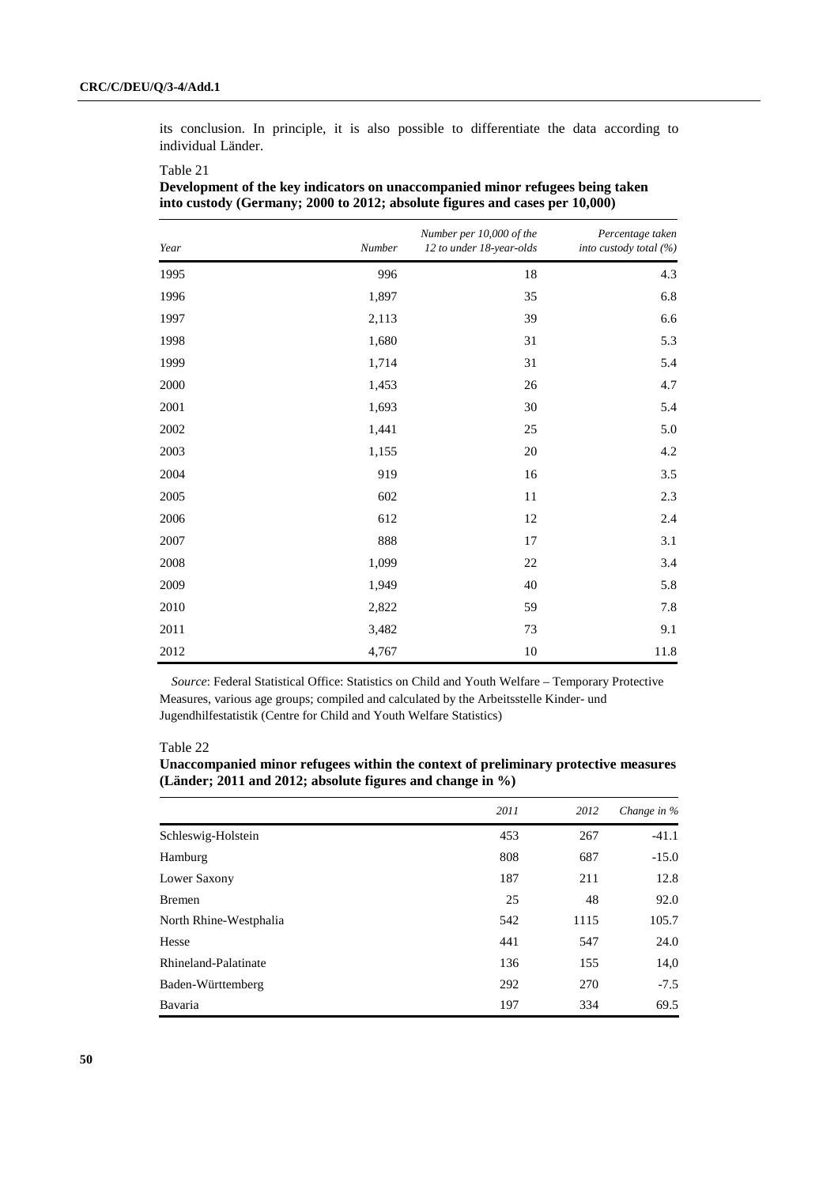its conclusion. In principle, it is also possible to differentiate the data according to individual Länder.

Table 21

**Development of the key indicators on unaccompanied minor refugees being taken into custody (Germany; 2000 to 2012; absolute figures and cases per 10,000)**

| *Year* | *Number* | *Number per 10,000 of the 12 to under 18-year-olds* | *Percentage taken into custody total (%)* |
|---|---|---|---|
| 1995 | 996 | 18 | 4.3 |
| 1996 | 1,897 | 35 | 6.8 |
| 1997 | 2,113 | 39 | 6.6 |
| 1998 | 1,680 | 31 | 5.3 |
| 1999 | 1,714 | 31 | 5.4 |
| 2000 | 1,453 | 26 | 4.7 |
| 2001 | 1,693 | 30 | 5.4 |
| 2002 | 1,441 | 25 | 5.0 |
| 2003 | 1,155 | 20 | 4.2 |
| 2004 | 919 | 16 | 3.5 |
| 2005 | 602 | 11 | 2.3 |
| 2006 | 612 | 12 | 2.4 |
| 2007 | 888 | 17 | 3.1 |
| 2008 | 1,099 | 22 | 3.4 |
| 2009 | 1,949 | 40 | 5.8 |
| 2010 | 2,822 | 59 | 7.8 |
| 2011 | 3,482 | 73 | 9.1 |
| 2012 | 4,767 | 10 | 11.8 |

*Source*: Federal Statistical Office: Statistics on Child and Youth Welfare – Temporary Protective Measures, various age groups; compiled and calculated by the Arbeitsstelle Kinder- und Jugendhilfestatistik (Centre for Child and Youth Welfare Statistics)

Table 22

**Unaccompanied minor refugees within the context of preliminary protective measures (Länder; 2011 and 2012; absolute figures and change in %)**

| | *2011* | *2012* | *Change in %* |
|---|---|---|---|
| Schleswig-Holstein | 453 | 267 | -41.1 |
| Hamburg | 808 | 687 | -15.0 |
| Lower Saxony | 187 | 211 | 12.8 |
| Bremen | 25 | 48 | 92.0 |
| North Rhine-Westphalia | 542 | 1115 | 105.7 |
| Hesse | 441 | 547 | 24.0 |
| Rhineland-Palatinate | 136 | 155 | 14,0 |
| Baden-Württemberg | 292 | 270 | -7.5 |
| Bavaria | 197 | 334 | 69.5 |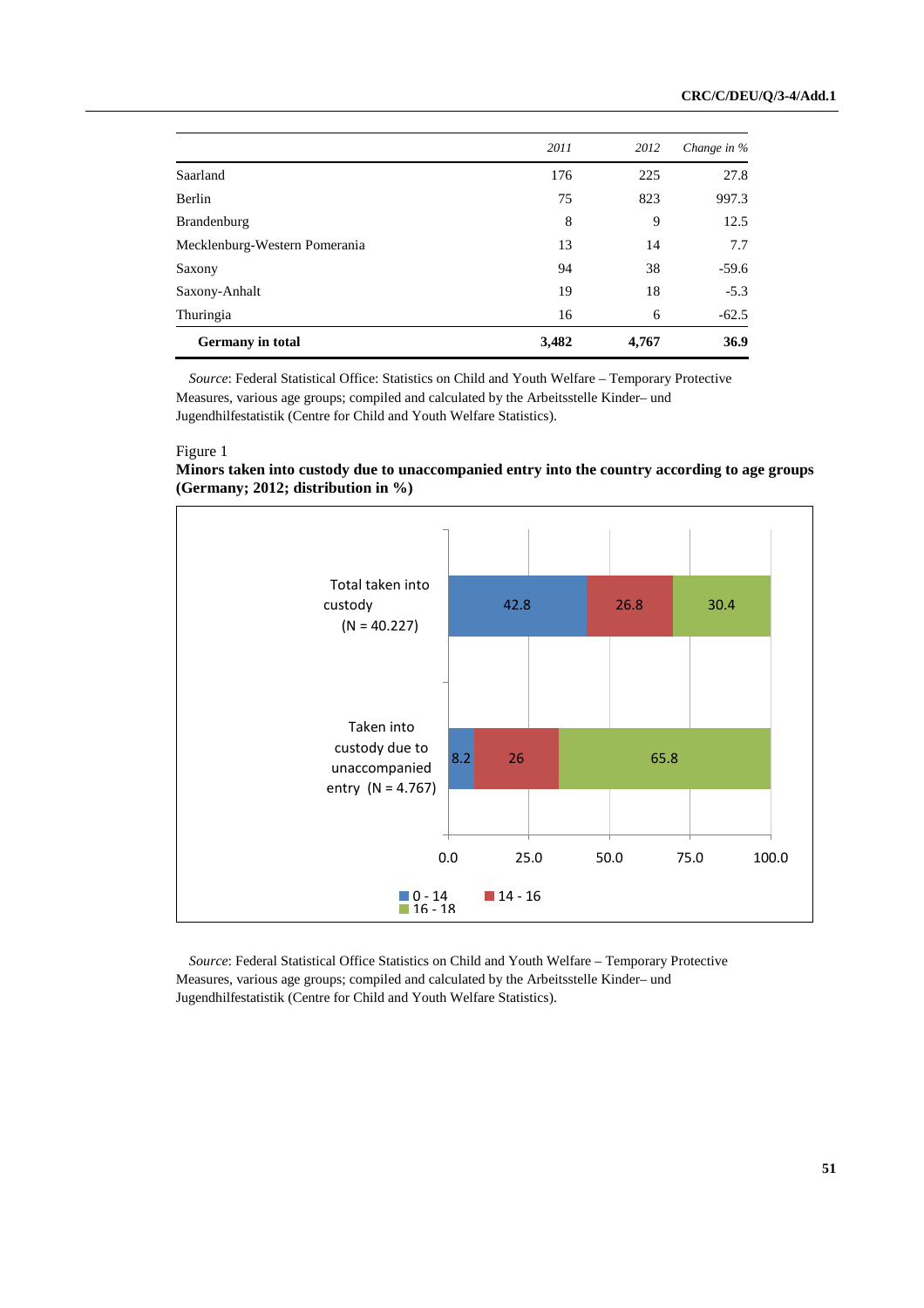| | 2011 | 2012 | Change in % |
|---|---|---|---|
| Saarland | 176 | 225 | 27.8 |
| Berlin | 75 | 823 | 997.3 |
| Brandenburg | 8 | 9 | 12.5 |
| Mecklenburg-Western Pomerania | 13 | 14 | 7.7 |
| Saxony | 94 | 38 | -59.6 |
| Saxony-Anhalt | 19 | 18 | -5.3 |
| Thuringia | 16 | 6 | -62.5 |
| **Germany in total** | **3,482** | **4,767** | **36.9** |

*Source*: Federal Statistical Office: Statistics on Child and Youth Welfare – Temporary Protective Measures, various age groups; compiled and calculated by the Arbeitsstelle Kinder– und Jugendhilfestatistik (Centre for Child and Youth Welfare Statistics).

Figure 1

**Minors taken into custody due to unaccompanied entry into the country according to age groups (Germany; 2012; distribution in %)**

| | 0 - 14 | 14 - 16 | 16 - 18 |
|---|---|---|---|
| Total taken into custody (N = 40.227) | 42.8 | 26.8 | 30.4 |
| Taken into custody due to unaccompanied entry (N = 4.767) | 8.2 | 26 | 65.8 |

*Source*: Federal Statistical Office Statistics on Child and Youth Welfare – Temporary Protective Measures, various age groups; compiled and calculated by the Arbeitsstelle Kinder– und Jugendhilfestatistik (Centre for Child and Youth Welfare Statistics).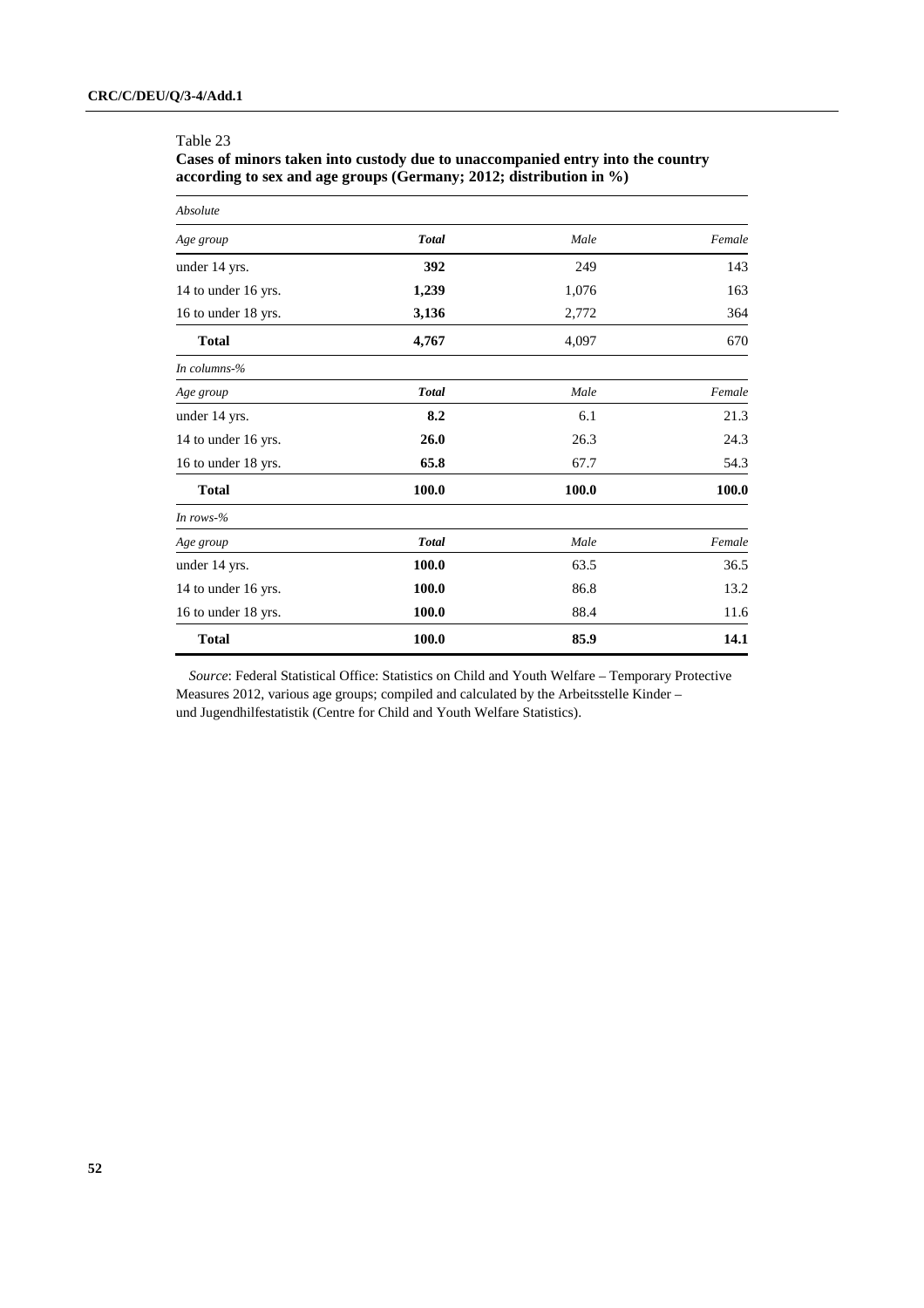Table 23

**Cases of minors taken into custody due to unaccompanied entry into the country according to sex and age groups (Germany; 2012; distribution in %)**

| *Absolute* | | | |
|---|---|---|---|
| *Age group* | ***Total*** | *Male* | *Female* |
| under 14 yrs. | **392** | 249 | 143 |
| 14 to under 16 yrs. | **1,239** | 1,076 | 163 |
| 16 to under 18 yrs. | **3,136** | 2,772 | 364 |
| **Total** | **4,767** | 4,097 | 670 |
| *In columns-%* | | | |
| *Age group* | ***Total*** | *Male* | *Female* |
| under 14 yrs. | **8.2** | 6.1 | 21.3 |
| 14 to under 16 yrs. | **26.0** | 26.3 | 24.3 |
| 16 to under 18 yrs. | **65.8** | 67.7 | 54.3 |
| **Total** | **100.0** | **100.0** | **100.0** |
| *In rows-%* | | | |
| *Age group* | ***Total*** | *Male* | *Female* |
| under 14 yrs. | **100.0** | 63.5 | 36.5 |
| 14 to under 16 yrs. | **100.0** | 86.8 | 13.2 |
| 16 to under 18 yrs. | **100.0** | 88.4 | 11.6 |
| **Total** | **100.0** | **85.9** | **14.1** |

*Source*: Federal Statistical Office: Statistics on Child and Youth Welfare – Temporary Protective Measures 2012, various age groups; compiled and calculated by the Arbeitsstelle Kinder – und Jugendhilfestatistik (Centre for Child and Youth Welfare Statistics).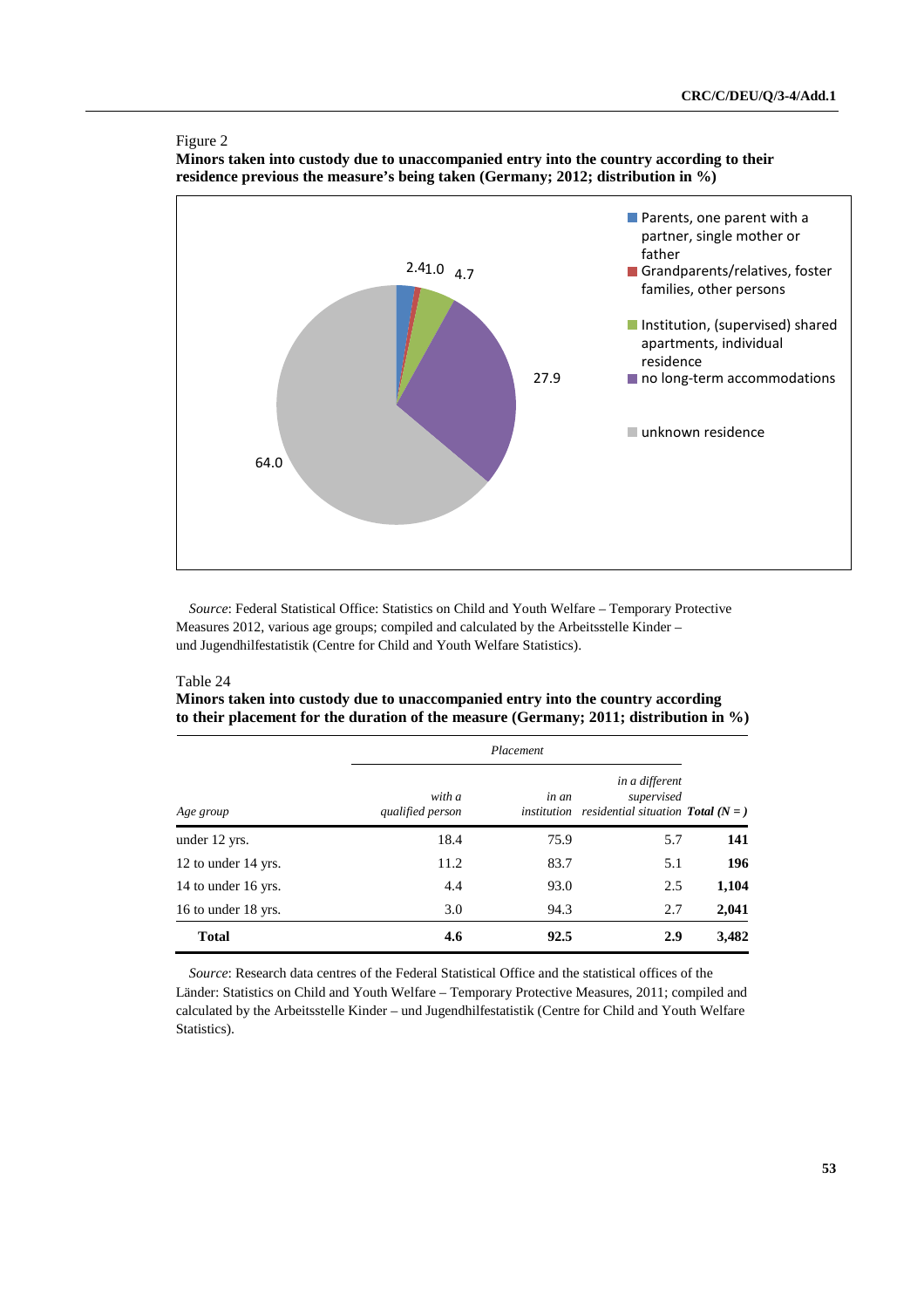Figure 2

**Minors taken into custody due to unaccompanied entry into the country according to their residence previous the measure's being taken (Germany; 2012; distribution in %)**

| Residence | % |
|---|---|
| Parents, one parent with a partner, single mother or father | 2.4 |
| Grandparents/relatives, foster families, other persons | 1.0 |
| Institution, (supervised) shared apartments, individual residence | 4.7 |
| no long-term accommodations | 27.9 |
| unknown residence | 64.0 |

*Source*: Federal Statistical Office: Statistics on Child and Youth Welfare – Temporary Protective Measures 2012, various age groups; compiled and calculated by the Arbeitsstelle Kinder – und Jugendhilfestatistik (Centre for Child and Youth Welfare Statistics).

Table 24

**Minors taken into custody due to unaccompanied entry into the country according to their placement for the duration of the measure (Germany; 2011; distribution in %)**

| | *Placement* | | | |
|---|---|---|---|---|
| *Age group* | *with a qualified person* | *in an institution* | *in a different supervised residential situation* | ***Total (N = )*** |
| under 12 yrs. | 18.4 | 75.9 | 5.7 | **141** |
| 12 to under 14 yrs. | 11.2 | 83.7 | 5.1 | **196** |
| 14 to under 16 yrs. | 4.4 | 93.0 | 2.5 | **1,104** |
| 16 to under 18 yrs. | 3.0 | 94.3 | 2.7 | **2,041** |
| **Total** | **4.6** | **92.5** | **2.9** | **3,482** |

*Source*: Research data centres of the Federal Statistical Office and the statistical offices of the Länder: Statistics on Child and Youth Welfare – Temporary Protective Measures, 2011; compiled and calculated by the Arbeitsstelle Kinder – und Jugendhilfestatistik (Centre for Child and Youth Welfare Statistics).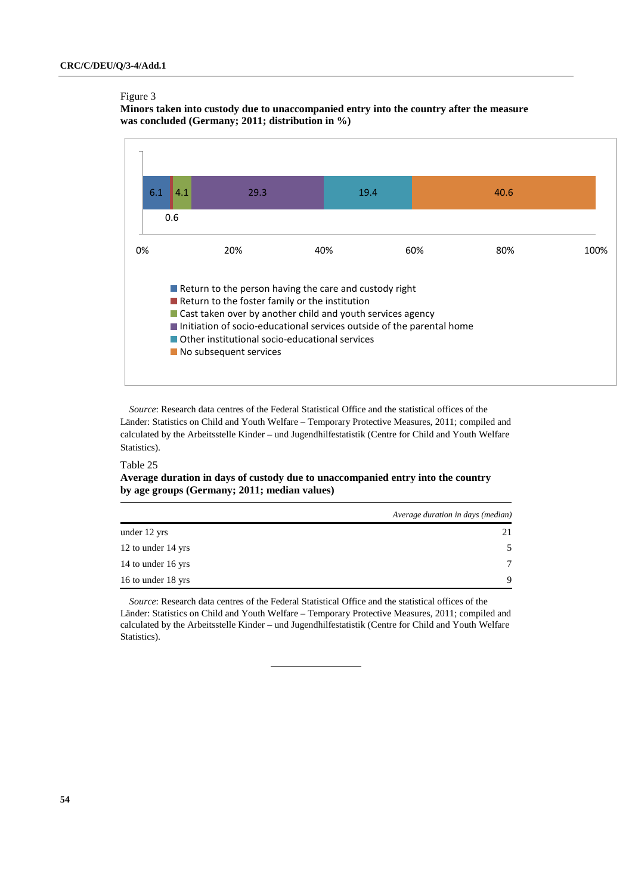Figure 3

**Minors taken into custody due to unaccompanied entry into the country after the measure was concluded (Germany; 2011; distribution in %)**

6.1
4.1
29.3
19.4
40.6
0.6

0%
20%
40%
60%
80%
100%

Return to the person having the care and custody right
Return to the foster family or the institution
Cast taken over by another child and youth services agency
Initiation of socio-educational services outside of the parental home
Other institutional socio-educational services
No subsequent services

*Source*: Research data centres of the Federal Statistical Office and the statistical offices of the Länder: Statistics on Child and Youth Welfare – Temporary Protective Measures, 2011; compiled and calculated by the Arbeitsstelle Kinder – und Jugendhilfestatistik (Centre for Child and Youth Welfare Statistics).

Table 25

**Average duration in days of custody due to unaccompanied entry into the country by age groups (Germany; 2011; median values)**

| | *Average duration in days (median)* |
|---|---|
| under 12 yrs | 21 |
| 12 to under 14 yrs | 5 |
| 14 to under 16 yrs | 7 |
| 16 to under 18 yrs | 9 |

*Source*: Research data centres of the Federal Statistical Office and the statistical offices of the Länder: Statistics on Child and Youth Welfare – Temporary Protective Measures, 2011; compiled and calculated by the Arbeitsstelle Kinder – und Jugendhilfestatistik (Centre for Child and Youth Welfare Statistics).